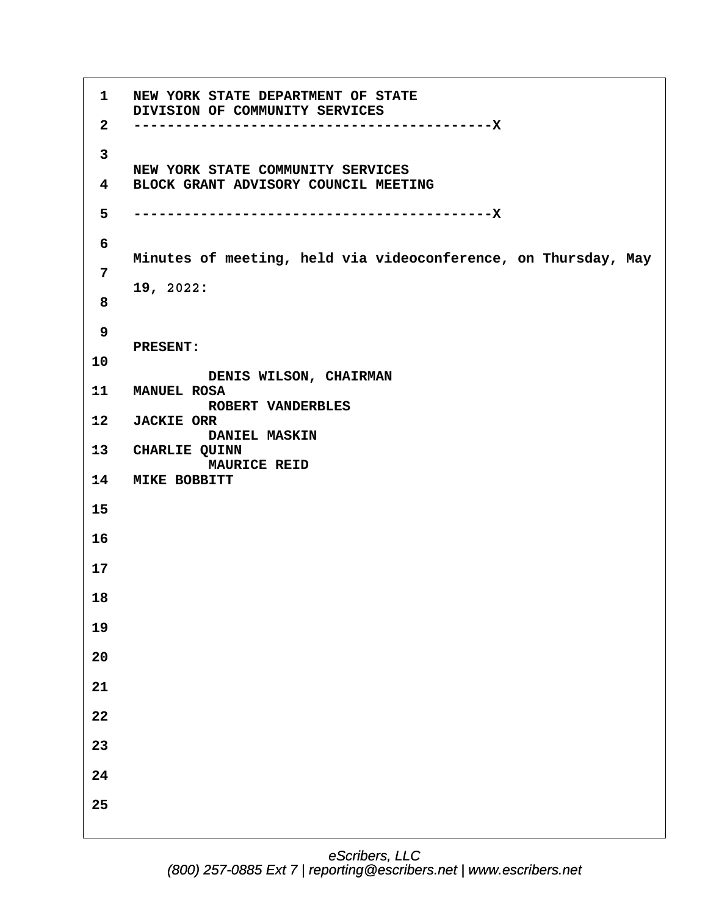NEW YORK STATE DEPARTMENT OF STATE
DIVISION OF COMMUNITY SERVICES

------------------------------------------X

NEW YORK STATE COMMUNITY SERVICES
BLOCK GRANT ADVISORY COUNCIL MEETING

------------------------------------------X

Minutes of meeting, held via videoconference, on Thursday, May 19, 2022:

PRESENT:

DENIS WILSON, CHAIRMAN
MANUEL ROSA
ROBERT VANDERBLES
JACKIE ORR
DANIEL MASKIN
CHARLIE QUINN
MAURICE REID
MIKE BOBBITT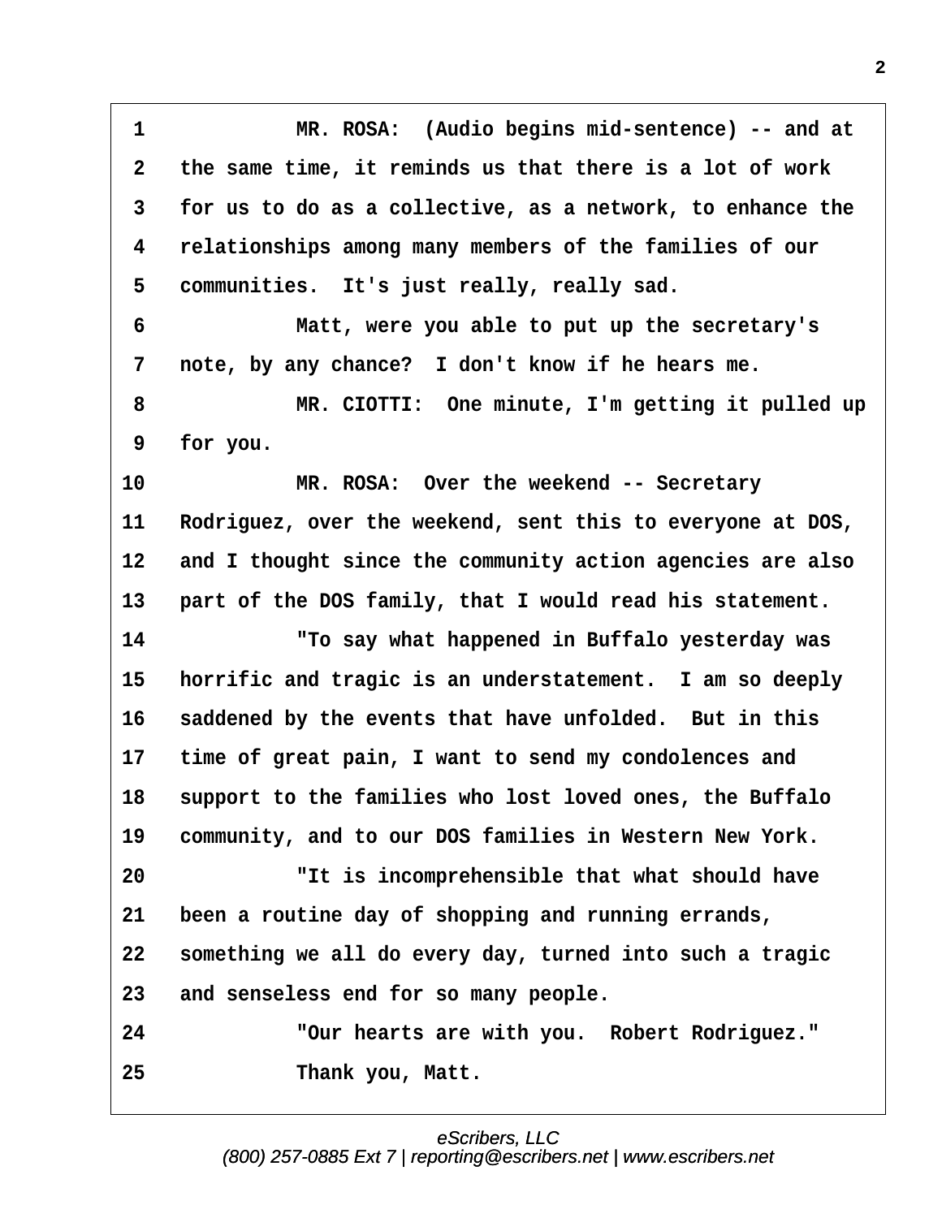MR. ROSA: (Audio begins mid-sentence) -- and at the same time, it reminds us that there is a lot of work for us to do as a collective, as a network, to enhance the relationships among many members of the families of our communities. It's just really, really sad.

Matt, were you able to put up the secretary's note, by any chance? I don't know if he hears me.

MR. CIOTTI: One minute, I'm getting it pulled up for you.

MR. ROSA: Over the weekend -- Secretary Rodriguez, over the weekend, sent this to everyone at DOS, and I thought since the community action agencies are also part of the DOS family, that I would read his statement.

"To say what happened in Buffalo yesterday was horrific and tragic is an understatement. I am so deeply saddened by the events that have unfolded. But in this time of great pain, I want to send my condolences and support to the families who lost loved ones, the Buffalo community, and to our DOS families in Western New York.

"It is incomprehensible that what should have been a routine day of shopping and running errands, something we all do every day, turned into such a tragic and senseless end for so many people.

"Our hearts are with you. Robert Rodriguez."

Thank you, Matt.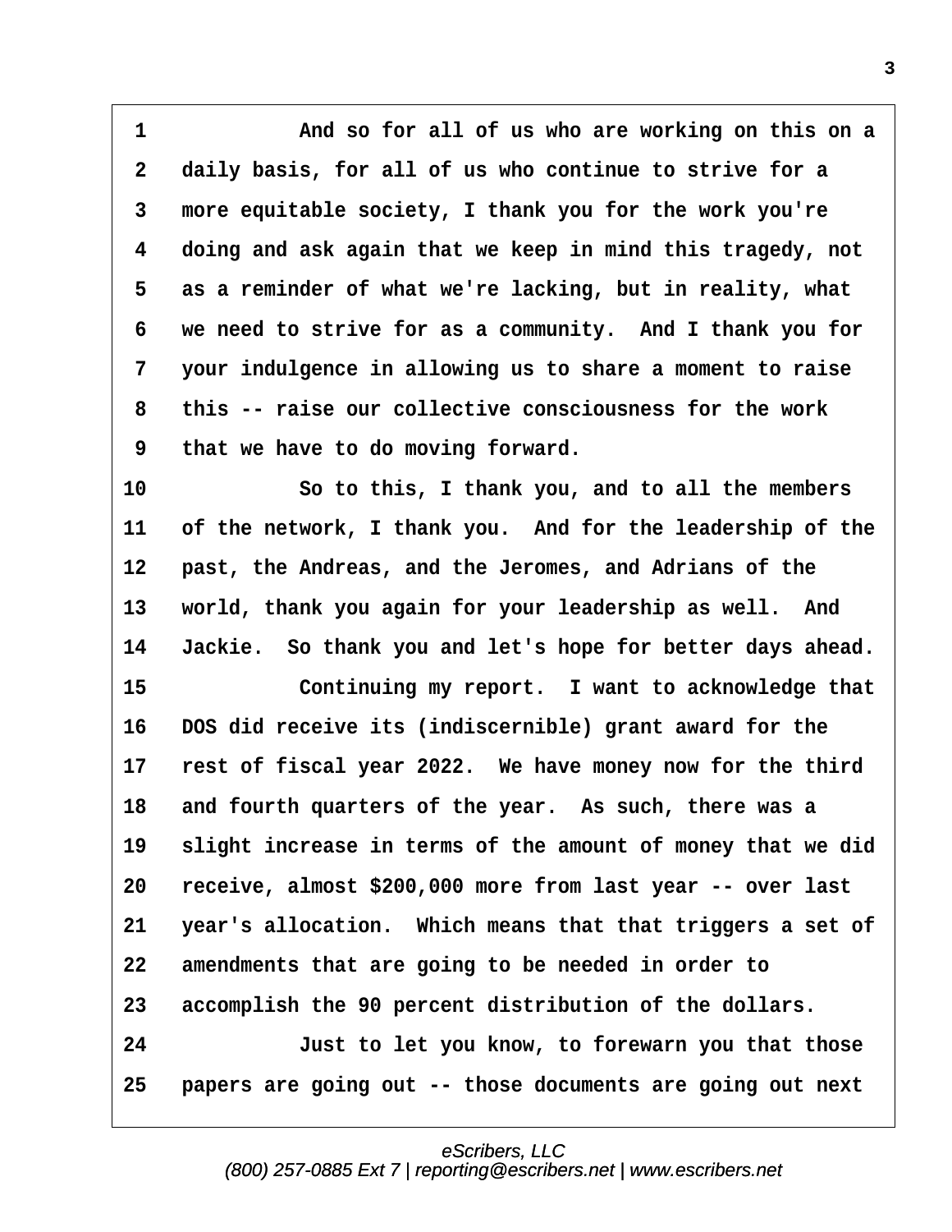And so for all of us who are working on this on a daily basis, for all of us who continue to strive for a more equitable society, I thank you for the work you're doing and ask again that we keep in mind this tragedy, not as a reminder of what we're lacking, but in reality, what we need to strive for as a community. And I thank you for your indulgence in allowing us to share a moment to raise this -- raise our collective consciousness for the work that we have to do moving forward.

So to this, I thank you, and to all the members of the network, I thank you. And for the leadership of the past, the Andreas, and the Jeromes, and Adrians of the world, thank you again for your leadership as well. And Jackie. So thank you and let's hope for better days ahead.

Continuing my report. I want to acknowledge that DOS did receive its (indiscernible) grant award for the rest of fiscal year 2022. We have money now for the third and fourth quarters of the year. As such, there was a slight increase in terms of the amount of money that we did receive, almost $200,000 more from last year -- over last year's allocation. Which means that that triggers a set of amendments that are going to be needed in order to accomplish the 90 percent distribution of the dollars.

Just to let you know, to forewarn you that those papers are going out -- those documents are going out next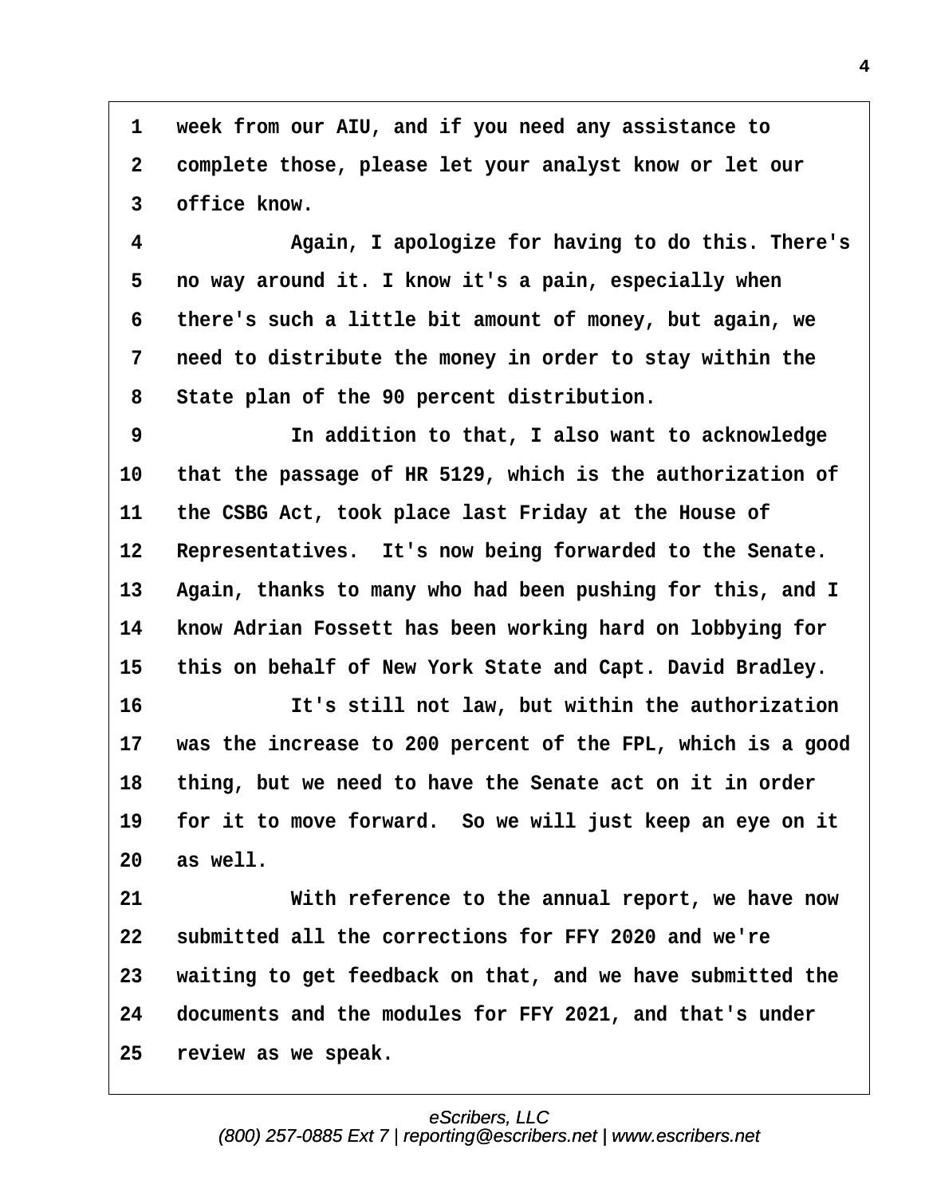1 week from our AIU, and if you need any assistance to
2 complete those, please let your analyst know or let our
3 office know.

4 Again, I apologize for having to do this. There's
5 no way around it. I know it's a pain, especially when
6 there's such a little bit amount of money, but again, we
7 need to distribute the money in order to stay within the
8 State plan of the 90 percent distribution.

9 In addition to that, I also want to acknowledge
10 that the passage of HR 5129, which is the authorization of
11 the CSBG Act, took place last Friday at the House of
12 Representatives. It's now being forwarded to the Senate.
13 Again, thanks to many who had been pushing for this, and I
14 know Adrian Fossett has been working hard on lobbying for
15 this on behalf of New York State and Capt. David Bradley.

16 It's still not law, but within the authorization
17 was the increase to 200 percent of the FPL, which is a good
18 thing, but we need to have the Senate act on it in order
19 for it to move forward. So we will just keep an eye on it
20 as well.

21 With reference to the annual report, we have now
22 submitted all the corrections for FFY 2020 and we're
23 waiting to get feedback on that, and we have submitted the
24 documents and the modules for FFY 2021, and that's under
25 review as we speak.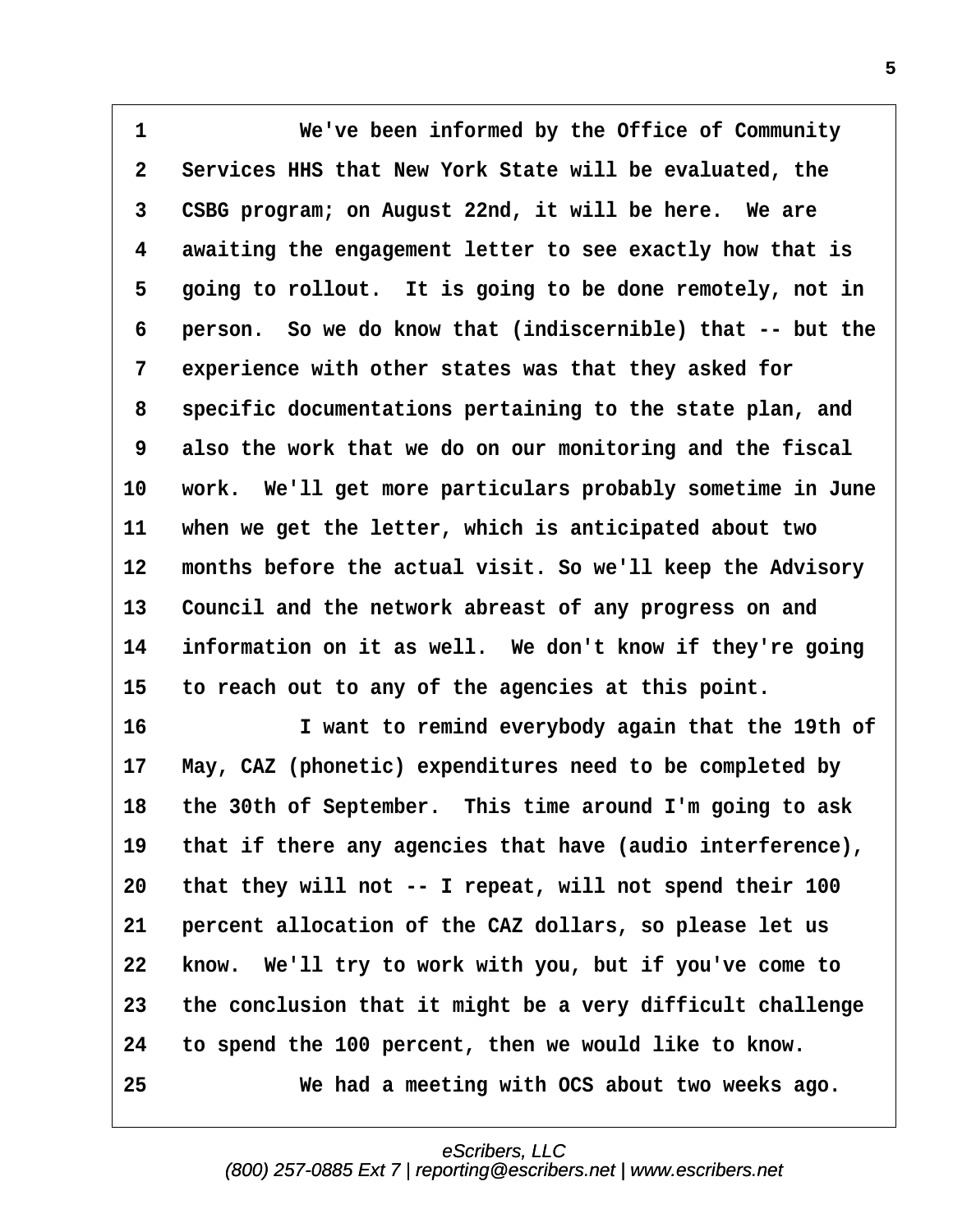1 We've been informed by the Office of Community
2 Services HHS that New York State will be evaluated, the
3 CSBG program; on August 22nd, it will be here. We are
4 awaiting the engagement letter to see exactly how that is
5 going to rollout. It is going to be done remotely, not in
6 person. So we do know that (indiscernible) that -- but the
7 experience with other states was that they asked for
8 specific documentations pertaining to the state plan, and
9 also the work that we do on our monitoring and the fiscal
10 work. We'll get more particulars probably sometime in June
11 when we get the letter, which is anticipated about two
12 months before the actual visit. So we'll keep the Advisory
13 Council and the network abreast of any progress on and
14 information on it as well. We don't know if they're going
15 to reach out to any of the agencies at this point.
16 I want to remind everybody again that the 19th of
17 May, CAZ (phonetic) expenditures need to be completed by
18 the 30th of September. This time around I'm going to ask
19 that if there any agencies that have (audio interference),
20 that they will not -- I repeat, will not spend their 100
21 percent allocation of the CAZ dollars, so please let us
22 know. We'll try to work with you, but if you've come to
23 the conclusion that it might be a very difficult challenge
24 to spend the 100 percent, then we would like to know.
25 We had a meeting with OCS about two weeks ago.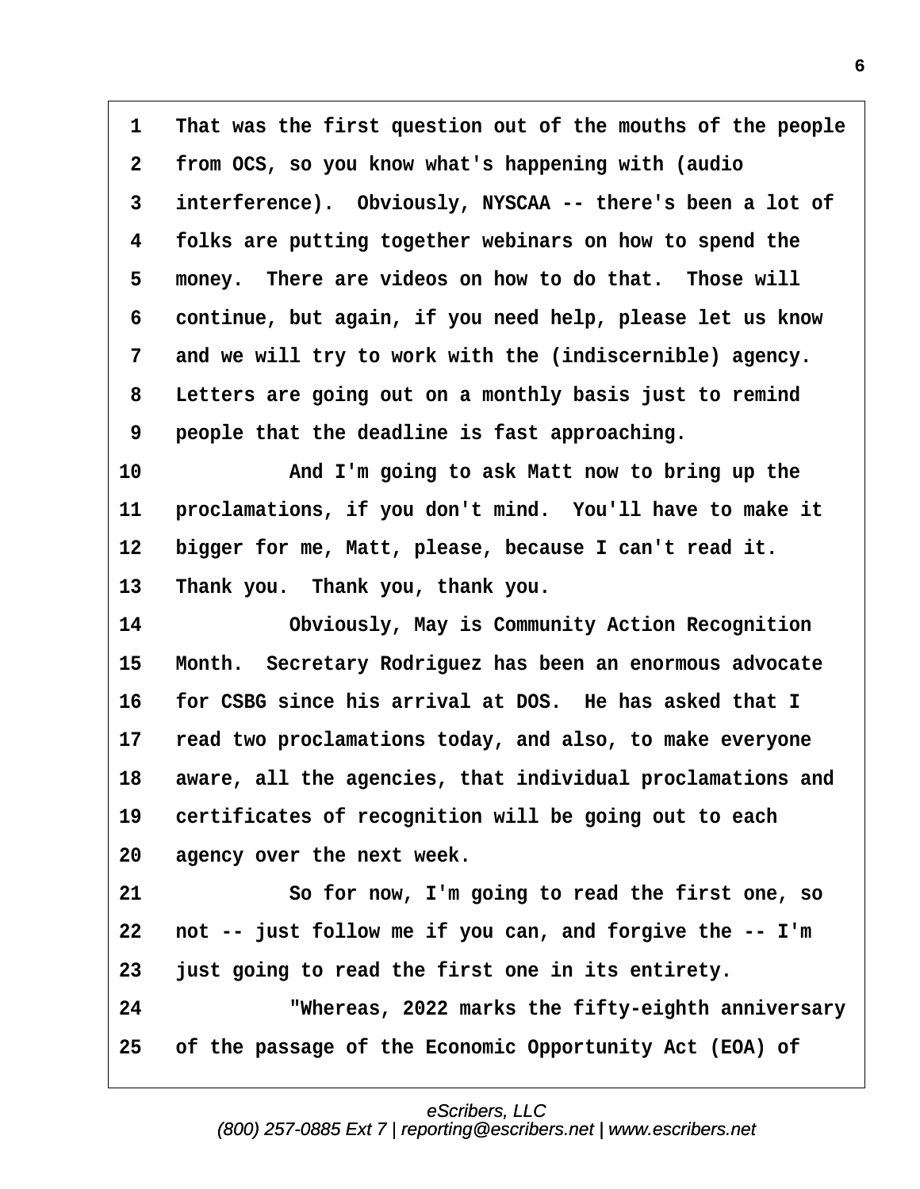1 That was the first question out of the mouths of the people
2 from OCS, so you know what's happening with (audio
3 interference). Obviously, NYSCAA -- there's been a lot of
4 folks are putting together webinars on how to spend the
5 money. There are videos on how to do that. Those will
6 continue, but again, if you need help, please let us know
7 and we will try to work with the (indiscernible) agency.
8 Letters are going out on a monthly basis just to remind
9 people that the deadline is fast approaching.
10 And I'm going to ask Matt now to bring up the
11 proclamations, if you don't mind. You'll have to make it
12 bigger for me, Matt, please, because I can't read it.
13 Thank you. Thank you, thank you.
14 Obviously, May is Community Action Recognition
15 Month. Secretary Rodriguez has been an enormous advocate
16 for CSBG since his arrival at DOS. He has asked that I
17 read two proclamations today, and also, to make everyone
18 aware, all the agencies, that individual proclamations and
19 certificates of recognition will be going out to each
20 agency over the next week.
21 So for now, I'm going to read the first one, so
22 not -- just follow me if you can, and forgive the -- I'm
23 just going to read the first one in its entirety.
24 "Whereas, 2022 marks the fifty-eighth anniversary
25 of the passage of the Economic Opportunity Act (EOA) of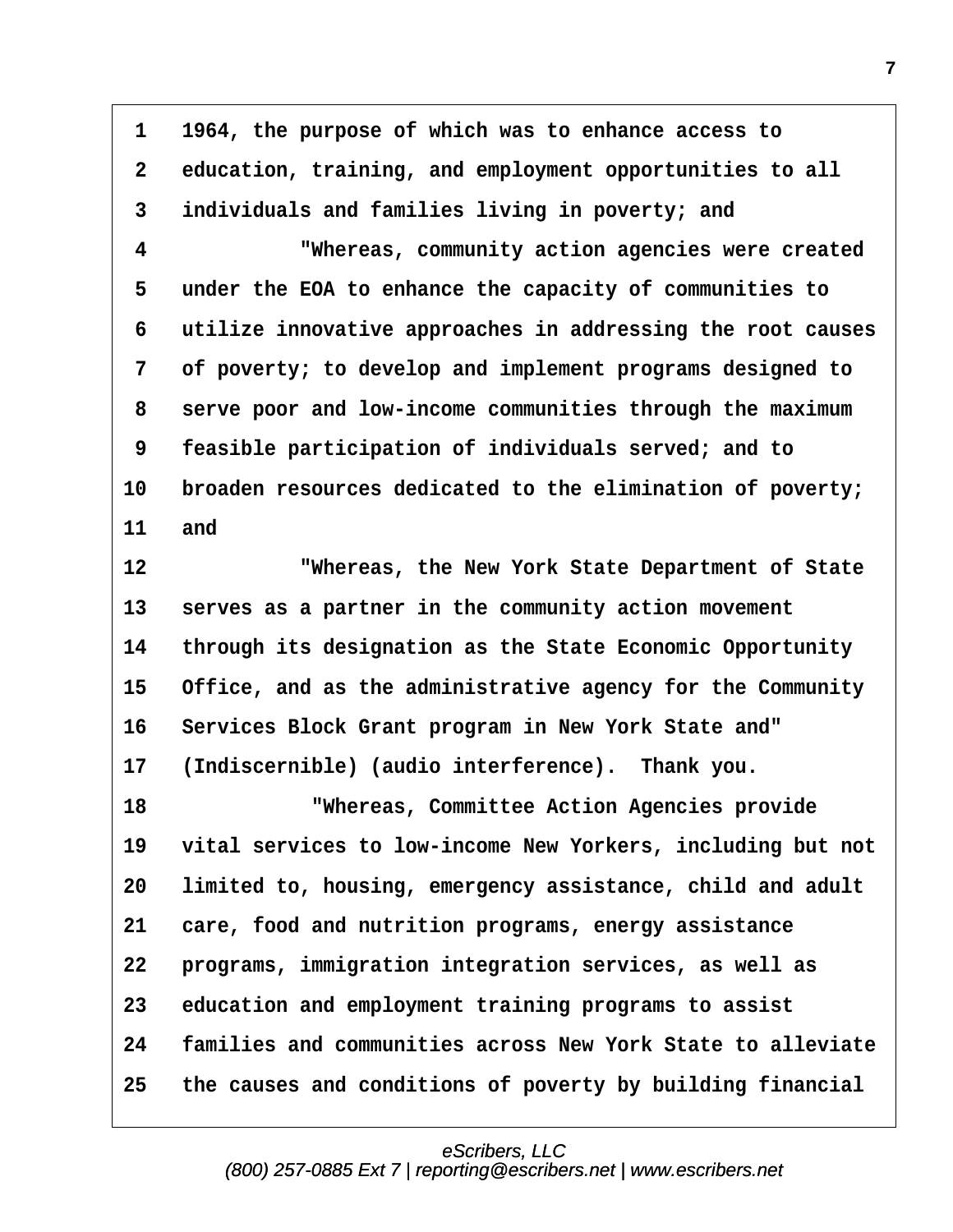1 1964, the purpose of which was to enhance access to
2 education, training, and employment opportunities to all
3 individuals and families living in poverty; and
4 "Whereas, community action agencies were created
5 under the EOA to enhance the capacity of communities to
6 utilize innovative approaches in addressing the root causes
7 of poverty; to develop and implement programs designed to
8 serve poor and low-income communities through the maximum
9 feasible participation of individuals served; and to
10 broaden resources dedicated to the elimination of poverty;
11 and
12 "Whereas, the New York State Department of State
13 serves as a partner in the community action movement
14 through its designation as the State Economic Opportunity
15 Office, and as the administrative agency for the Community
16 Services Block Grant program in New York State and"
17 (Indiscernible) (audio interference). Thank you.
18 "Whereas, Committee Action Agencies provide
19 vital services to low-income New Yorkers, including but not
20 limited to, housing, emergency assistance, child and adult
21 care, food and nutrition programs, energy assistance
22 programs, immigration integration services, as well as
23 education and employment training programs to assist
24 families and communities across New York State to alleviate
25 the causes and conditions of poverty by building financial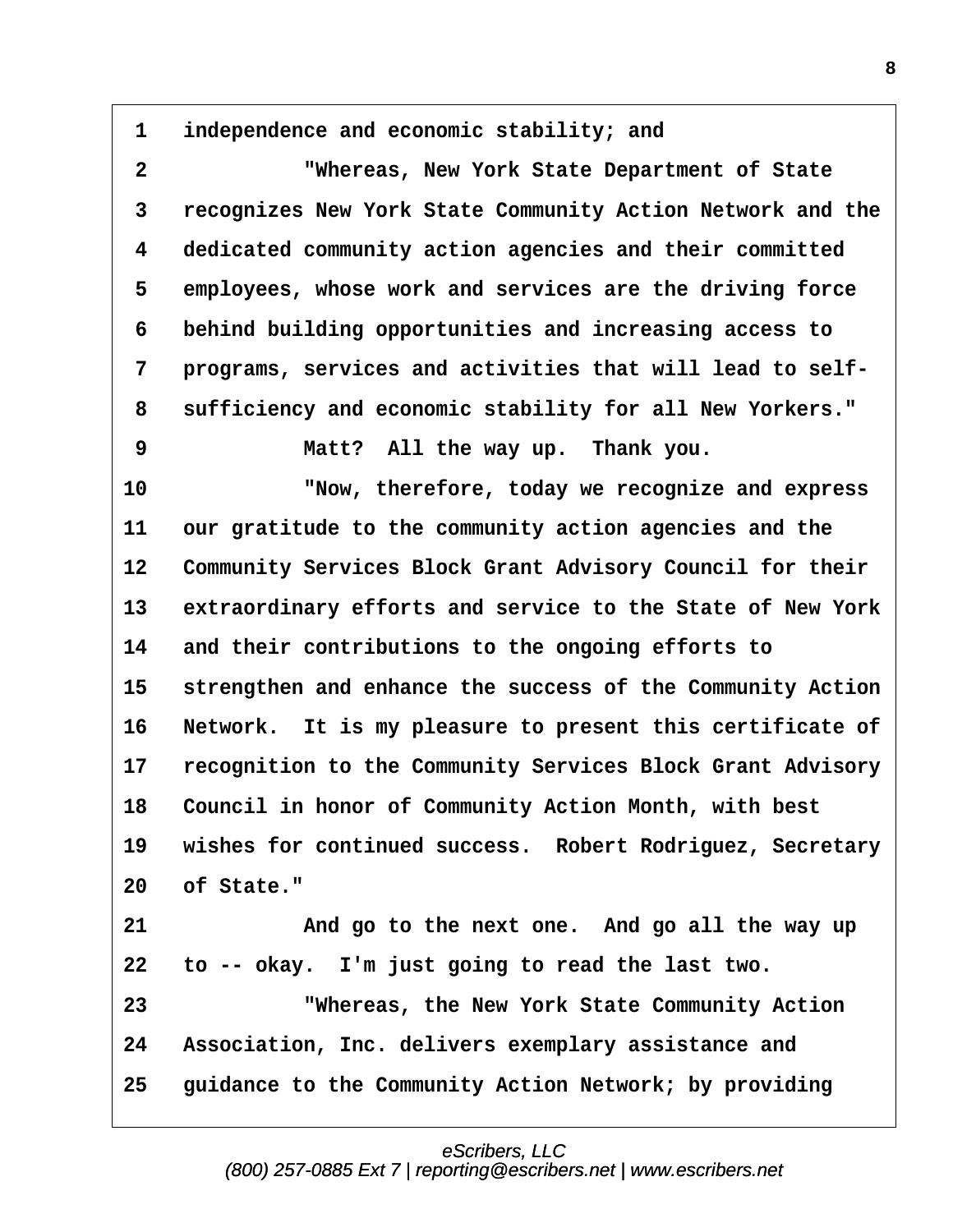1 independence and economic stability; and

2 "Whereas, New York State Department of State

3 recognizes New York State Community Action Network and the

4 dedicated community action agencies and their committed

5 employees, whose work and services are the driving force

6 behind building opportunities and increasing access to

7 programs, services and activities that will lead to self-

8 sufficiency and economic stability for all New Yorkers."

9 Matt? All the way up. Thank you.

10 "Now, therefore, today we recognize and express

11 our gratitude to the community action agencies and the

12 Community Services Block Grant Advisory Council for their

13 extraordinary efforts and service to the State of New York

14 and their contributions to the ongoing efforts to

15 strengthen and enhance the success of the Community Action

16 Network. It is my pleasure to present this certificate of

17 recognition to the Community Services Block Grant Advisory

18 Council in honor of Community Action Month, with best

19 wishes for continued success. Robert Rodriguez, Secretary

20 of State."

21 And go to the next one. And go all the way up

22 to -- okay. I'm just going to read the last two.

23 "Whereas, the New York State Community Action

24 Association, Inc. delivers exemplary assistance and

25 guidance to the Community Action Network; by providing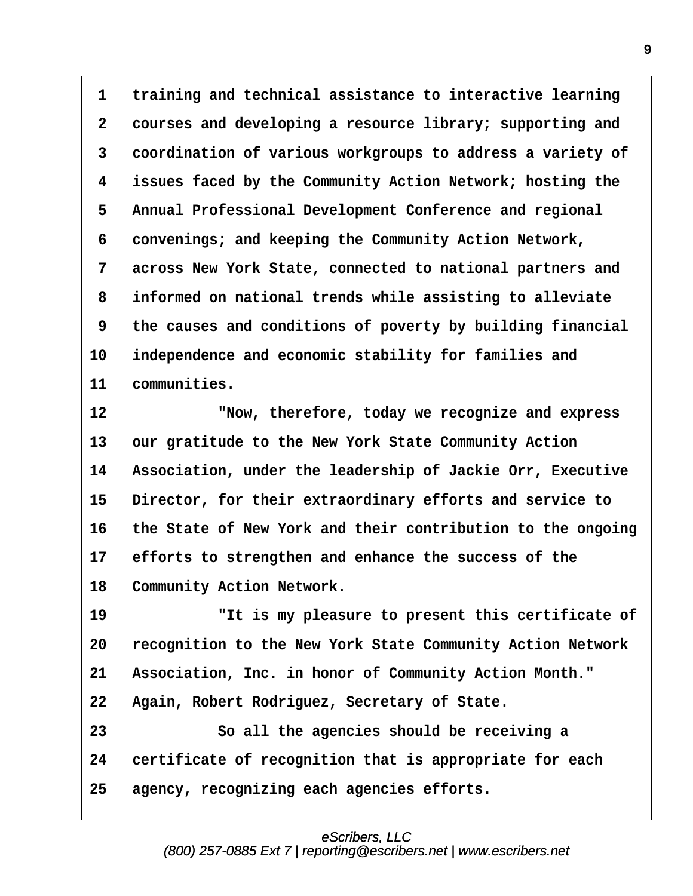1 training and technical assistance to interactive learning
2 courses and developing a resource library; supporting and
3 coordination of various workgroups to address a variety of
4 issues faced by the Community Action Network; hosting the
5 Annual Professional Development Conference and regional
6 convenings; and keeping the Community Action Network,
7 across New York State, connected to national partners and
8 informed on national trends while assisting to alleviate
9 the causes and conditions of poverty by building financial
10 independence and economic stability for families and
11 communities.

12 "Now, therefore, today we recognize and express
13 our gratitude to the New York State Community Action
14 Association, under the leadership of Jackie Orr, Executive
15 Director, for their extraordinary efforts and service to
16 the State of New York and their contribution to the ongoing
17 efforts to strengthen and enhance the success of the
18 Community Action Network.

19 "It is my pleasure to present this certificate of
20 recognition to the New York State Community Action Network
21 Association, Inc. in honor of Community Action Month."
22 Again, Robert Rodriguez, Secretary of State.

23 So all the agencies should be receiving a
24 certificate of recognition that is appropriate for each
25 agency, recognizing each agencies efforts.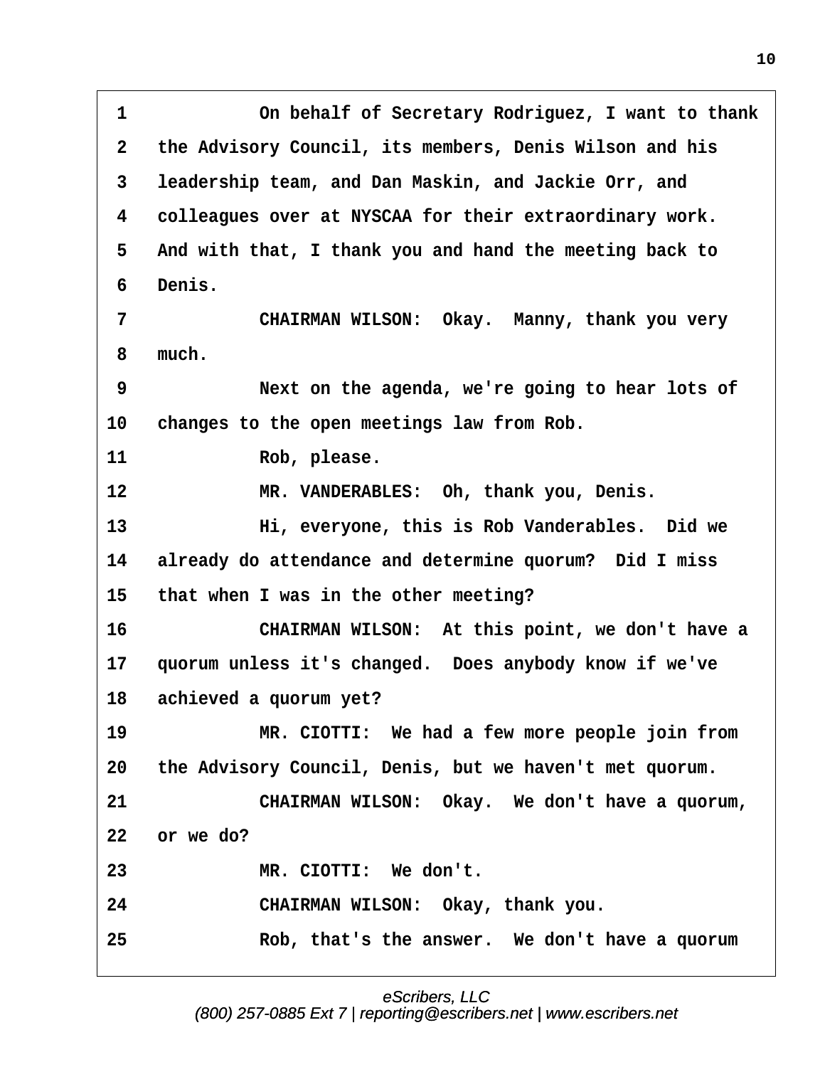1 On behalf of Secretary Rodriguez, I want to thank
2 the Advisory Council, its members, Denis Wilson and his
3 leadership team, and Dan Maskin, and Jackie Orr, and
4 colleagues over at NYSCAA for their extraordinary work.
5 And with that, I thank you and hand the meeting back to
6 Denis.
7 CHAIRMAN WILSON: Okay. Manny, thank you very
8 much.
9 Next on the agenda, we're going to hear lots of
10 changes to the open meetings law from Rob.
11 Rob, please.
12 MR. VANDERABLES: Oh, thank you, Denis.
13 Hi, everyone, this is Rob Vanderables. Did we
14 already do attendance and determine quorum? Did I miss
15 that when I was in the other meeting?
16 CHAIRMAN WILSON: At this point, we don't have a
17 quorum unless it's changed. Does anybody know if we've
18 achieved a quorum yet?
19 MR. CIOTTI: We had a few more people join from
20 the Advisory Council, Denis, but we haven't met quorum.
21 CHAIRMAN WILSON: Okay. We don't have a quorum,
22 or we do?
23 MR. CIOTTI: We don't.
24 CHAIRMAN WILSON: Okay, thank you.
25 Rob, that's the answer. We don't have a quorum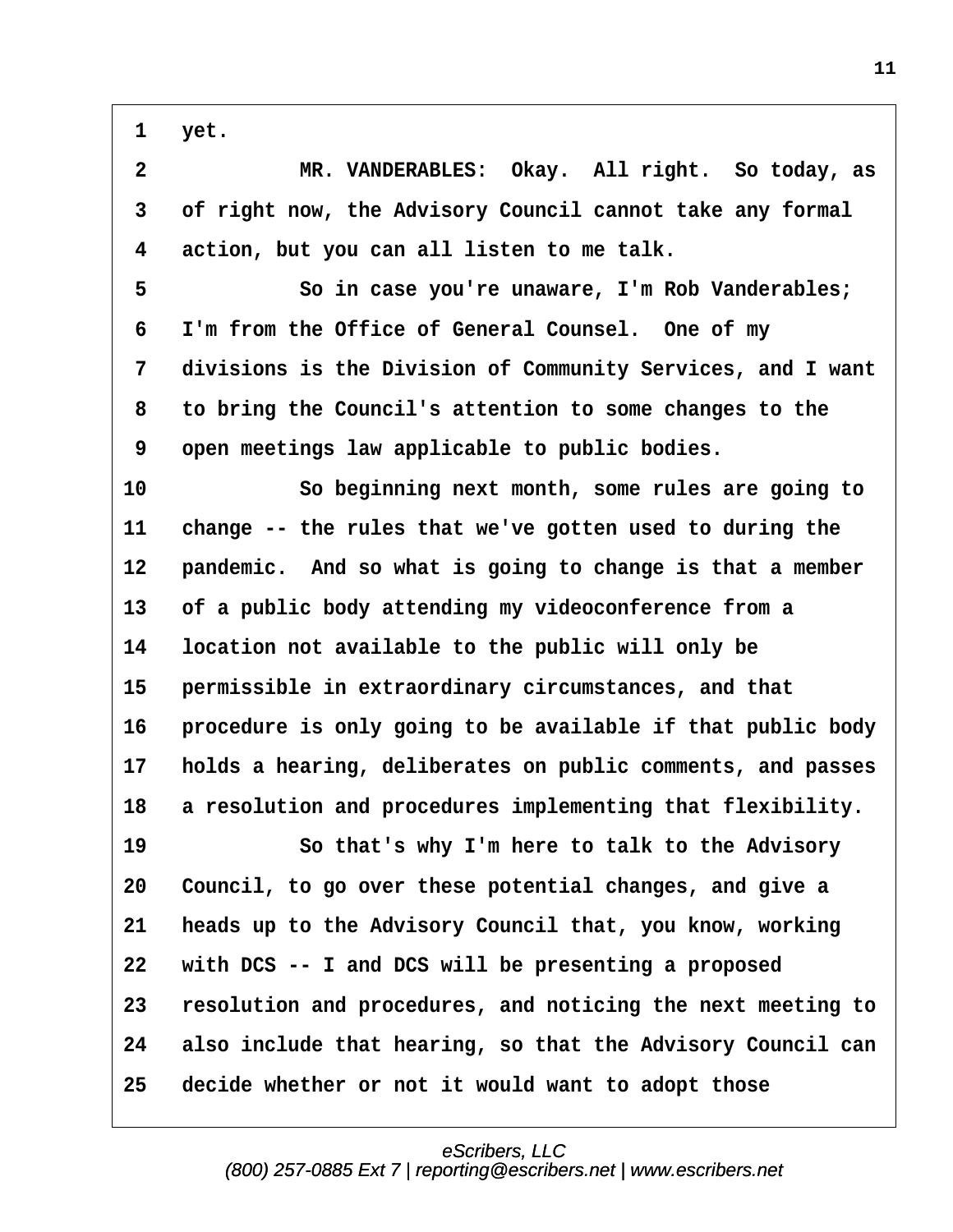1 yet.

2 MR. VANDERABLES: Okay. All right. So today, as

3 of right now, the Advisory Council cannot take any formal

4 action, but you can all listen to me talk.

5 So in case you're unaware, I'm Rob Vanderables;

6 I'm from the Office of General Counsel. One of my

7 divisions is the Division of Community Services, and I want

8 to bring the Council's attention to some changes to the

9 open meetings law applicable to public bodies.

10 So beginning next month, some rules are going to

11 change -- the rules that we've gotten used to during the

12 pandemic. And so what is going to change is that a member

13 of a public body attending my videoconference from a

14 location not available to the public will only be

15 permissible in extraordinary circumstances, and that

16 procedure is only going to be available if that public body

17 holds a hearing, deliberates on public comments, and passes

18 a resolution and procedures implementing that flexibility.

19 So that's why I'm here to talk to the Advisory

20 Council, to go over these potential changes, and give a

21 heads up to the Advisory Council that, you know, working

22 with DCS -- I and DCS will be presenting a proposed

23 resolution and procedures, and noticing the next meeting to

24 also include that hearing, so that the Advisory Council can

25 decide whether or not it would want to adopt those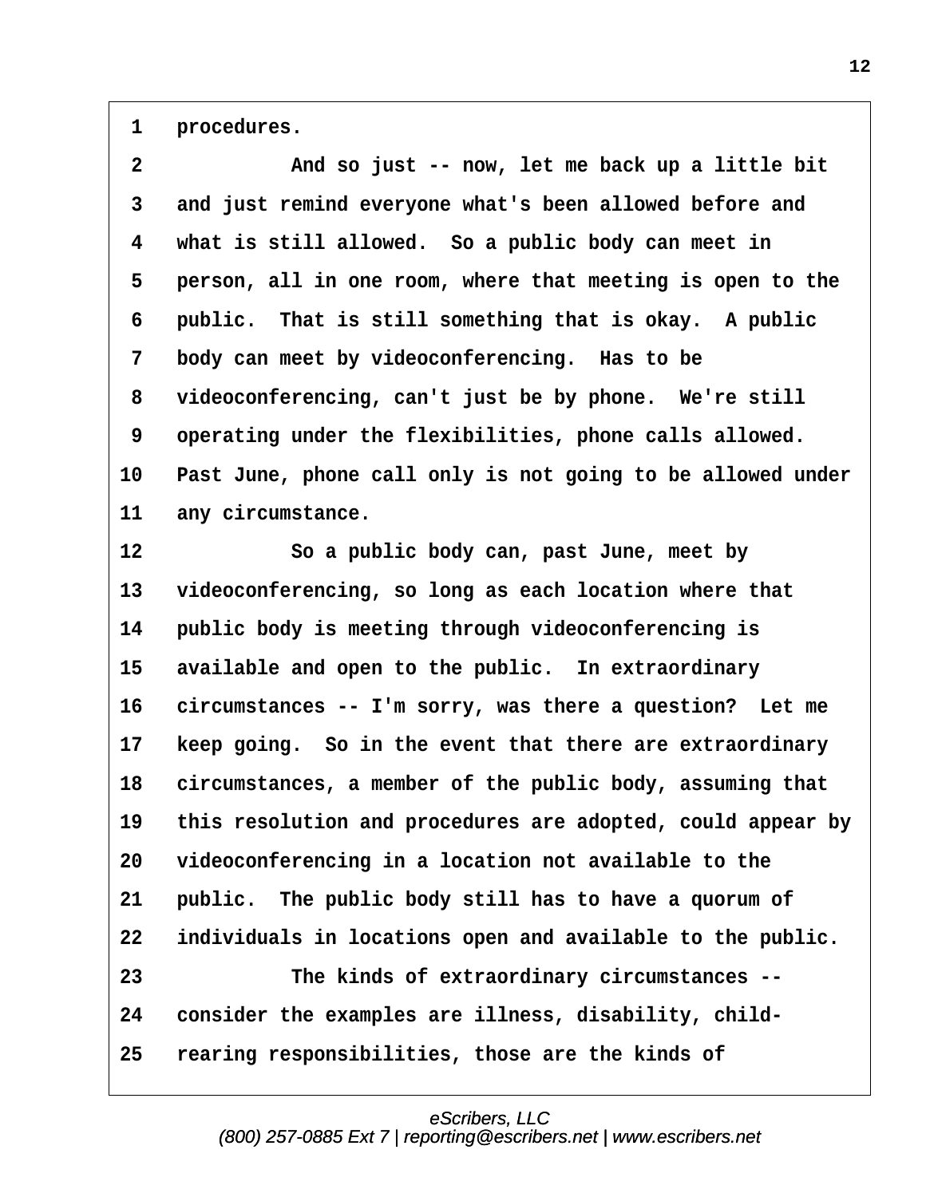procedures.

And so just -- now, let me back up a little bit and just remind everyone what's been allowed before and what is still allowed. So a public body can meet in person, all in one room, where that meeting is open to the public. That is still something that is okay. A public body can meet by videoconferencing. Has to be videoconferencing, can't just be by phone. We're still operating under the flexibilities, phone calls allowed. Past June, phone call only is not going to be allowed under any circumstance.

So a public body can, past June, meet by videoconferencing, so long as each location where that public body is meeting through videoconferencing is available and open to the public. In extraordinary circumstances -- I'm sorry, was there a question? Let me keep going. So in the event that there are extraordinary circumstances, a member of the public body, assuming that this resolution and procedures are adopted, could appear by videoconferencing in a location not available to the public. The public body still has to have a quorum of individuals in locations open and available to the public.

The kinds of extraordinary circumstances -- consider the examples are illness, disability, child-rearing responsibilities, those are the kinds of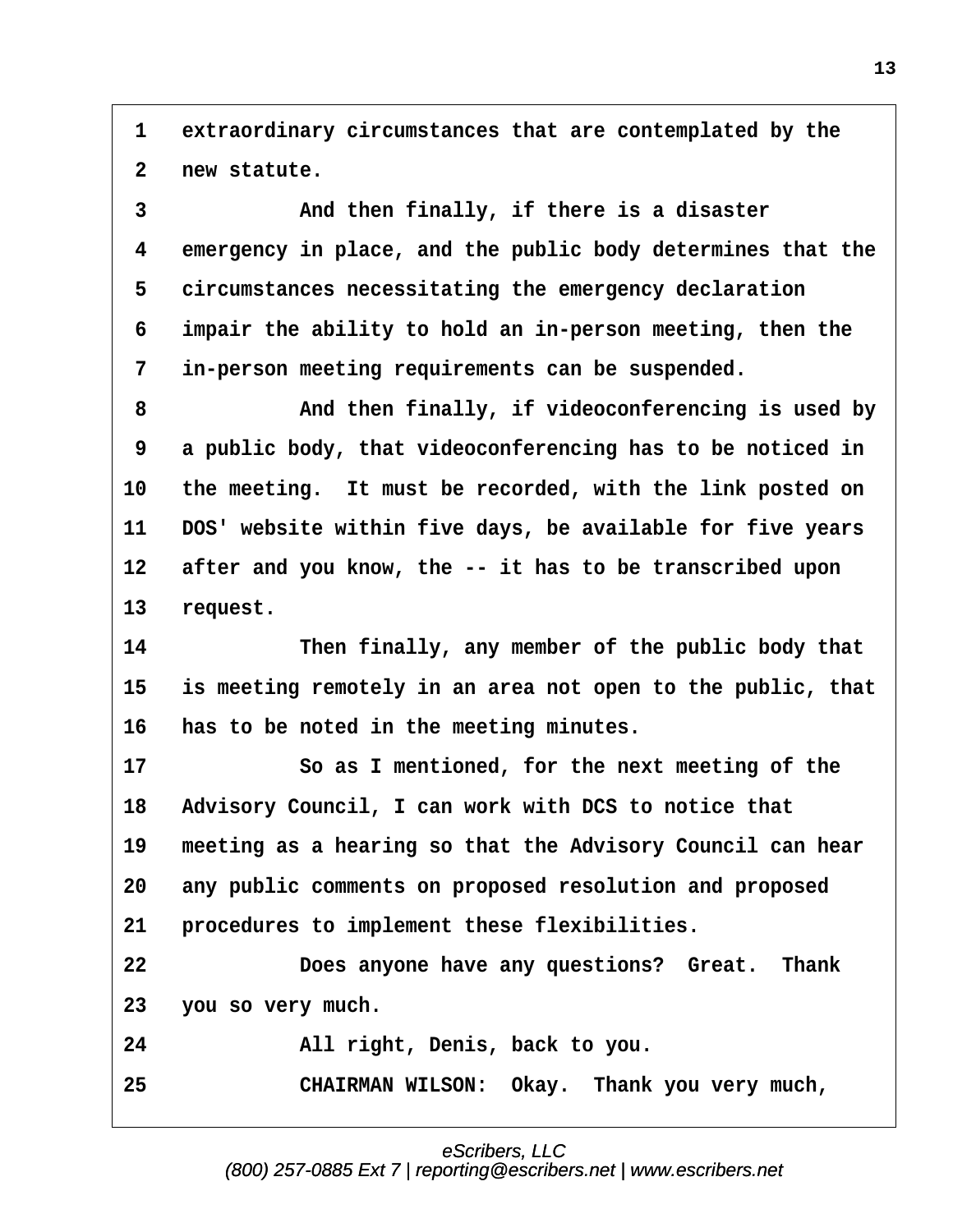1 extraordinary circumstances that are contemplated by the
2 new statute.
3 And then finally, if there is a disaster
4 emergency in place, and the public body determines that the
5 circumstances necessitating the emergency declaration
6 impair the ability to hold an in-person meeting, then the
7 in-person meeting requirements can be suspended.
8 And then finally, if videoconferencing is used by
9 a public body, that videoconferencing has to be noticed in
10 the meeting. It must be recorded, with the link posted on
11 DOS' website within five days, be available for five years
12 after and you know, the -- it has to be transcribed upon
13 request.
14 Then finally, any member of the public body that
15 is meeting remotely in an area not open to the public, that
16 has to be noted in the meeting minutes.
17 So as I mentioned, for the next meeting of the
18 Advisory Council, I can work with DCS to notice that
19 meeting as a hearing so that the Advisory Council can hear
20 any public comments on proposed resolution and proposed
21 procedures to implement these flexibilities.
22 Does anyone have any questions? Great. Thank
23 you so very much.
24 All right, Denis, back to you.
25 CHAIRMAN WILSON: Okay. Thank you very much,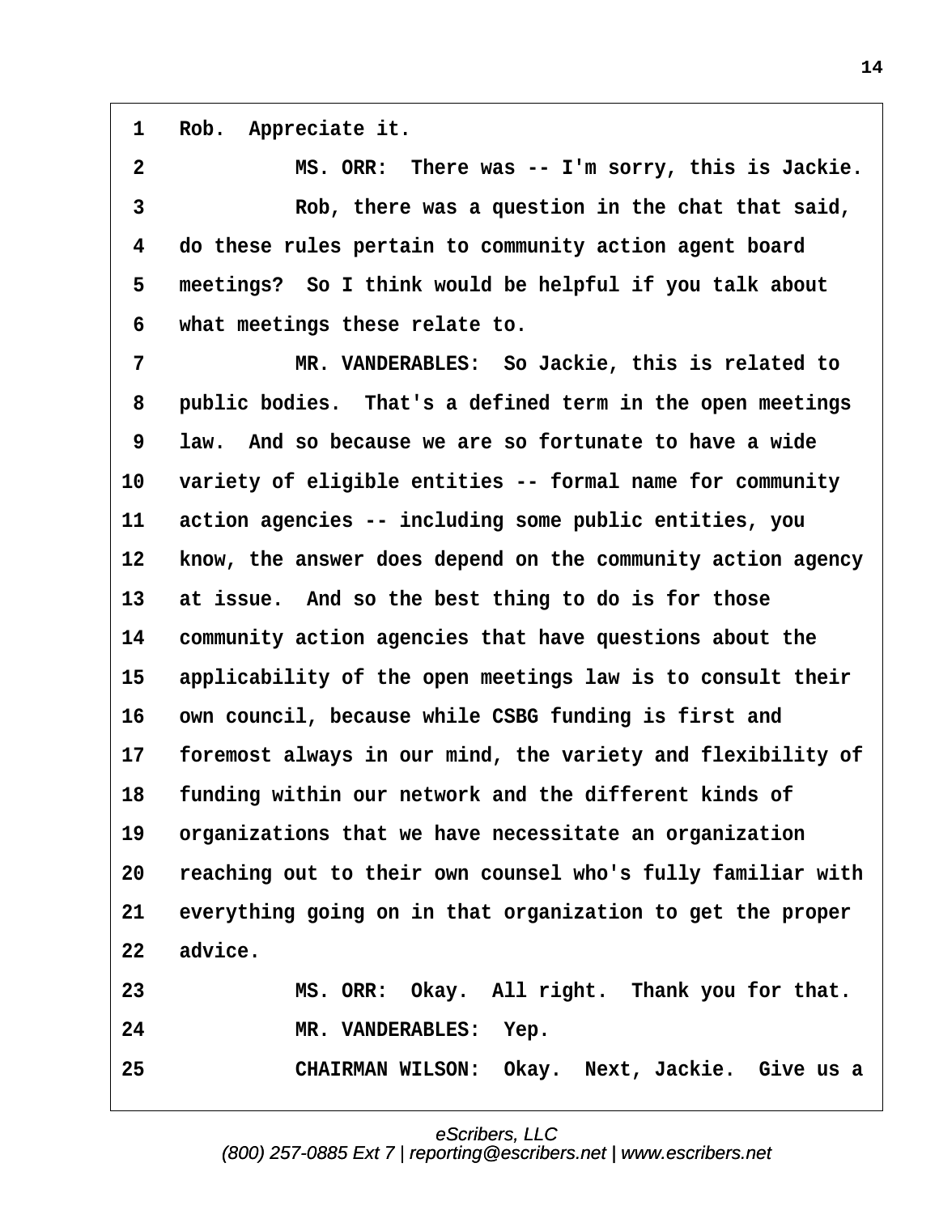1 Rob. Appreciate it.

2 MS. ORR: There was -- I'm sorry, this is Jackie.

3 Rob, there was a question in the chat that said,

4 do these rules pertain to community action agent board

5 meetings? So I think would be helpful if you talk about

6 what meetings these relate to.

7 MR. VANDERABLES: So Jackie, this is related to

8 public bodies. That's a defined term in the open meetings

9 law. And so because we are so fortunate to have a wide

10 variety of eligible entities -- formal name for community

11 action agencies -- including some public entities, you

12 know, the answer does depend on the community action agency

13 at issue. And so the best thing to do is for those

14 community action agencies that have questions about the

15 applicability of the open meetings law is to consult their

16 own council, because while CSBG funding is first and

17 foremost always in our mind, the variety and flexibility of

18 funding within our network and the different kinds of

19 organizations that we have necessitate an organization

20 reaching out to their own counsel who's fully familiar with

21 everything going on in that organization to get the proper

22 advice.

23 MS. ORR: Okay. All right. Thank you for that.

24 MR. VANDERABLES: Yep.

25 CHAIRMAN WILSON: Okay. Next, Jackie. Give us a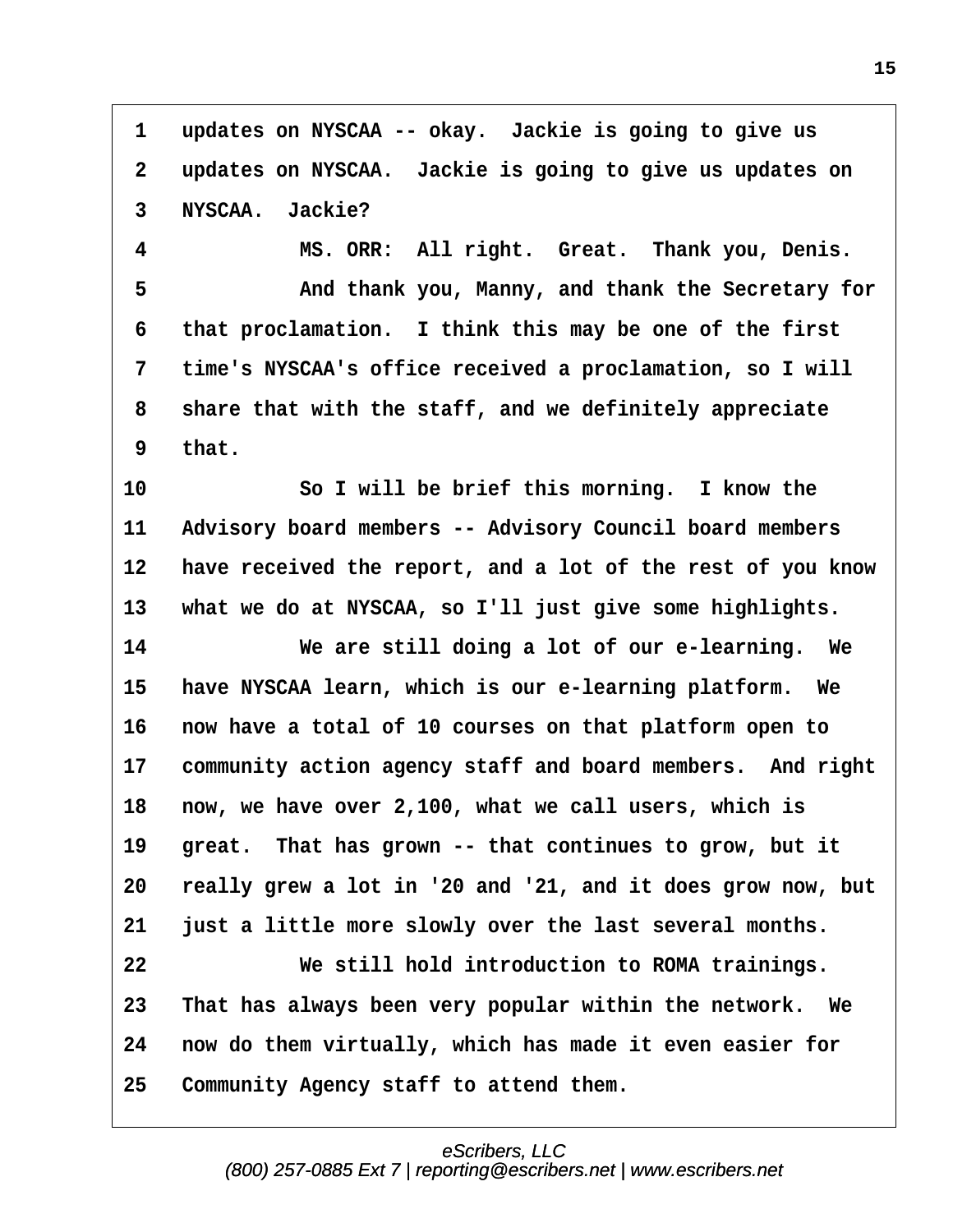1 updates on NYSCAA -- okay. Jackie is going to give us
2 updates on NYSCAA. Jackie is going to give us updates on
3 NYSCAA. Jackie?
4 MS. ORR: All right. Great. Thank you, Denis.
5 And thank you, Manny, and thank the Secretary for
6 that proclamation. I think this may be one of the first
7 time's NYSCAA's office received a proclamation, so I will
8 share that with the staff, and we definitely appreciate
9 that.
10 So I will be brief this morning. I know the
11 Advisory board members -- Advisory Council board members
12 have received the report, and a lot of the rest of you know
13 what we do at NYSCAA, so I'll just give some highlights.
14 We are still doing a lot of our e-learning. We
15 have NYSCAA learn, which is our e-learning platform. We
16 now have a total of 10 courses on that platform open to
17 community action agency staff and board members. And right
18 now, we have over 2,100, what we call users, which is
19 great. That has grown -- that continues to grow, but it
20 really grew a lot in '20 and '21, and it does grow now, but
21 just a little more slowly over the last several months.
22 We still hold introduction to ROMA trainings.
23 That has always been very popular within the network. We
24 now do them virtually, which has made it even easier for
25 Community Agency staff to attend them.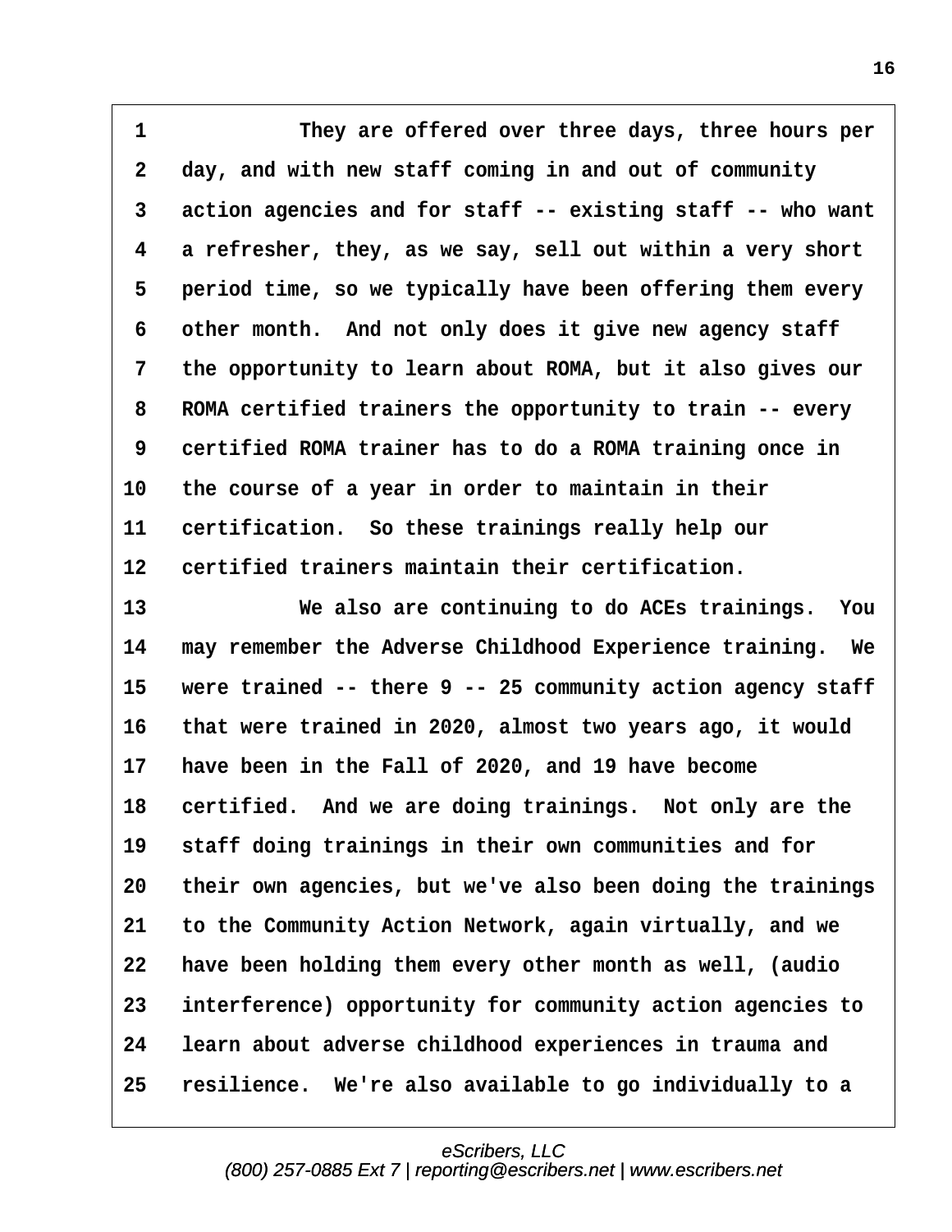They are offered over three days, three hours per day, and with new staff coming in and out of community action agencies and for staff -- existing staff -- who want a refresher, they, as we say, sell out within a very short period time, so we typically have been offering them every other month. And not only does it give new agency staff the opportunity to learn about ROMA, but it also gives our ROMA certified trainers the opportunity to train -- every certified ROMA trainer has to do a ROMA training once in the course of a year in order to maintain in their certification. So these trainings really help our certified trainers maintain their certification.

We also are continuing to do ACEs trainings. You may remember the Adverse Childhood Experience training. We were trained -- there 9 -- 25 community action agency staff that were trained in 2020, almost two years ago, it would have been in the Fall of 2020, and 19 have become certified. And we are doing trainings. Not only are the staff doing trainings in their own communities and for their own agencies, but we've also been doing the trainings to the Community Action Network, again virtually, and we have been holding them every other month as well, (audio interference) opportunity for community action agencies to learn about adverse childhood experiences in trauma and resilience. We're also available to go individually to a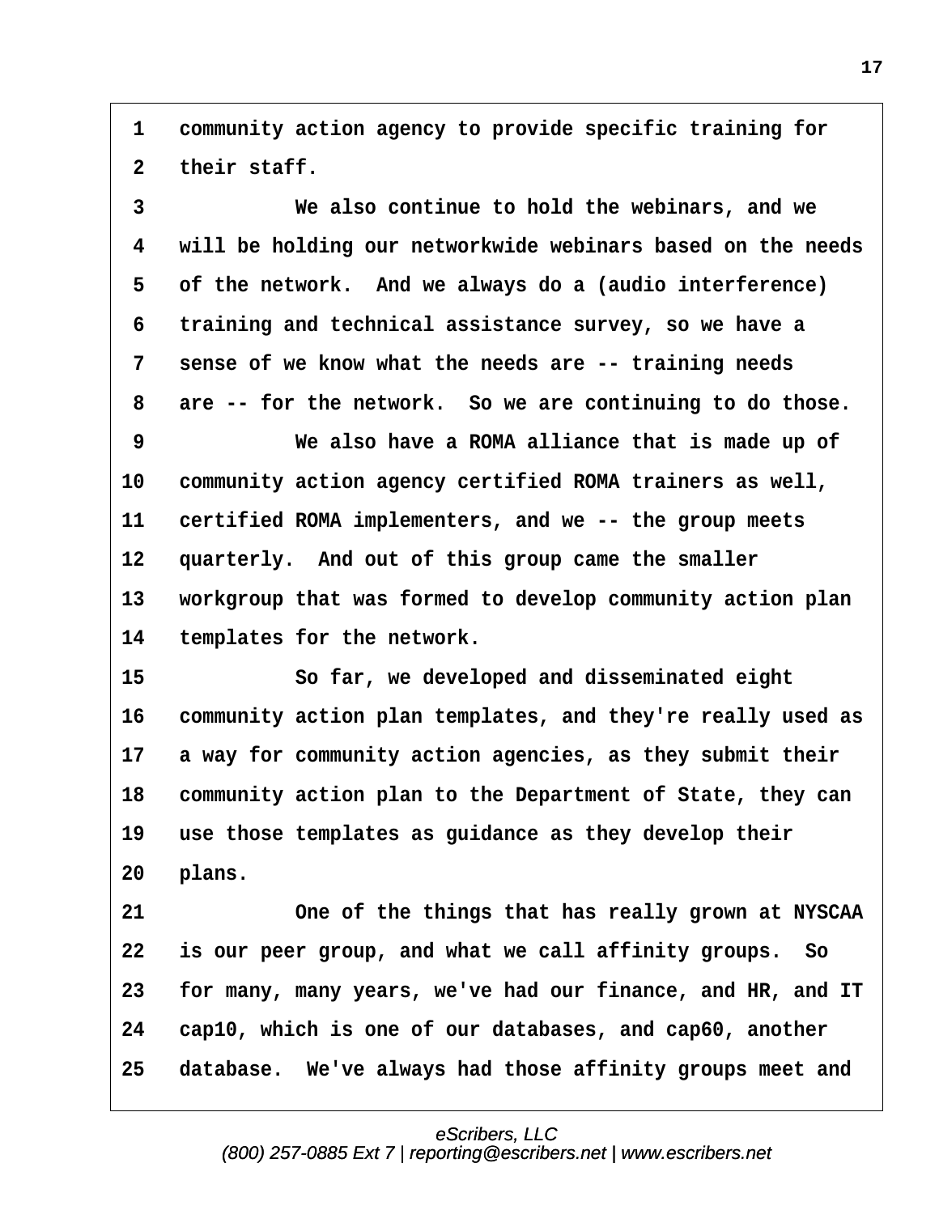1 community action agency to provide specific training for
2 their staff.

3 We also continue to hold the webinars, and we
4 will be holding our networkwide webinars based on the needs
5 of the network. And we always do a (audio interference)
6 training and technical assistance survey, so we have a
7 sense of we know what the needs are -- training needs
8 are -- for the network. So we are continuing to do those.

9 We also have a ROMA alliance that is made up of
10 community action agency certified ROMA trainers as well,
11 certified ROMA implementers, and we -- the group meets
12 quarterly. And out of this group came the smaller
13 workgroup that was formed to develop community action plan
14 templates for the network.

15 So far, we developed and disseminated eight
16 community action plan templates, and they're really used as
17 a way for community action agencies, as they submit their
18 community action plan to the Department of State, they can
19 use those templates as guidance as they develop their
20 plans.

21 One of the things that has really grown at NYSCAA
22 is our peer group, and what we call affinity groups. So
23 for many, many years, we've had our finance, and HR, and IT
24 cap10, which is one of our databases, and cap60, another
25 database. We've always had those affinity groups meet and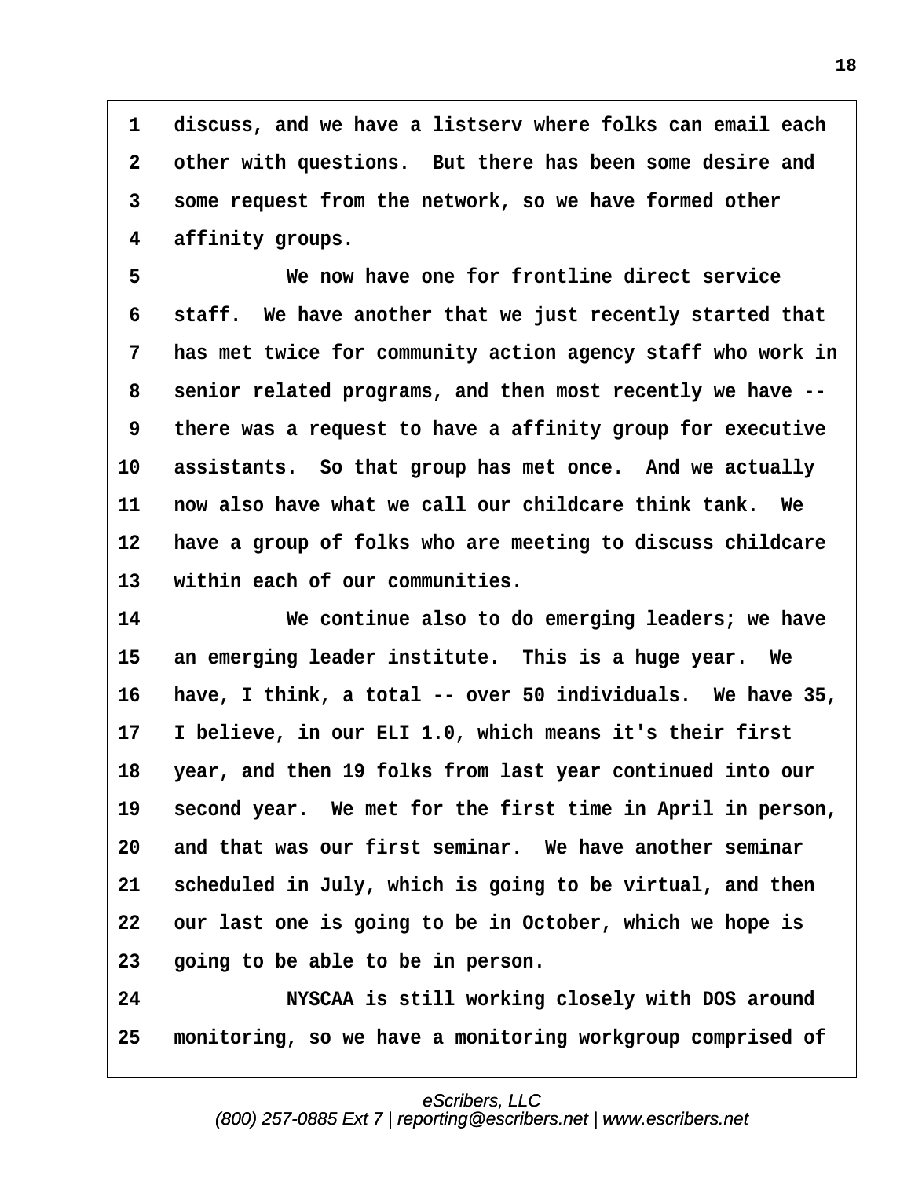discuss, and we have a listserv where folks can email each other with questions. But there has been some desire and some request from the network, so we have formed other affinity groups.

We now have one for frontline direct service staff. We have another that we just recently started that has met twice for community action agency staff who work in senior related programs, and then most recently we have -- there was a request to have a affinity group for executive assistants. So that group has met once. And we actually now also have what we call our childcare think tank. We have a group of folks who are meeting to discuss childcare within each of our communities.

We continue also to do emerging leaders; we have an emerging leader institute. This is a huge year. We have, I think, a total -- over 50 individuals. We have 35, I believe, in our ELI 1.0, which means it's their first year, and then 19 folks from last year continued into our second year. We met for the first time in April in person, and that was our first seminar. We have another seminar scheduled in July, which is going to be virtual, and then our last one is going to be in October, which we hope is going to be able to be in person.

NYSCAA is still working closely with DOS around monitoring, so we have a monitoring workgroup comprised of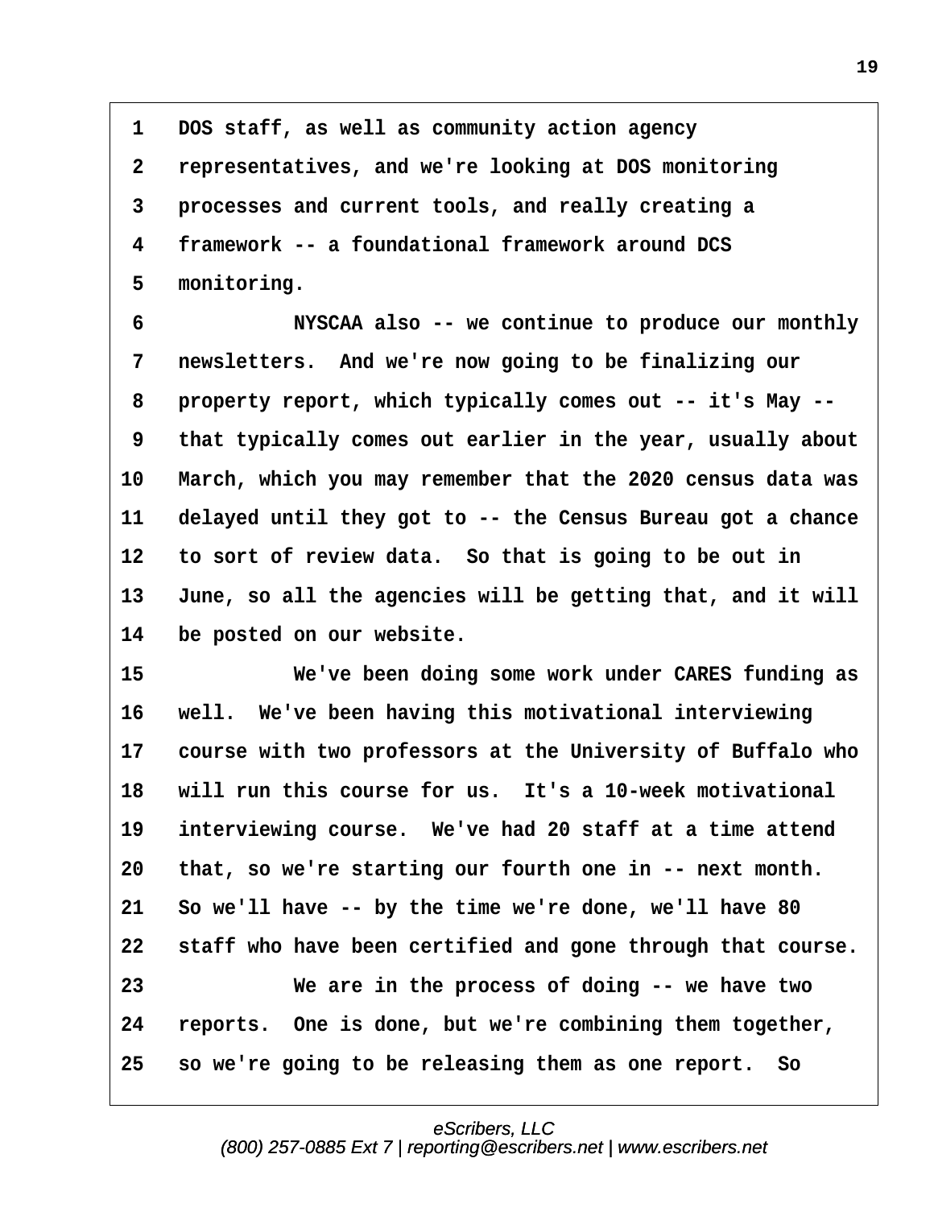DOS staff, as well as community action agency representatives, and we're looking at DOS monitoring processes and current tools, and really creating a framework -- a foundational framework around DCS monitoring.

NYSCAA also -- we continue to produce our monthly newsletters. And we're now going to be finalizing our property report, which typically comes out -- it's May -- that typically comes out earlier in the year, usually about March, which you may remember that the 2020 census data was delayed until they got to -- the Census Bureau got a chance to sort of review data. So that is going to be out in June, so all the agencies will be getting that, and it will be posted on our website.

We've been doing some work under CARES funding as well. We've been having this motivational interviewing course with two professors at the University of Buffalo who will run this course for us. It's a 10-week motivational interviewing course. We've had 20 staff at a time attend that, so we're starting our fourth one in -- next month. So we'll have -- by the time we're done, we'll have 80 staff who have been certified and gone through that course.

We are in the process of doing -- we have two reports. One is done, but we're combining them together, so we're going to be releasing them as one report. So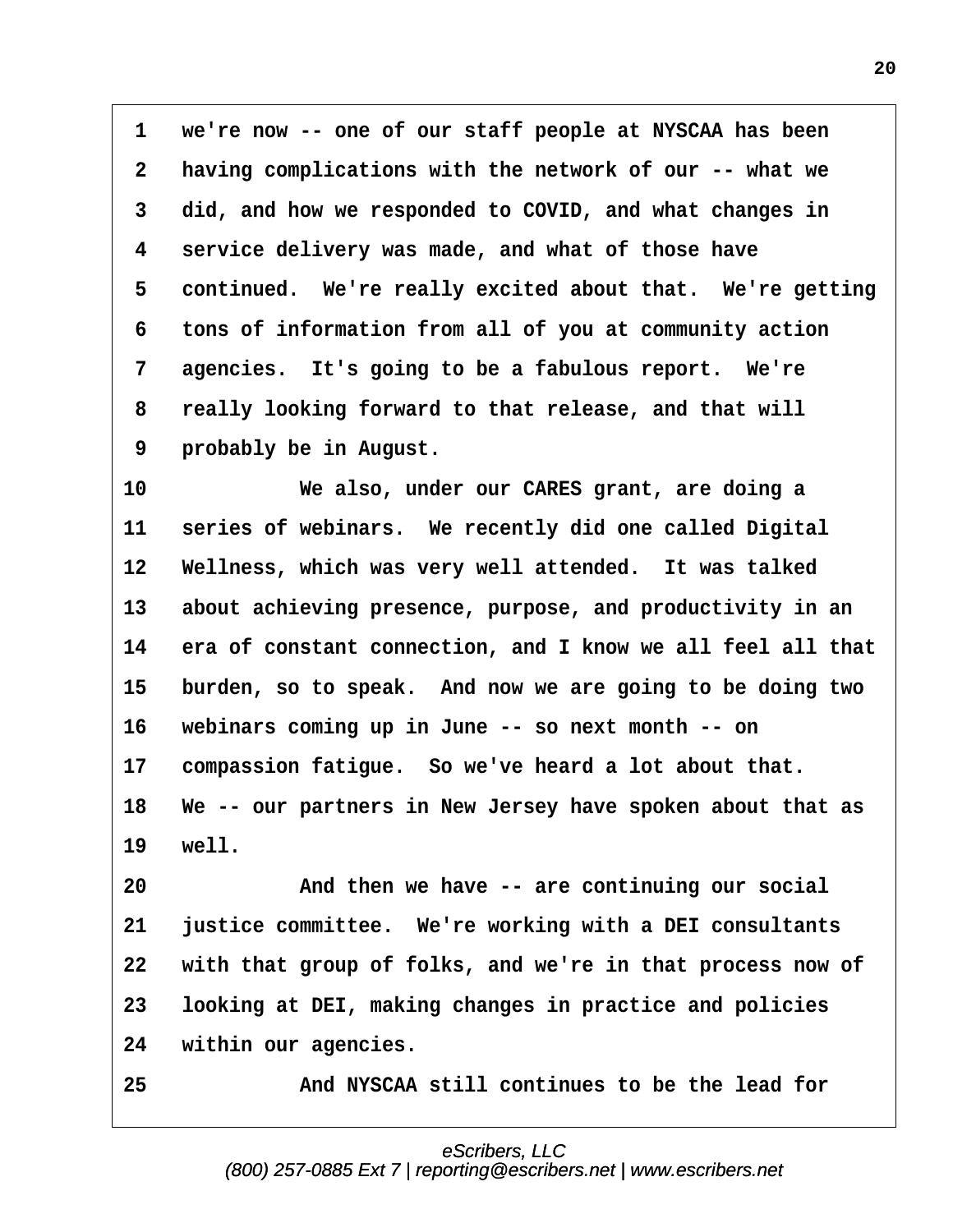1 we're now -- one of our staff people at NYSCAA has been
2 having complications with the network of our -- what we
3 did, and how we responded to COVID, and what changes in
4 service delivery was made, and what of those have
5 continued. We're really excited about that. We're getting
6 tons of information from all of you at community action
7 agencies. It's going to be a fabulous report. We're
8 really looking forward to that release, and that will
9 probably be in August.
10 We also, under our CARES grant, are doing a
11 series of webinars. We recently did one called Digital
12 Wellness, which was very well attended. It was talked
13 about achieving presence, purpose, and productivity in an
14 era of constant connection, and I know we all feel all that
15 burden, so to speak. And now we are going to be doing two
16 webinars coming up in June -- so next month -- on
17 compassion fatigue. So we've heard a lot about that.
18 We -- our partners in New Jersey have spoken about that as
19 well.
20 And then we have -- are continuing our social
21 justice committee. We're working with a DEI consultants
22 with that group of folks, and we're in that process now of
23 looking at DEI, making changes in practice and policies
24 within our agencies.
25 And NYSCAA still continues to be the lead for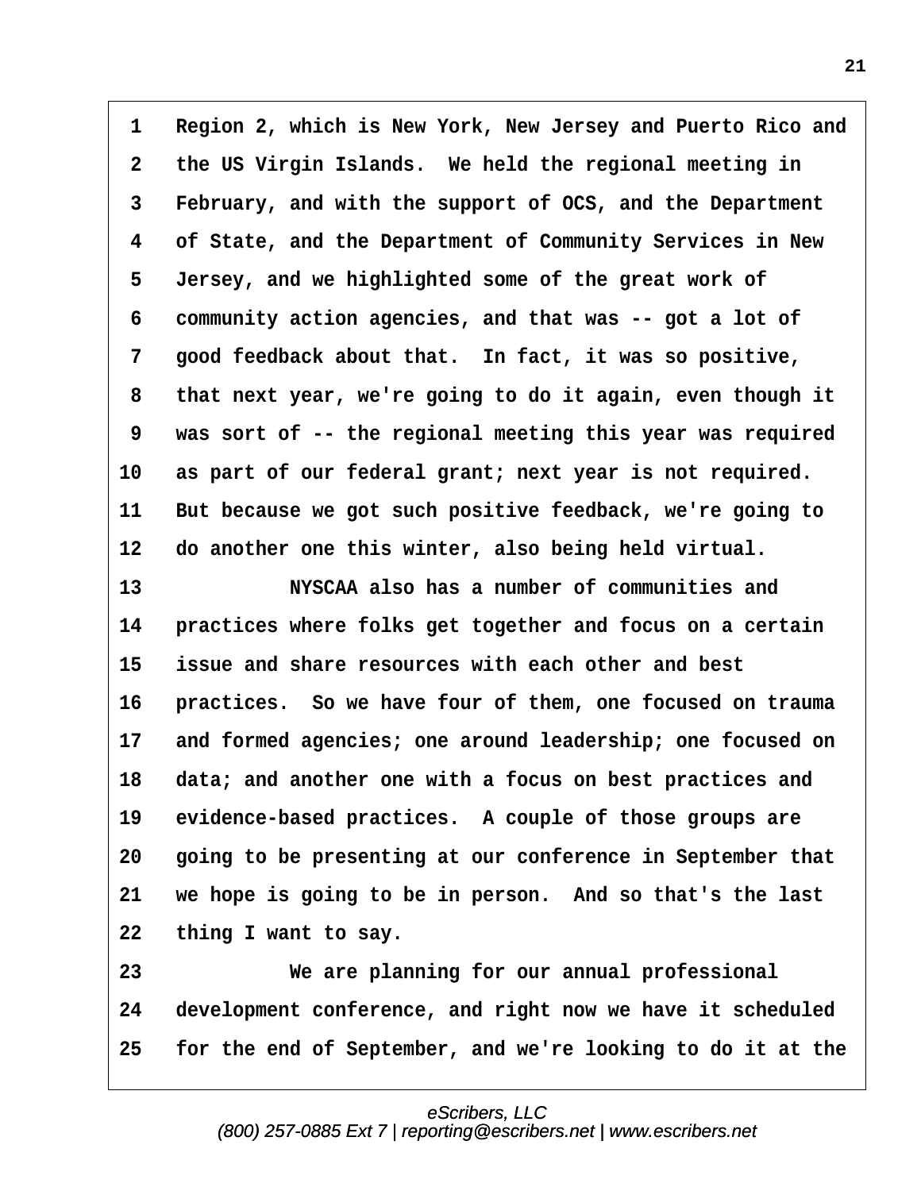Region 2, which is New York, New Jersey and Puerto Rico and the US Virgin Islands. We held the regional meeting in February, and with the support of OCS, and the Department of State, and the Department of Community Services in New Jersey, and we highlighted some of the great work of community action agencies, and that was -- got a lot of good feedback about that. In fact, it was so positive, that next year, we're going to do it again, even though it was sort of -- the regional meeting this year was required as part of our federal grant; next year is not required. But because we got such positive feedback, we're going to do another one this winter, also being held virtual.

NYSCAA also has a number of communities and practices where folks get together and focus on a certain issue and share resources with each other and best practices. So we have four of them, one focused on trauma and formed agencies; one around leadership; one focused on data; and another one with a focus on best practices and evidence-based practices. A couple of those groups are going to be presenting at our conference in September that we hope is going to be in person. And so that's the last thing I want to say.

We are planning for our annual professional development conference, and right now we have it scheduled for the end of September, and we're looking to do it at the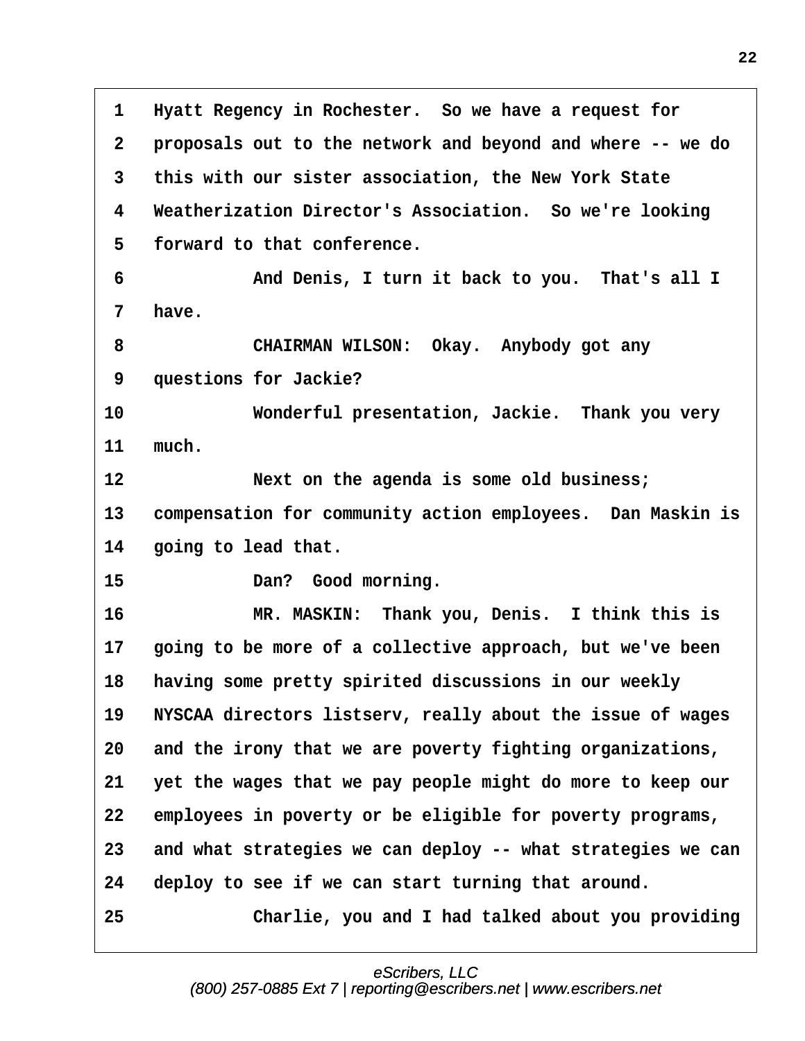1 Hyatt Regency in Rochester. So we have a request for
2 proposals out to the network and beyond and where -- we do
3 this with our sister association, the New York State
4 Weatherization Director's Association. So we're looking
5 forward to that conference.
6 And Denis, I turn it back to you. That's all I
7 have.
8 CHAIRMAN WILSON: Okay. Anybody got any
9 questions for Jackie?
10 Wonderful presentation, Jackie. Thank you very
11 much.
12 Next on the agenda is some old business;
13 compensation for community action employees. Dan Maskin is
14 going to lead that.
15 Dan? Good morning.
16 MR. MASKIN: Thank you, Denis. I think this is
17 going to be more of a collective approach, but we've been
18 having some pretty spirited discussions in our weekly
19 NYSCAA directors listserv, really about the issue of wages
20 and the irony that we are poverty fighting organizations,
21 yet the wages that we pay people might do more to keep our
22 employees in poverty or be eligible for poverty programs,
23 and what strategies we can deploy -- what strategies we can
24 deploy to see if we can start turning that around.
25 Charlie, you and I had talked about you providing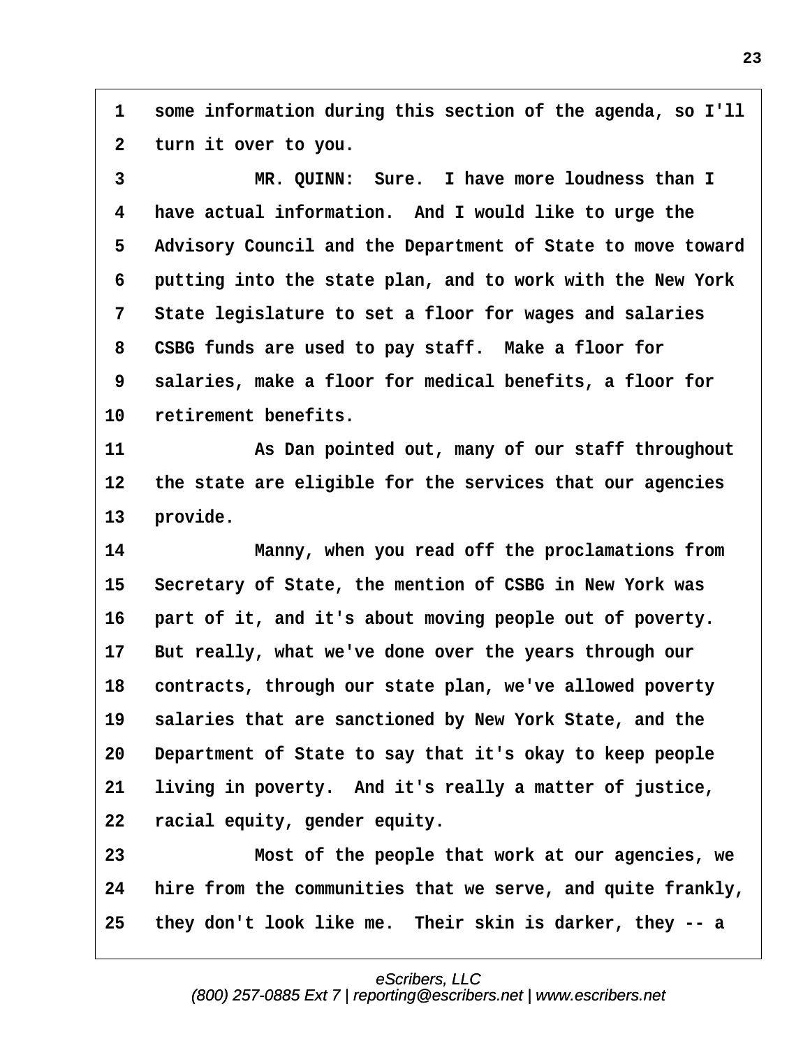1 some information during this section of the agenda, so I'll
2 turn it over to you.
3 MR. QUINN: Sure. I have more loudness than I
4 have actual information. And I would like to urge the
5 Advisory Council and the Department of State to move toward
6 putting into the state plan, and to work with the New York
7 State legislature to set a floor for wages and salaries
8 CSBG funds are used to pay staff. Make a floor for
9 salaries, make a floor for medical benefits, a floor for
10 retirement benefits.
11 As Dan pointed out, many of our staff throughout
12 the state are eligible for the services that our agencies
13 provide.
14 Manny, when you read off the proclamations from
15 Secretary of State, the mention of CSBG in New York was
16 part of it, and it's about moving people out of poverty.
17 But really, what we've done over the years through our
18 contracts, through our state plan, we've allowed poverty
19 salaries that are sanctioned by New York State, and the
20 Department of State to say that it's okay to keep people
21 living in poverty. And it's really a matter of justice,
22 racial equity, gender equity.
23 Most of the people that work at our agencies, we
24 hire from the communities that we serve, and quite frankly,
25 they don't look like me. Their skin is darker, they -- a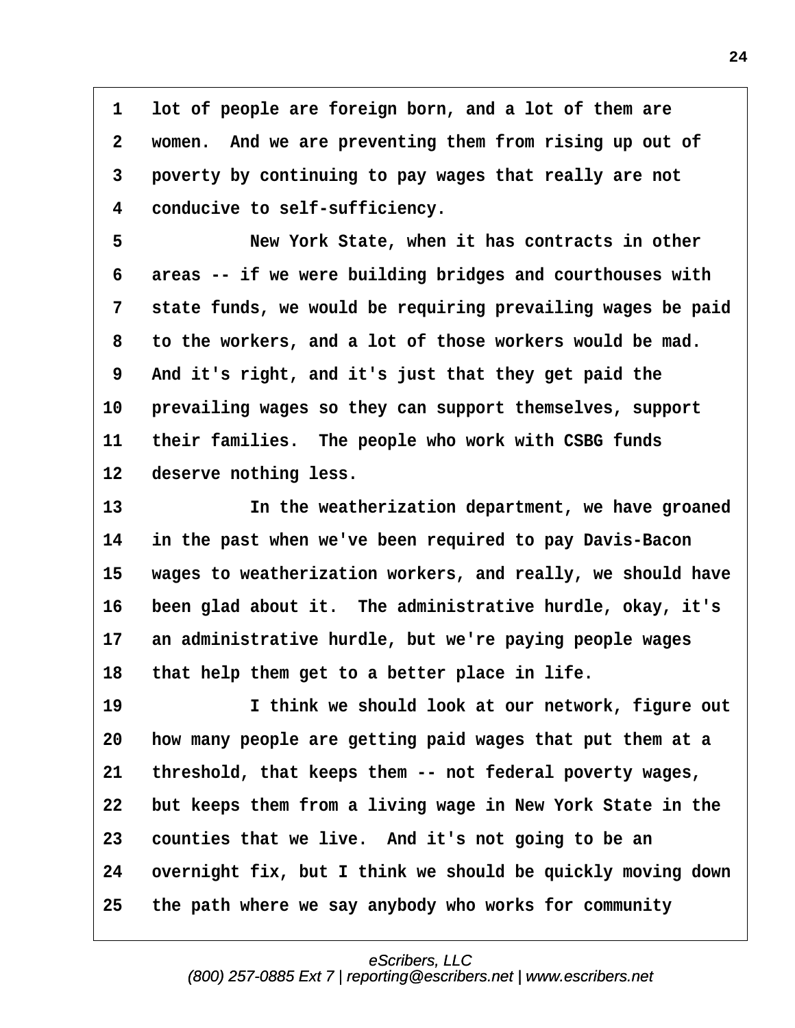lot of people are foreign born, and a lot of them are women. And we are preventing them from rising up out of poverty by continuing to pay wages that really are not conducive to self-sufficiency.

New York State, when it has contracts in other areas -- if we were building bridges and courthouses with state funds, we would be requiring prevailing wages be paid to the workers, and a lot of those workers would be mad. And it's right, and it's just that they get paid the prevailing wages so they can support themselves, support their families. The people who work with CSBG funds deserve nothing less.

In the weatherization department, we have groaned in the past when we've been required to pay Davis-Bacon wages to weatherization workers, and really, we should have been glad about it. The administrative hurdle, okay, it's an administrative hurdle, but we're paying people wages that help them get to a better place in life.

I think we should look at our network, figure out how many people are getting paid wages that put them at a threshold, that keeps them -- not federal poverty wages, but keeps them from a living wage in New York State in the counties that we live. And it's not going to be an overnight fix, but I think we should be quickly moving down the path where we say anybody who works for community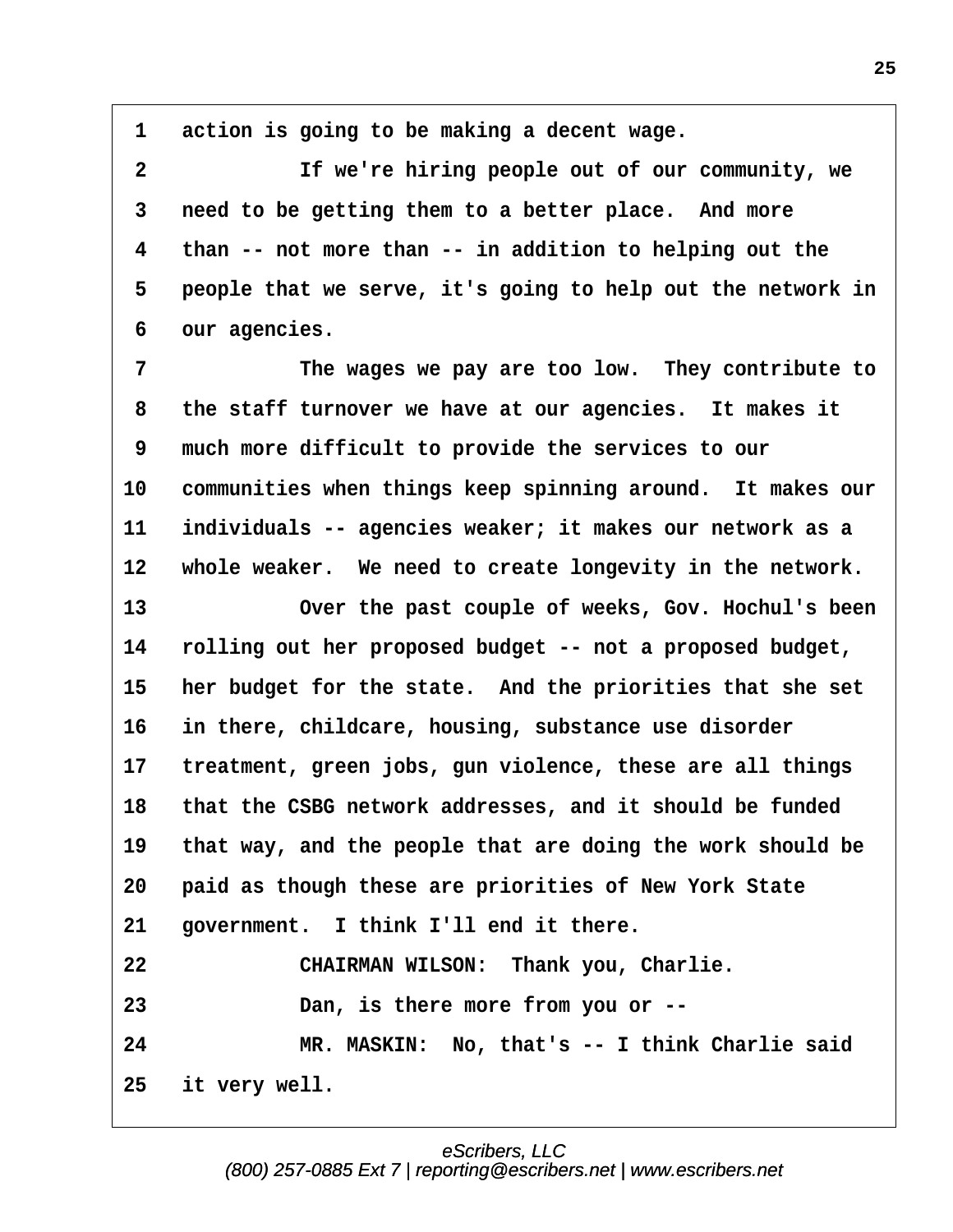action is going to be making a decent wage.

If we're hiring people out of our community, we need to be getting them to a better place. And more than -- not more than -- in addition to helping out the people that we serve, it's going to help out the network in our agencies.

The wages we pay are too low. They contribute to the staff turnover we have at our agencies. It makes it much more difficult to provide the services to our communities when things keep spinning around. It makes our individuals -- agencies weaker; it makes our network as a whole weaker. We need to create longevity in the network.

Over the past couple of weeks, Gov. Hochul's been rolling out her proposed budget -- not a proposed budget, her budget for the state. And the priorities that she set in there, childcare, housing, substance use disorder treatment, green jobs, gun violence, these are all things that the CSBG network addresses, and it should be funded that way, and the people that are doing the work should be paid as though these are priorities of New York State government. I think I'll end it there.

CHAIRMAN WILSON: Thank you, Charlie.

Dan, is there more from you or --

MR. MASKIN: No, that's -- I think Charlie said it very well.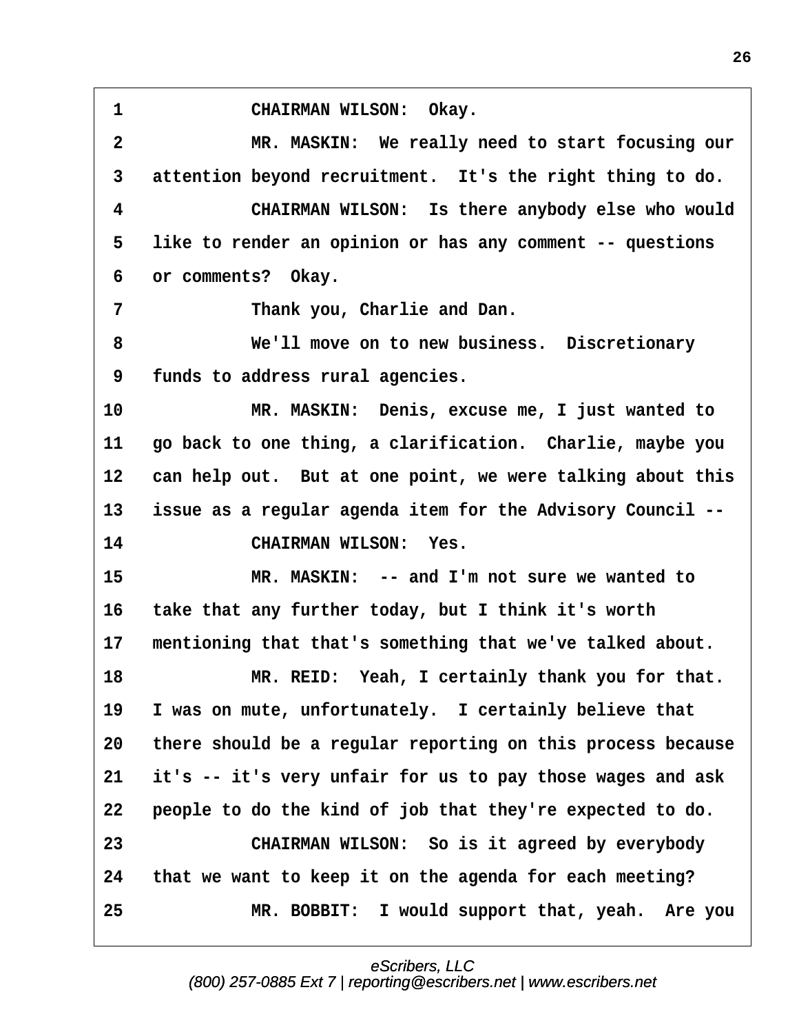1 CHAIRMAN WILSON: Okay.

2 MR. MASKIN: We really need to start focusing our

3 attention beyond recruitment. It's the right thing to do.

4 CHAIRMAN WILSON: Is there anybody else who would

5 like to render an opinion or has any comment -- questions

6 or comments? Okay.

7 Thank you, Charlie and Dan.

8 We'll move on to new business. Discretionary

9 funds to address rural agencies.

10 MR. MASKIN: Denis, excuse me, I just wanted to

11 go back to one thing, a clarification. Charlie, maybe you

12 can help out. But at one point, we were talking about this

13 issue as a regular agenda item for the Advisory Council --

14 CHAIRMAN WILSON: Yes.

15 MR. MASKIN: -- and I'm not sure we wanted to

16 take that any further today, but I think it's worth

17 mentioning that that's something that we've talked about.

18 MR. REID: Yeah, I certainly thank you for that.

19 I was on mute, unfortunately. I certainly believe that

20 there should be a regular reporting on this process because

21 it's -- it's very unfair for us to pay those wages and ask

22 people to do the kind of job that they're expected to do.

23 CHAIRMAN WILSON: So is it agreed by everybody

24 that we want to keep it on the agenda for each meeting?

25 MR. BOBBIT: I would support that, yeah. Are you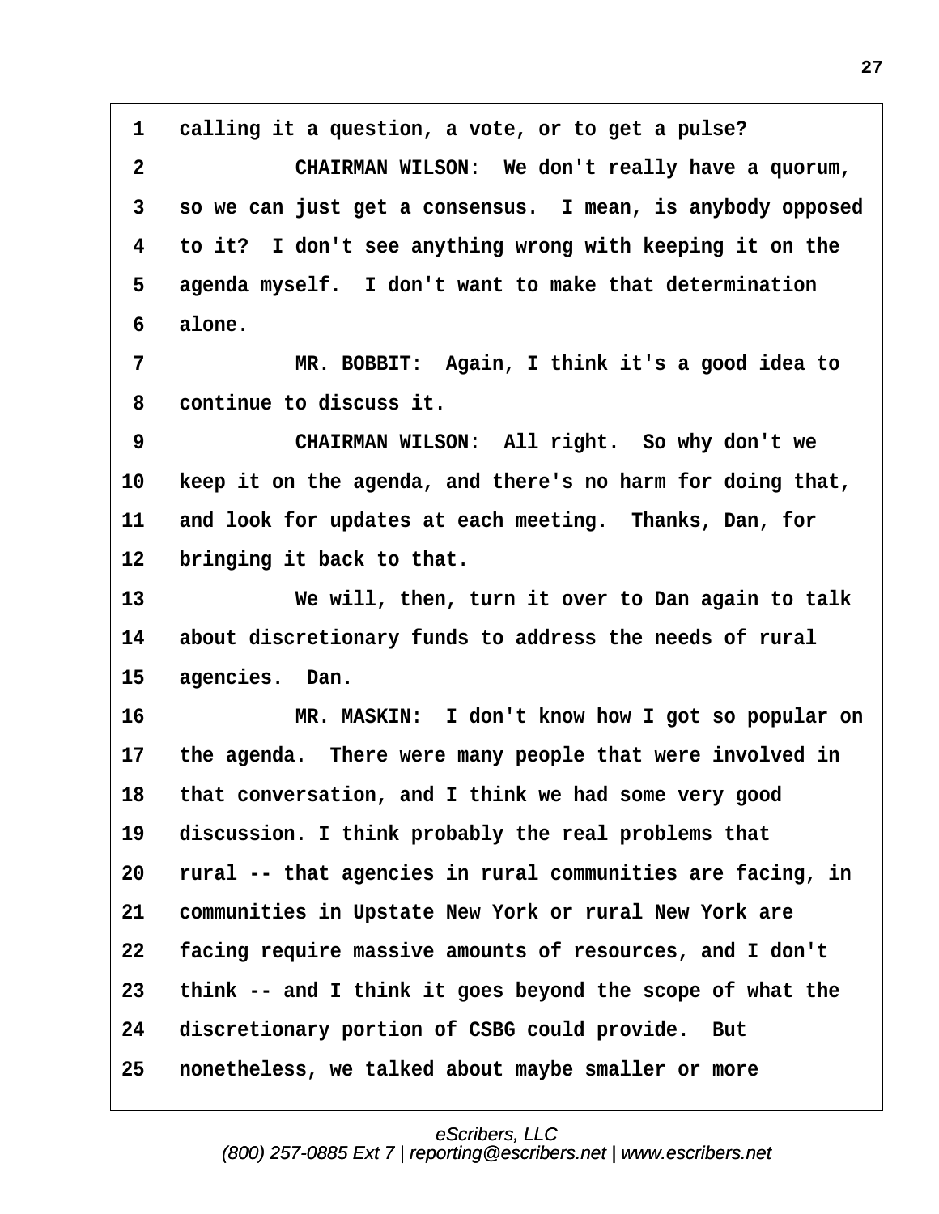1 calling it a question, a vote, or to get a pulse?

2 CHAIRMAN WILSON: We don't really have a quorum,

3 so we can just get a consensus. I mean, is anybody opposed

4 to it? I don't see anything wrong with keeping it on the

5 agenda myself. I don't want to make that determination

6 alone.

7 MR. BOBBIT: Again, I think it's a good idea to

8 continue to discuss it.

9 CHAIRMAN WILSON: All right. So why don't we

10 keep it on the agenda, and there's no harm for doing that,

11 and look for updates at each meeting. Thanks, Dan, for

12 bringing it back to that.

13 We will, then, turn it over to Dan again to talk

14 about discretionary funds to address the needs of rural

15 agencies. Dan.

16 MR. MASKIN: I don't know how I got so popular on

17 the agenda. There were many people that were involved in

18 that conversation, and I think we had some very good

19 discussion. I think probably the real problems that

20 rural -- that agencies in rural communities are facing, in

21 communities in Upstate New York or rural New York are

22 facing require massive amounts of resources, and I don't

23 think -- and I think it goes beyond the scope of what the

24 discretionary portion of CSBG could provide. But

25 nonetheless, we talked about maybe smaller or more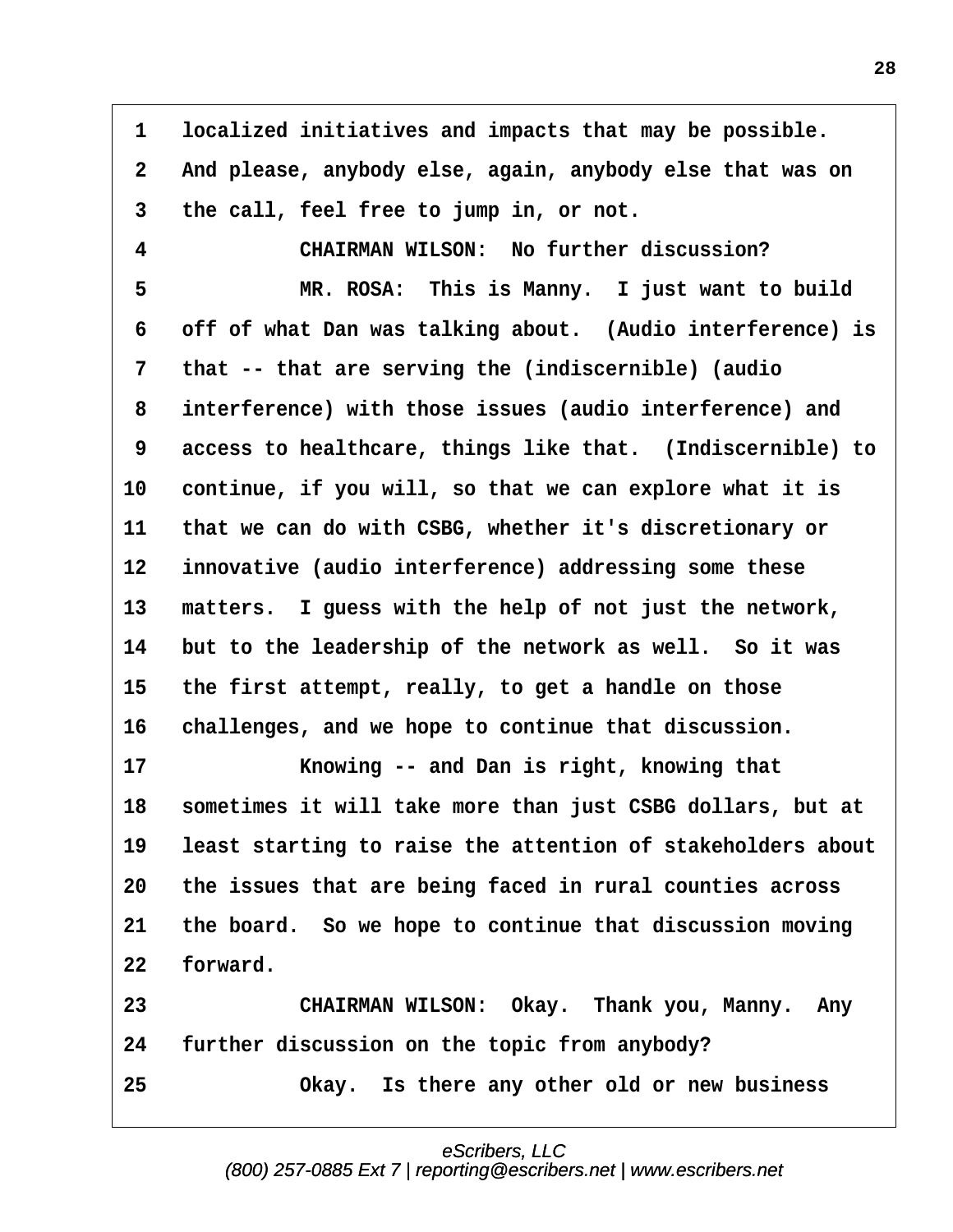1 localized initiatives and impacts that may be possible.
2 And please, anybody else, again, anybody else that was on
3 the call, feel free to jump in, or not.
4 CHAIRMAN WILSON: No further discussion?
5 MR. ROSA: This is Manny. I just want to build
6 off of what Dan was talking about. (Audio interference) is
7 that -- that are serving the (indiscernible) (audio
8 interference) with those issues (audio interference) and
9 access to healthcare, things like that. (Indiscernible) to
10 continue, if you will, so that we can explore what it is
11 that we can do with CSBG, whether it's discretionary or
12 innovative (audio interference) addressing some these
13 matters. I guess with the help of not just the network,
14 but to the leadership of the network as well. So it was
15 the first attempt, really, to get a handle on those
16 challenges, and we hope to continue that discussion.
17 Knowing -- and Dan is right, knowing that
18 sometimes it will take more than just CSBG dollars, but at
19 least starting to raise the attention of stakeholders about
20 the issues that are being faced in rural counties across
21 the board. So we hope to continue that discussion moving
22 forward.
23 CHAIRMAN WILSON: Okay. Thank you, Manny. Any
24 further discussion on the topic from anybody?
25 Okay. Is there any other old or new business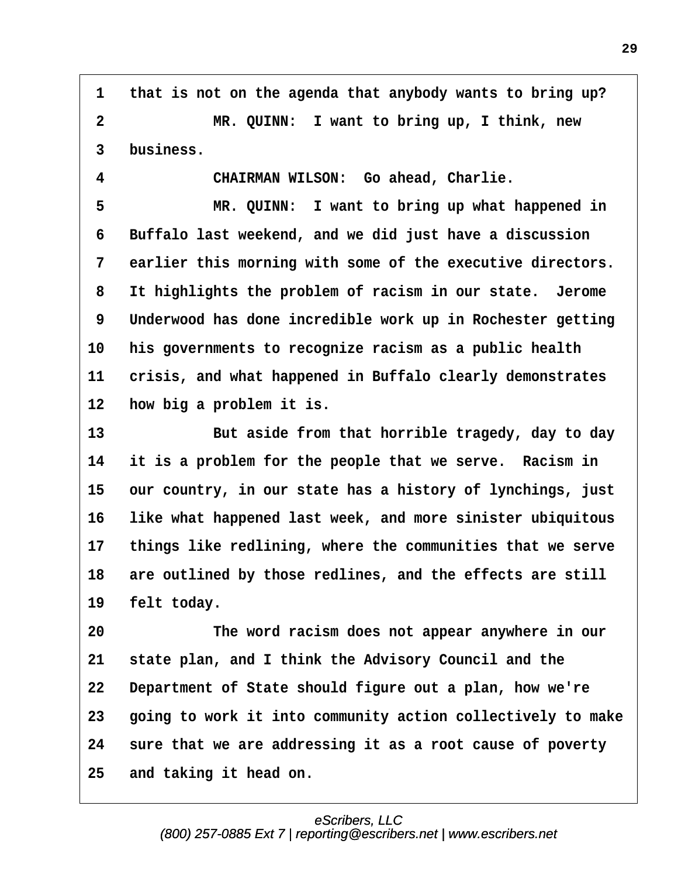1 that is not on the agenda that anybody wants to bring up?

2 MR. QUINN: I want to bring up, I think, new

3 business.

4 CHAIRMAN WILSON: Go ahead, Charlie.

5 MR. QUINN: I want to bring up what happened in

6 Buffalo last weekend, and we did just have a discussion

7 earlier this morning with some of the executive directors.

8 It highlights the problem of racism in our state. Jerome

9 Underwood has done incredible work up in Rochester getting

10 his governments to recognize racism as a public health

11 crisis, and what happened in Buffalo clearly demonstrates

12 how big a problem it is.

13 But aside from that horrible tragedy, day to day

14 it is a problem for the people that we serve. Racism in

15 our country, in our state has a history of lynchings, just

16 like what happened last week, and more sinister ubiquitous

17 things like redlining, where the communities that we serve

18 are outlined by those redlines, and the effects are still

19 felt today.

20 The word racism does not appear anywhere in our

21 state plan, and I think the Advisory Council and the

22 Department of State should figure out a plan, how we're

23 going to work it into community action collectively to make

24 sure that we are addressing it as a root cause of poverty

25 and taking it head on.

eScribers, LLC
(800) 257-0885 Ext 7 | reporting@escribers.net | www.escribers.net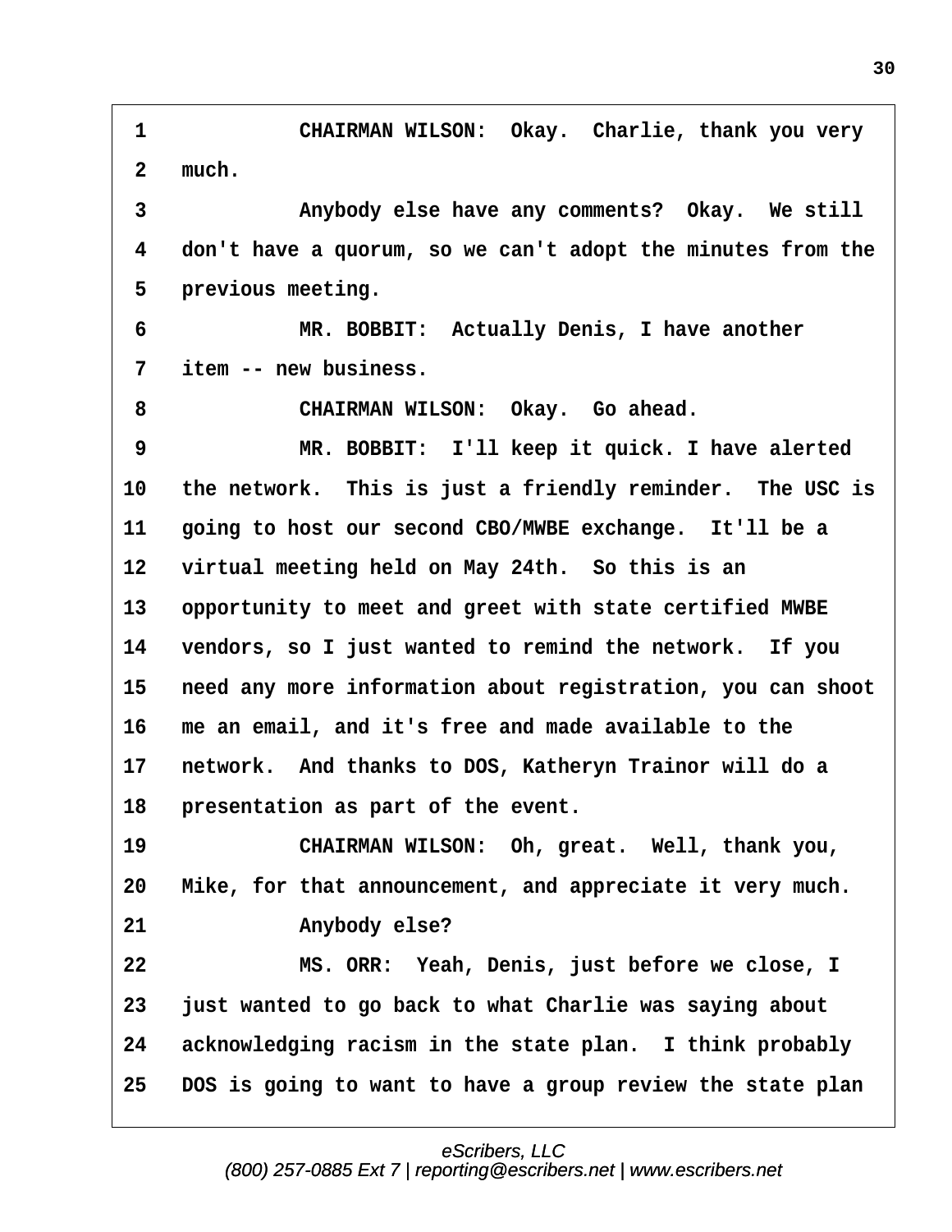CHAIRMAN WILSON: Okay. Charlie, thank you very much.

Anybody else have any comments? Okay. We still don't have a quorum, so we can't adopt the minutes from the previous meeting.

MR. BOBBIT: Actually Denis, I have another item -- new business.

CHAIRMAN WILSON: Okay. Go ahead.

MR. BOBBIT: I'll keep it quick. I have alerted the network. This is just a friendly reminder. The USC is going to host our second CBO/MWBE exchange. It'll be a virtual meeting held on May 24th. So this is an opportunity to meet and greet with state certified MWBE vendors, so I just wanted to remind the network. If you need any more information about registration, you can shoot me an email, and it's free and made available to the network. And thanks to DOS, Katheryn Trainor will do a presentation as part of the event.

CHAIRMAN WILSON: Oh, great. Well, thank you, Mike, for that announcement, and appreciate it very much.

Anybody else?

MS. ORR: Yeah, Denis, just before we close, I just wanted to go back to what Charlie was saying about acknowledging racism in the state plan. I think probably DOS is going to want to have a group review the state plan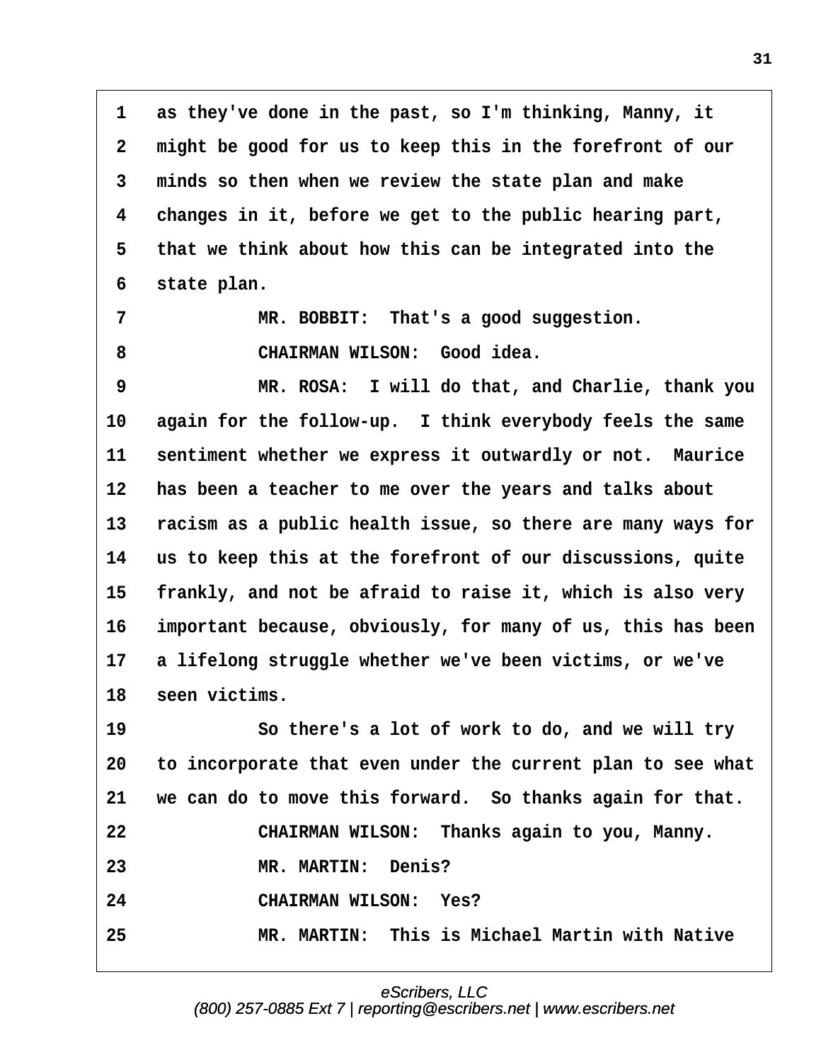1 as they've done in the past, so I'm thinking, Manny, it
2 might be good for us to keep this in the forefront of our
3 minds so then when we review the state plan and make
4 changes in it, before we get to the public hearing part,
5 that we think about how this can be integrated into the
6 state plan.

7 MR. BOBBIT: That's a good suggestion.

8 CHAIRMAN WILSON: Good idea.

9 MR. ROSA: I will do that, and Charlie, thank you
10 again for the follow-up. I think everybody feels the same
11 sentiment whether we express it outwardly or not. Maurice
12 has been a teacher to me over the years and talks about
13 racism as a public health issue, so there are many ways for
14 us to keep this at the forefront of our discussions, quite
15 frankly, and not be afraid to raise it, which is also very
16 important because, obviously, for many of us, this has been
17 a lifelong struggle whether we've been victims, or we've
18 seen victims.

19 So there's a lot of work to do, and we will try
20 to incorporate that even under the current plan to see what
21 we can do to move this forward. So thanks again for that.

22 CHAIRMAN WILSON: Thanks again to you, Manny.

23 MR. MARTIN: Denis?

24 CHAIRMAN WILSON: Yes?

25 MR. MARTIN: This is Michael Martin with Native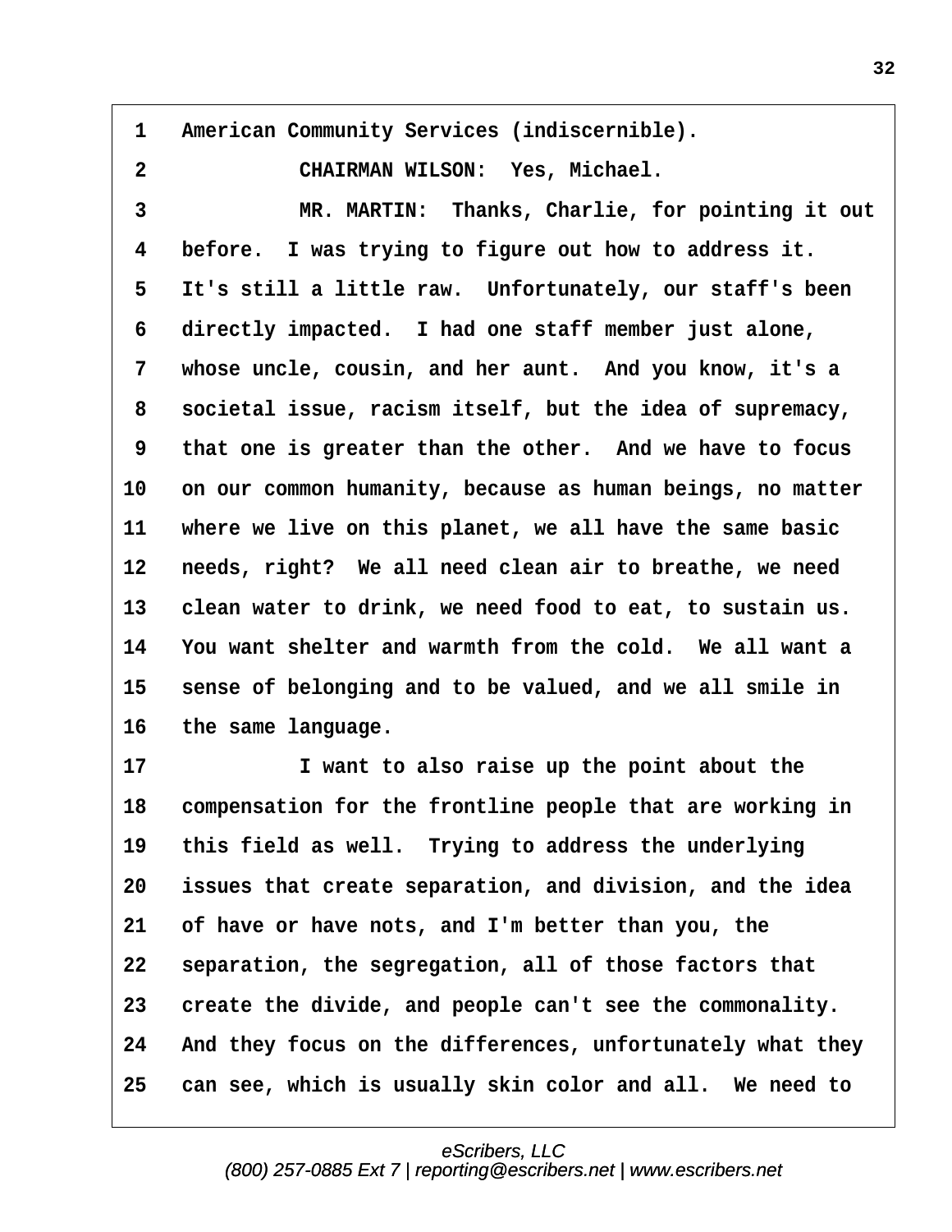American Community Services (indiscernible).

CHAIRMAN WILSON: Yes, Michael.

MR. MARTIN: Thanks, Charlie, for pointing it out before. I was trying to figure out how to address it. It's still a little raw. Unfortunately, our staff's been directly impacted. I had one staff member just alone, whose uncle, cousin, and her aunt. And you know, it's a societal issue, racism itself, but the idea of supremacy, that one is greater than the other. And we have to focus on our common humanity, because as human beings, no matter where we live on this planet, we all have the same basic needs, right? We all need clean air to breathe, we need clean water to drink, we need food to eat, to sustain us. You want shelter and warmth from the cold. We all want a sense of belonging and to be valued, and we all smile in the same language.

I want to also raise up the point about the compensation for the frontline people that are working in this field as well. Trying to address the underlying issues that create separation, and division, and the idea of have or have nots, and I'm better than you, the separation, the segregation, all of those factors that create the divide, and people can't see the commonality. And they focus on the differences, unfortunately what they can see, which is usually skin color and all. We need to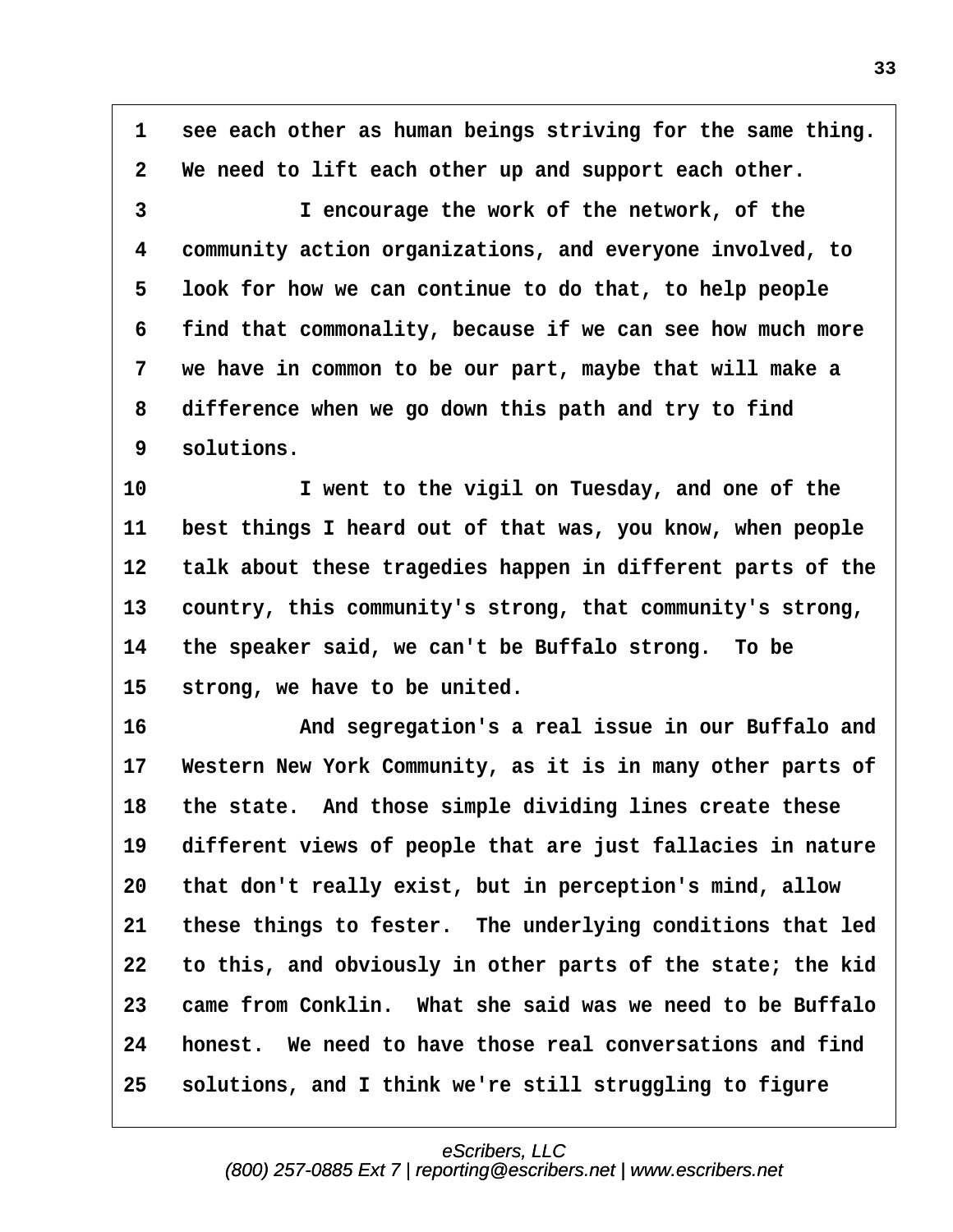see each other as human beings striving for the same thing. We need to lift each other up and support each other.

I encourage the work of the network, of the community action organizations, and everyone involved, to look for how we can continue to do that, to help people find that commonality, because if we can see how much more we have in common to be our part, maybe that will make a difference when we go down this path and try to find solutions.

I went to the vigil on Tuesday, and one of the best things I heard out of that was, you know, when people talk about these tragedies happen in different parts of the country, this community's strong, that community's strong, the speaker said, we can't be Buffalo strong. To be strong, we have to be united.

And segregation's a real issue in our Buffalo and Western New York Community, as it is in many other parts of the state. And those simple dividing lines create these different views of people that are just fallacies in nature that don't really exist, but in perception's mind, allow these things to fester. The underlying conditions that led to this, and obviously in other parts of the state; the kid came from Conklin. What she said was we need to be Buffalo honest. We need to have those real conversations and find solutions, and I think we're still struggling to figure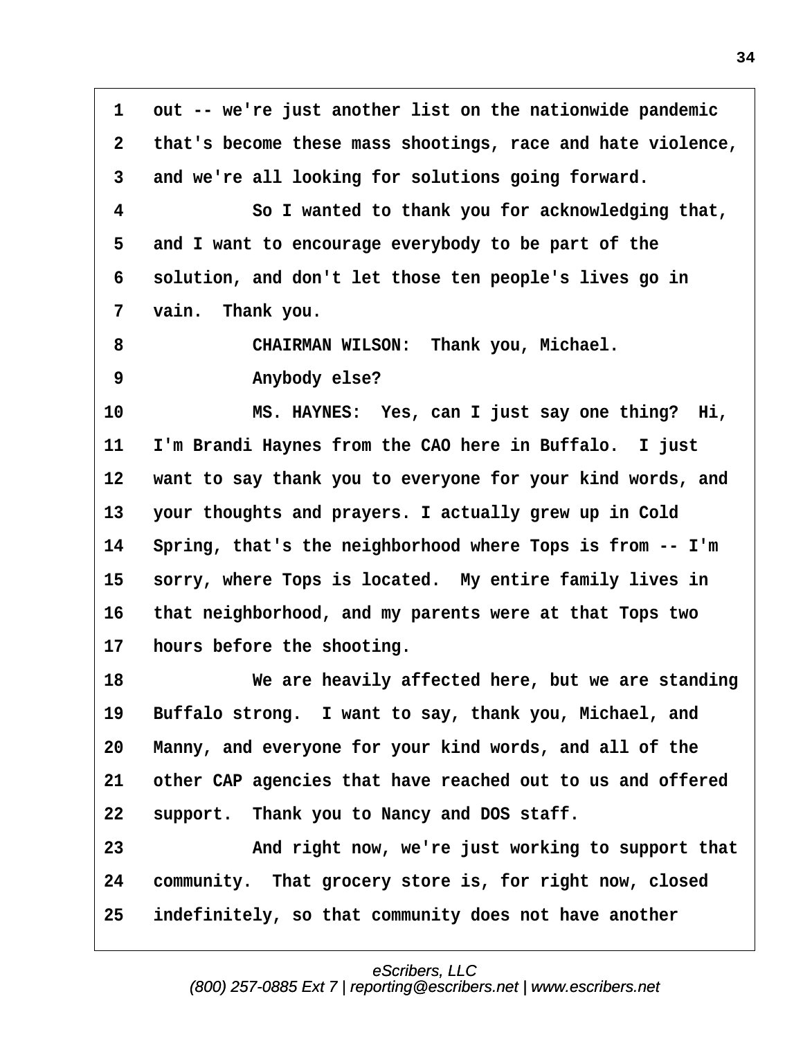1 out -- we're just another list on the nationwide pandemic
2 that's become these mass shootings, race and hate violence,
3 and we're all looking for solutions going forward.
4 So I wanted to thank you for acknowledging that,
5 and I want to encourage everybody to be part of the
6 solution, and don't let those ten people's lives go in
7 vain. Thank you.
8 CHAIRMAN WILSON: Thank you, Michael.
9 Anybody else?
10 MS. HAYNES: Yes, can I just say one thing? Hi,
11 I'm Brandi Haynes from the CAO here in Buffalo. I just
12 want to say thank you to everyone for your kind words, and
13 your thoughts and prayers. I actually grew up in Cold
14 Spring, that's the neighborhood where Tops is from -- I'm
15 sorry, where Tops is located. My entire family lives in
16 that neighborhood, and my parents were at that Tops two
17 hours before the shooting.
18 We are heavily affected here, but we are standing
19 Buffalo strong. I want to say, thank you, Michael, and
20 Manny, and everyone for your kind words, and all of the
21 other CAP agencies that have reached out to us and offered
22 support. Thank you to Nancy and DOS staff.
23 And right now, we're just working to support that
24 community. That grocery store is, for right now, closed
25 indefinitely, so that community does not have another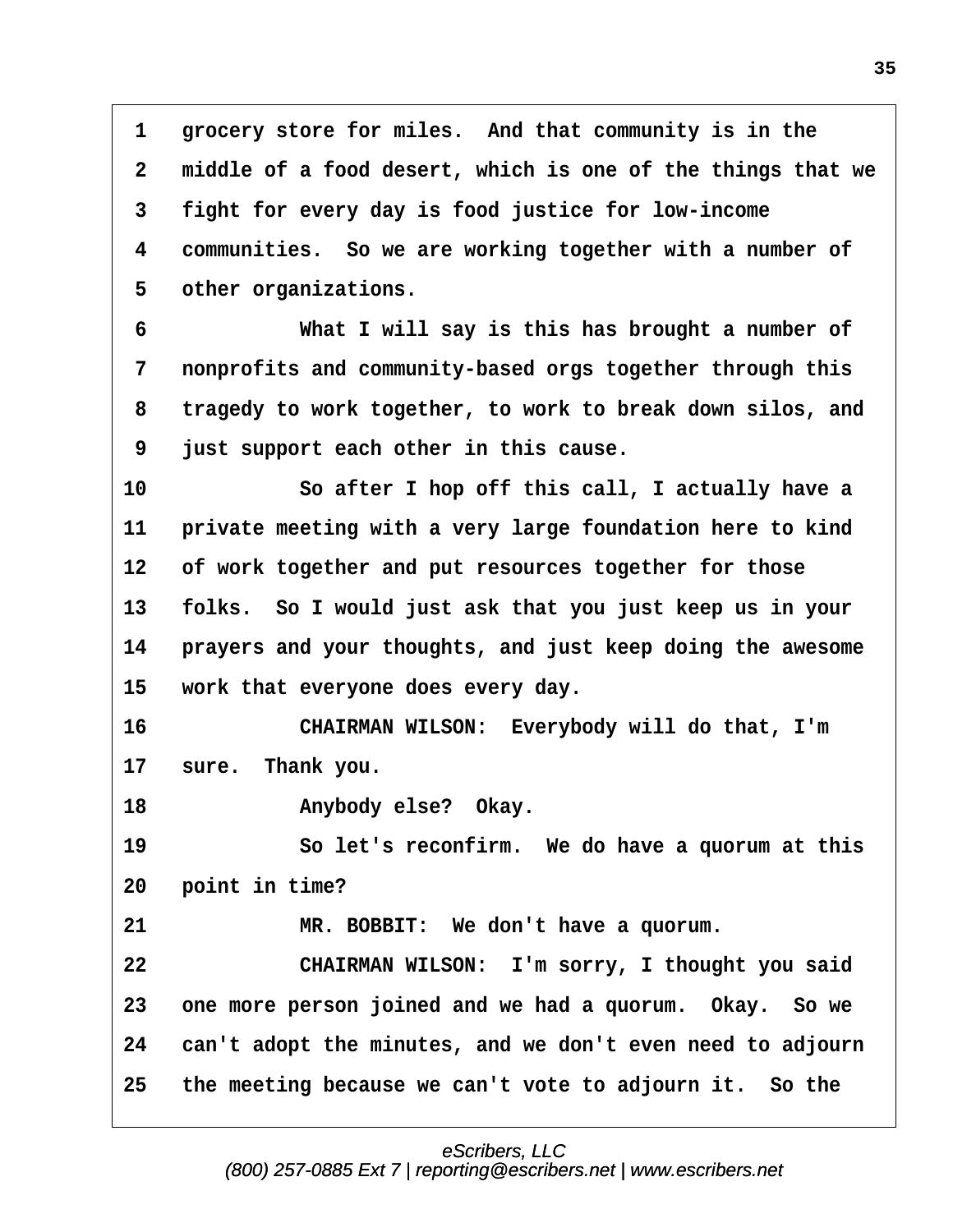1 grocery store for miles. And that community is in the
2 middle of a food desert, which is one of the things that we
3 fight for every day is food justice for low-income
4 communities. So we are working together with a number of
5 other organizations.
6 What I will say is this has brought a number of
7 nonprofits and community-based orgs together through this
8 tragedy to work together, to work to break down silos, and
9 just support each other in this cause.
10 So after I hop off this call, I actually have a
11 private meeting with a very large foundation here to kind
12 of work together and put resources together for those
13 folks. So I would just ask that you just keep us in your
14 prayers and your thoughts, and just keep doing the awesome
15 work that everyone does every day.
16 CHAIRMAN WILSON: Everybody will do that, I'm
17 sure. Thank you.
18 Anybody else? Okay.
19 So let's reconfirm. We do have a quorum at this
20 point in time?
21 MR. BOBBIT: We don't have a quorum.
22 CHAIRMAN WILSON: I'm sorry, I thought you said
23 one more person joined and we had a quorum. Okay. So we
24 can't adopt the minutes, and we don't even need to adjourn
25 the meeting because we can't vote to adjourn it. So the

eScribers, LLC
(800) 257-0885 Ext 7 | reporting@escribers.net | www.escribers.net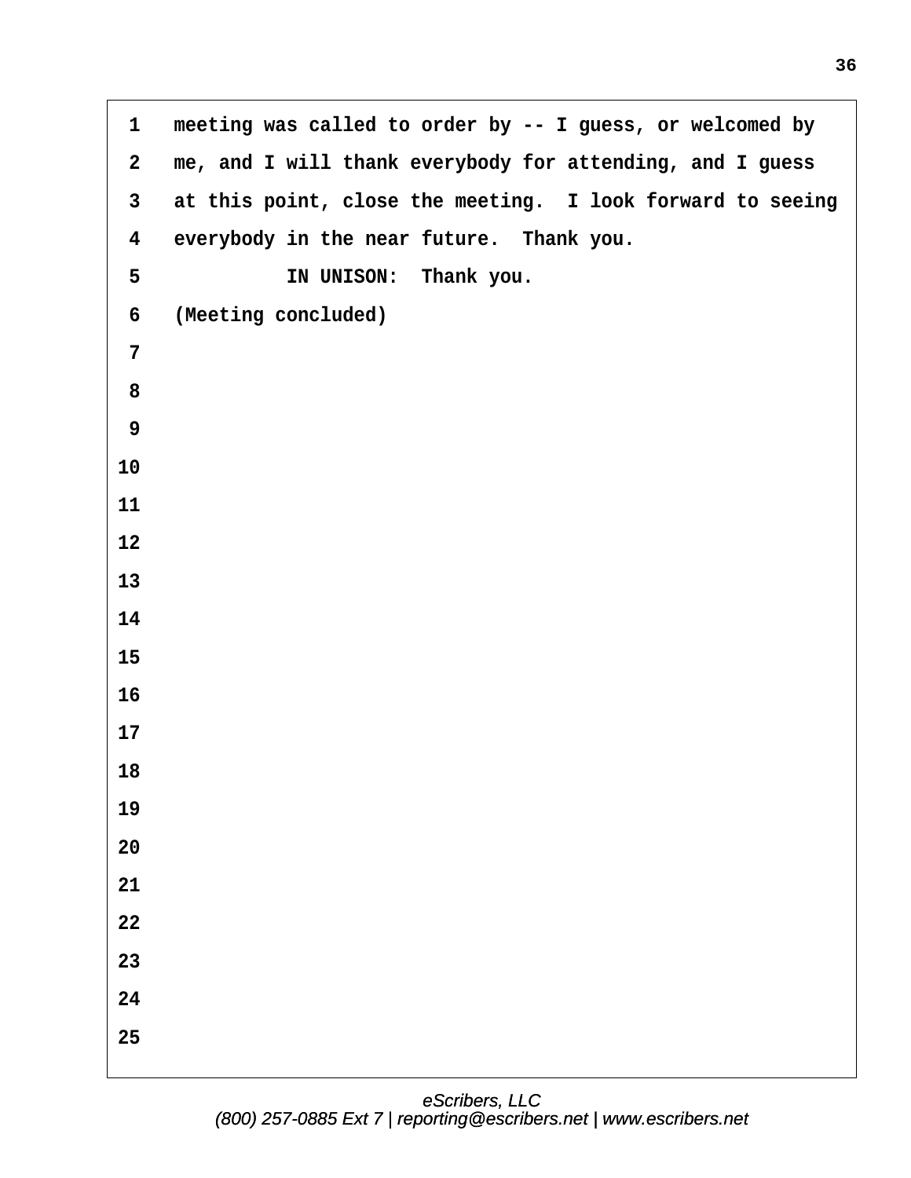1 meeting was called to order by -- I guess, or welcomed by
2 me, and I will thank everybody for attending, and I guess
3 at this point, close the meeting. I look forward to seeing
4 everybody in the near future. Thank you.
5 IN UNISON: Thank you.
6 (Meeting concluded)
7
8
9
10
11
12
13
14
15
16
17
18
19
20
21
22
23
24
25

eScribers, LLC
(800) 257-0885 Ext 7 | reporting@escribers.net | www.escribers.net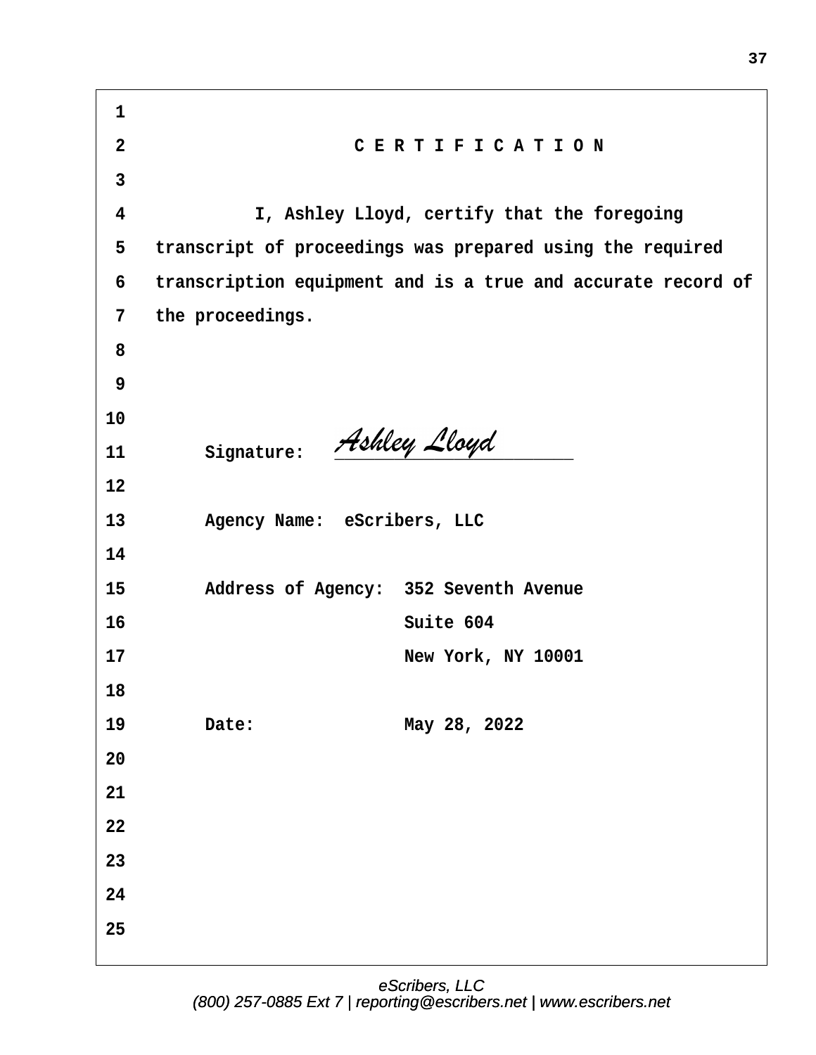# C E R T I F I C A T I O N

I, Ashley Lloyd, certify that the foregoing transcript of proceedings was prepared using the required transcription equipment and is a true and accurate record of the proceedings.

Signature: *Ashley Lloyd*

Agency Name: eScribers, LLC

Address of Agency: 352 Seventh Avenue
Suite 604
New York, NY 10001

Date: May 28, 2022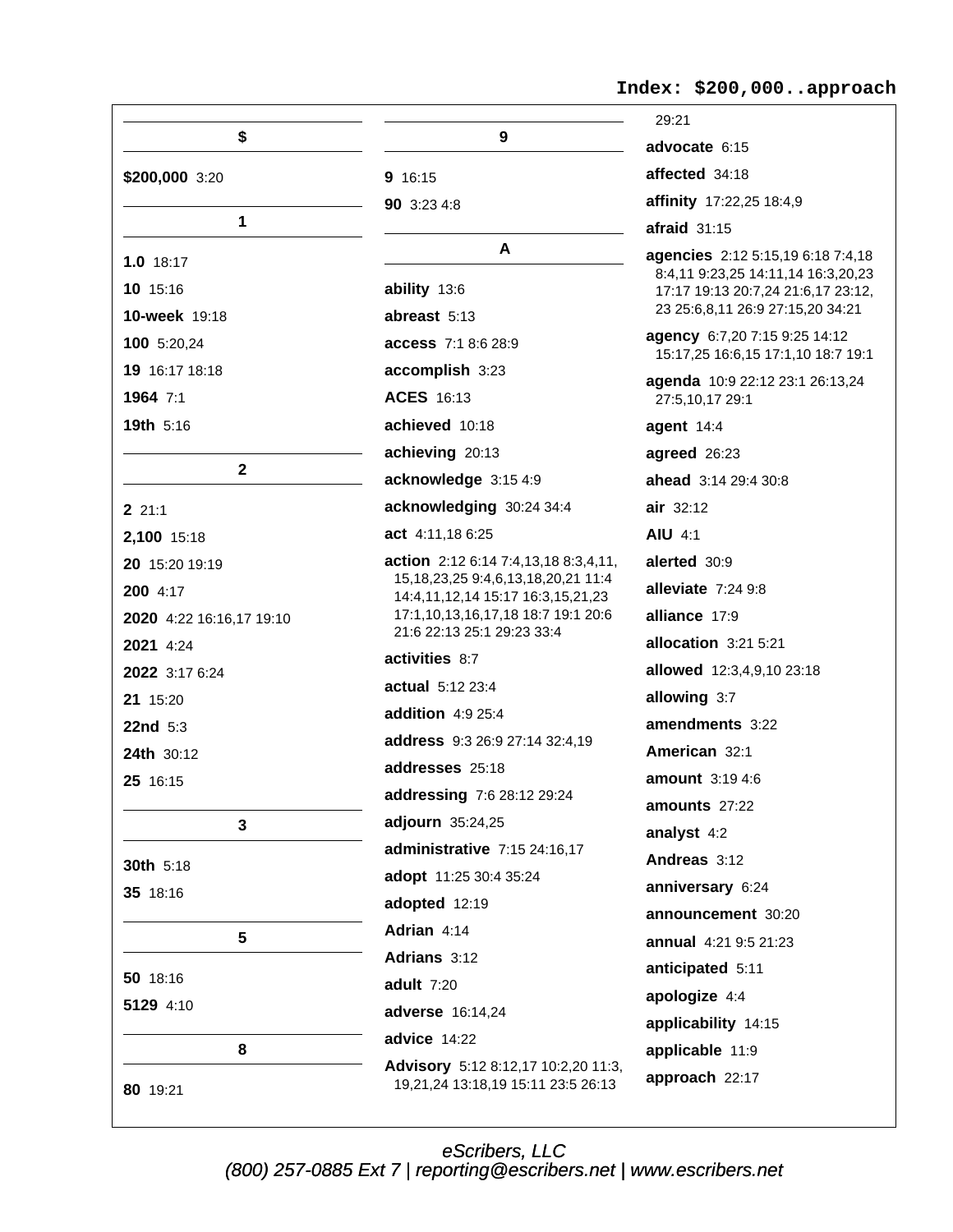Index: $200,000..approach

## $

**$200,000** 3:20

## 1

**1.0** 18:17

**10** 15:16

**10-week** 19:18

**100** 5:20,24

**19** 16:17 18:18

**1964** 7:1

**19th** 5:16

## 2

**2** 21:1

**2,100** 15:18

**20** 15:20 19:19

**200** 4:17

**2020** 4:22 16:16,17 19:10

**2021** 4:24

**2022** 3:17 6:24

**21** 15:20

**22nd** 5:3

**24th** 30:12

**25** 16:15

## 3

**30th** 5:18

**35** 18:16

## 5

**50** 18:16

**5129** 4:10

## 8

**80** 19:21

## 9

**9** 16:15

**90** 3:23 4:8

## A

**ability** 13:6

**abreast** 5:13

**access** 7:1 8:6 28:9

**accomplish** 3:23

**ACES** 16:13

**achieved** 10:18

**achieving** 20:13

**acknowledge** 3:15 4:9

**acknowledging** 30:24 34:4

**act** 4:11,18 6:25

**action** 2:12 6:14 7:4,13,18 8:3,4,11, 15,18,23,25 9:4,6,13,18,20,21 11:4 14:4,11,12,14 15:17 16:3,15,21,23 17:1,10,13,16,17,18 18:7 19:1 20:6 21:6 22:13 25:1 29:23 33:4

**activities** 8:7

**actual** 5:12 23:4

**addition** 4:9 25:4

**address** 9:3 26:9 27:14 32:4,19

**addresses** 25:18

**addressing** 7:6 28:12 29:24

**adjourn** 35:24,25

**administrative** 7:15 24:16,17

**adopt** 11:25 30:4 35:24

**adopted** 12:19

**Adrian** 4:14

**Adrians** 3:12

**adult** 7:20

**adverse** 16:14,24

**advice** 14:22

**Advisory** 5:12 8:12,17 10:2,20 11:3, 19,21,24 13:18,19 15:11 23:5 26:13 29:21

**advocate** 6:15

**affected** 34:18

**affinity** 17:22,25 18:4,9

**afraid** 31:15

**agencies** 2:12 5:15,19 6:18 7:4,18 8:4,11 9:23,25 14:11,14 16:3,20,23 17:17 19:13 20:7,24 21:6,17 23:12, 23 25:6,8,11 26:9 27:15,20 34:21

**agency** 6:7,20 7:15 9:25 14:12 15:17,25 16:6,15 17:1,10 18:7 19:1

**agenda** 10:9 22:12 23:1 26:13,24 27:5,10,17 29:1

**agent** 14:4

**agreed** 26:23

**ahead** 3:14 29:4 30:8

**air** 32:12

**AIU** 4:1

**alerted** 30:9

**alleviate** 7:24 9:8

**alliance** 17:9

**allocation** 3:21 5:21

**allowed** 12:3,4,9,10 23:18

**allowing** 3:7

**amendments** 3:22

**American** 32:1

**amount** 3:19 4:6

**amounts** 27:22

**analyst** 4:2

**Andreas** 3:12

**anniversary** 6:24

**announcement** 30:20

**annual** 4:21 9:5 21:23

**anticipated** 5:11

**apologize** 4:4

**applicability** 14:15

**applicable** 11:9

**approach** 22:17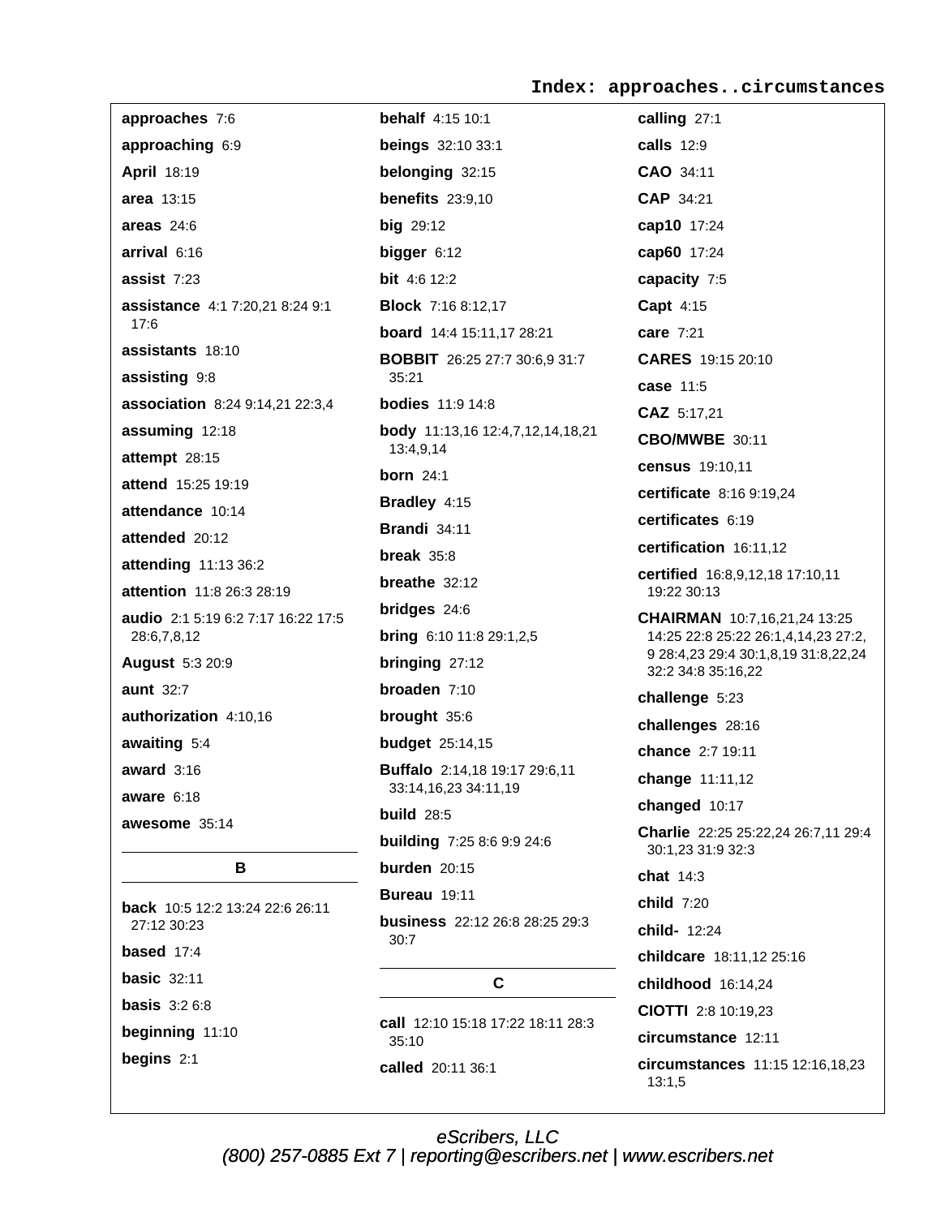## Index: approaches..circumstances

**approaches** 7:6

**approaching** 6:9

**April** 18:19

**area** 13:15

**areas** 24:6

**arrival** 6:16

**assist** 7:23

**assistance** 4:1 7:20,21 8:24 9:1 17:6

**assistants** 18:10

**assisting** 9:8

**association** 8:24 9:14,21 22:3,4

**assuming** 12:18

**attempt** 28:15

**attend** 15:25 19:19

**attendance** 10:14

**attended** 20:12

**attending** 11:13 36:2

**attention** 11:8 26:3 28:19

**audio** 2:1 5:19 6:2 7:17 16:22 17:5 28:6,7,8,12

**August** 5:3 20:9

**aunt** 32:7

**authorization** 4:10,16

**awaiting** 5:4

**award** 3:16

**aware** 6:18

**awesome** 35:14

### B

**back** 10:5 12:2 13:24 22:6 26:11 27:12 30:23

**based** 17:4

**basic** 32:11

**basis** 3:2 6:8

**beginning** 11:10

**begins** 2:1

**behalf** 4:15 10:1

**beings** 32:10 33:1

**belonging** 32:15

**benefits** 23:9,10

**big** 29:12

**bigger** 6:12

**bit** 4:6 12:2

**Block** 7:16 8:12,17

**board** 14:4 15:11,17 28:21

**BOBBIT** 26:25 27:7 30:6,9 31:7 35:21

**bodies** 11:9 14:8

**body** 11:13,16 12:4,7,12,14,18,21 13:4,9,14

**born** 24:1

**Bradley** 4:15

**Brandi** 34:11

**break** 35:8

**breathe** 32:12

**bridges** 24:6

**bring** 6:10 11:8 29:1,2,5

**bringing** 27:12

**broaden** 7:10

**brought** 35:6

**budget** 25:14,15

**Buffalo** 2:14,18 19:17 29:6,11 33:14,16,23 34:11,19

**build** 28:5

**building** 7:25 8:6 9:9 24:6

**burden** 20:15

**Bureau** 19:11

**business** 22:12 26:8 28:25 29:3 30:7

### C

**call** 12:10 15:18 17:22 18:11 28:3 35:10

**called** 20:11 36:1

**calling** 27:1

**calls** 12:9

**CAO** 34:11

**CAP** 34:21

**cap10** 17:24

**cap60** 17:24

**capacity** 7:5

**Capt** 4:15

**care** 7:21

**CARES** 19:15 20:10

**case** 11:5

**CAZ** 5:17,21

**CBO/MWBE** 30:11

**census** 19:10,11

**certificate** 8:16 9:19,24

**certificates** 6:19

**certification** 16:11,12

**certified** 16:8,9,12,18 17:10,11 19:22 30:13

**CHAIRMAN** 10:7,16,21,24 13:25 14:25 22:8 25:22 26:1,4,14,23 27:2,9 28:4,23 29:4 30:1,8,19 31:8,22,24 32:2 34:8 35:16,22

**challenge** 5:23

**challenges** 28:16

**chance** 2:7 19:11

**change** 11:11,12

**changed** 10:17

**Charlie** 22:25 25:22,24 26:7,11 29:4 30:1,23 31:9 32:3

**chat** 14:3

**child** 7:20

**child-** 12:24

**childcare** 18:11,12 25:16

**childhood** 16:14,24

**CIOTTI** 2:8 10:19,23

**circumstance** 12:11

**circumstances** 11:15 12:16,18,23 13:1,5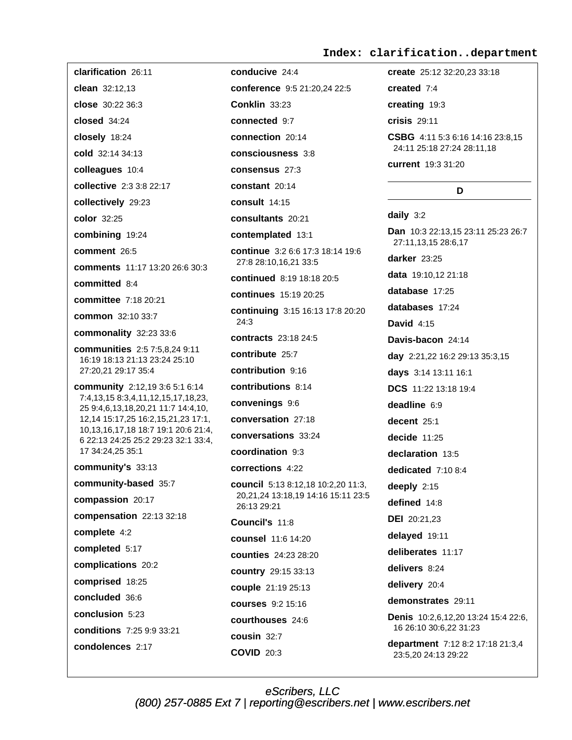# Index: clarification..department

**clarification** 26:11

**clean** 32:12,13

**close** 30:22 36:3

**closed** 34:24

**closely** 18:24

**cold** 32:14 34:13

**colleagues** 10:4

**collective** 2:3 3:8 22:17

**collectively** 29:23

**color** 32:25

**combining** 19:24

**comment** 26:5

**comments** 11:17 13:20 26:6 30:3

**committed** 8:4

**committee** 7:18 20:21

**common** 32:10 33:7

**commonality** 32:23 33:6

**communities** 2:5 7:5,8,24 9:11 16:19 18:13 21:13 23:24 25:10 27:20,21 29:17 35:4

**community** 2:12,19 3:6 5:1 6:14 7:4,13,15 8:3,4,11,12,15,17,18,23, 25 9:4,6,13,18,20,21 11:7 14:4,10, 12,14 15:17,25 16:2,15,21,23 17:1, 10,13,16,17,18 18:7 19:1 20:6 21:4, 6 22:13 24:25 25:2 29:23 32:1 33:4, 17 34:24,25 35:1

**community's** 33:13

**community-based** 35:7

**compassion** 20:17

**compensation** 22:13 32:18

**complete** 4:2

**completed** 5:17

**complications** 20:2

**comprised** 18:25

**concluded** 36:6

**conclusion** 5:23

**conditions** 7:25 9:9 33:21

**condolences** 2:17

**conducive** 24:4

**conference** 9:5 21:20,24 22:5

**Conklin** 33:23

**connected** 9:7

**connection** 20:14

**consciousness** 3:8

**consensus** 27:3

**constant** 20:14

**consult** 14:15

**consultants** 20:21

**contemplated** 13:1

**continue** 3:2 6:6 17:3 18:14 19:6 27:8 28:10,16,21 33:5

**continued** 8:19 18:18 20:5

**continues** 15:19 20:25

**continuing** 3:15 16:13 17:8 20:20 24:3

**contracts** 23:18 24:5

**contribute** 25:7

**contribution** 9:16

**contributions** 8:14

**convenings** 9:6

**conversation** 27:18

**conversations** 33:24

**coordination** 9:3

**corrections** 4:22

**council** 5:13 8:12,18 10:2,20 11:3, 20,21,24 13:18,19 14:16 15:11 23:5 26:13 29:21

**Council's** 11:8

**counsel** 11:6 14:20

**counties** 24:23 28:20

**country** 29:15 33:13

**couple** 21:19 25:13

**courses** 9:2 15:16

**courthouses** 24:6

**cousin** 32:7

**COVID** 20:3

**create** 25:12 32:20,23 33:18

**created** 7:4

**creating** 19:3

**crisis** 29:11

**CSBG** 4:11 5:3 6:16 14:16 23:8,15 24:11 25:18 27:24 28:11,18

**current** 19:3 31:20

## D

**daily** 3:2

**Dan** 10:3 22:13,15 23:11 25:23 26:7 27:11,13,15 28:6,17

**darker** 23:25

**data** 19:10,12 21:18

**database** 17:25

**databases** 17:24

**David** 4:15

**Davis-bacon** 24:14

**day** 2:21,22 16:2 29:13 35:3,15

**days** 3:14 13:11 16:1

**DCS** 11:22 13:18 19:4

**deadline** 6:9

**decent** 25:1

**decide** 11:25

**declaration** 13:5

**dedicated** 7:10 8:4

**deeply** 2:15

**defined** 14:8

**DEI** 20:21,23

**delayed** 19:11

**deliberates** 11:17

**delivers** 8:24

**delivery** 20:4

**demonstrates** 29:11

**Denis** 10:2,6,12,20 13:24 15:4 22:6, 16 26:10 30:6,22 31:23

**department** 7:12 8:2 17:18 21:3,4 23:5,20 24:13 29:22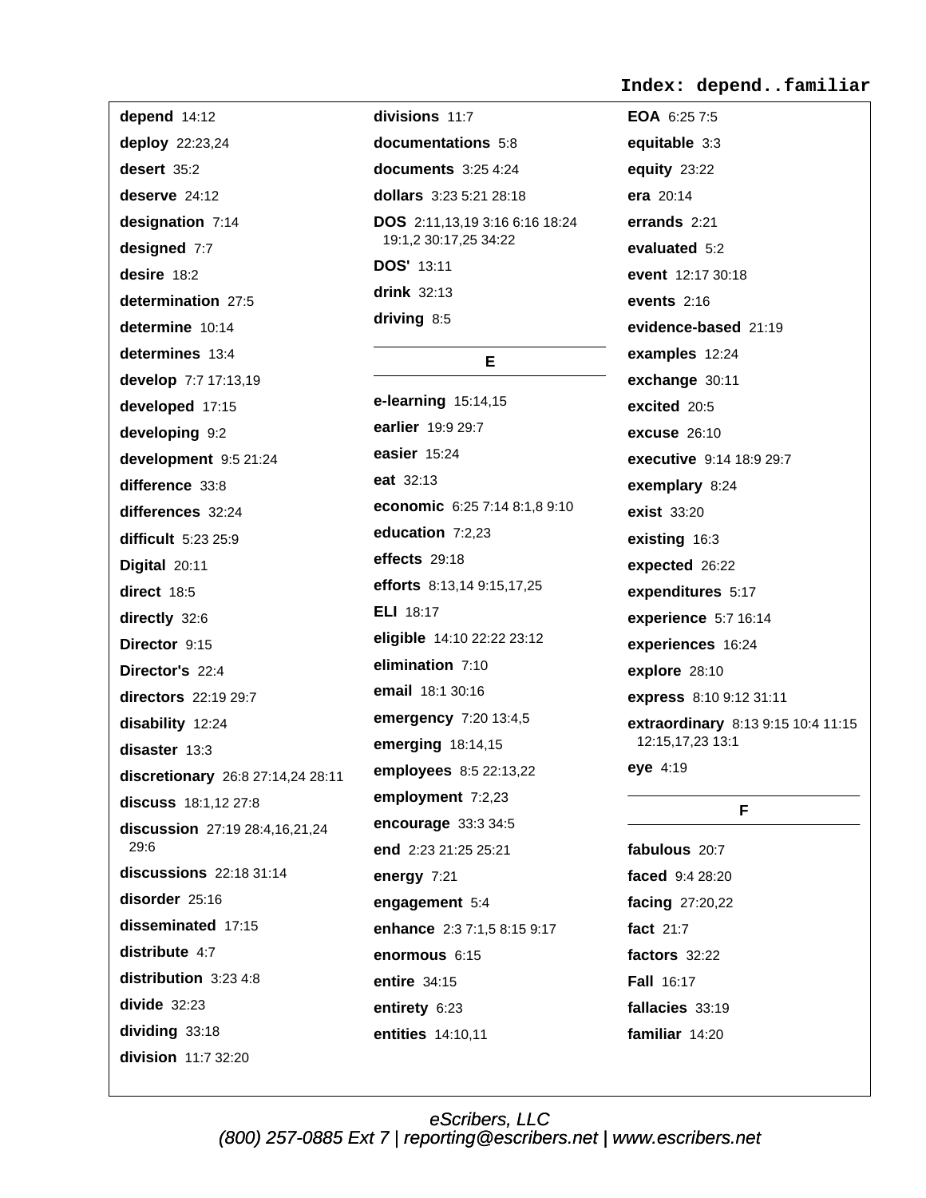Index: depend..familiar

**depend** 14:12

**deploy** 22:23,24

**desert** 35:2

**deserve** 24:12

**designation** 7:14

**designed** 7:7

**desire** 18:2

**determination** 27:5

**determine** 10:14

**determines** 13:4

**develop** 7:7 17:13,19

**developed** 17:15

**developing** 9:2

**development** 9:5 21:24

**difference** 33:8

**differences** 32:24

**difficult** 5:23 25:9

**Digital** 20:11

**direct** 18:5

**directly** 32:6

**Director** 9:15

**Director's** 22:4

**directors** 22:19 29:7

**disability** 12:24

**disaster** 13:3

**discretionary** 26:8 27:14,24 28:11

**discuss** 18:1,12 27:8

**discussion** 27:19 28:4,16,21,24 29:6

**discussions** 22:18 31:14

**disorder** 25:16

**disseminated** 17:15

**distribute** 4:7

**distribution** 3:23 4:8

**divide** 32:23

**dividing** 33:18

**division** 11:7 32:20

**divisions** 11:7

**documentations** 5:8

**documents** 3:25 4:24

**dollars** 3:23 5:21 28:18

**DOS** 2:11,13,19 3:16 6:16 18:24 19:1,2 30:17,25 34:22

**DOS'** 13:11

**drink** 32:13

**driving** 8:5

## E

**e-learning** 15:14,15

**earlier** 19:9 29:7

**easier** 15:24

**eat** 32:13

**economic** 6:25 7:14 8:1,8 9:10

**education** 7:2,23

**effects** 29:18

**efforts** 8:13,14 9:15,17,25

**ELI** 18:17

**eligible** 14:10 22:22 23:12

**elimination** 7:10

**email** 18:1 30:16

**emergency** 7:20 13:4,5

**emerging** 18:14,15

**employees** 8:5 22:13,22

**employment** 7:2,23

**encourage** 33:3 34:5

**end** 2:23 21:25 25:21

**energy** 7:21

**engagement** 5:4

**enhance** 2:3 7:1,5 8:15 9:17

**enormous** 6:15

**entire** 34:15

**entirety** 6:23

**entities** 14:10,11

**EOA** 6:25 7:5

**equitable** 3:3

**equity** 23:22

**era** 20:14

**errands** 2:21

**evaluated** 5:2

**event** 12:17 30:18

**events** 2:16

**evidence-based** 21:19

**examples** 12:24

**exchange** 30:11

**excited** 20:5

**excuse** 26:10

**executive** 9:14 18:9 29:7

**exemplary** 8:24

**exist** 33:20

**existing** 16:3

**expected** 26:22

**expenditures** 5:17

**experience** 5:7 16:14

**experiences** 16:24

**explore** 28:10

**express** 8:10 9:12 31:11

**extraordinary** 8:13 9:15 10:4 11:15 12:15,17,23 13:1

**eye** 4:19

## F

**fabulous** 20:7

**faced** 9:4 28:20

**facing** 27:20,22

**fact** 21:7

**factors** 32:22

**Fall** 16:17

**fallacies** 33:19

**familiar** 14:20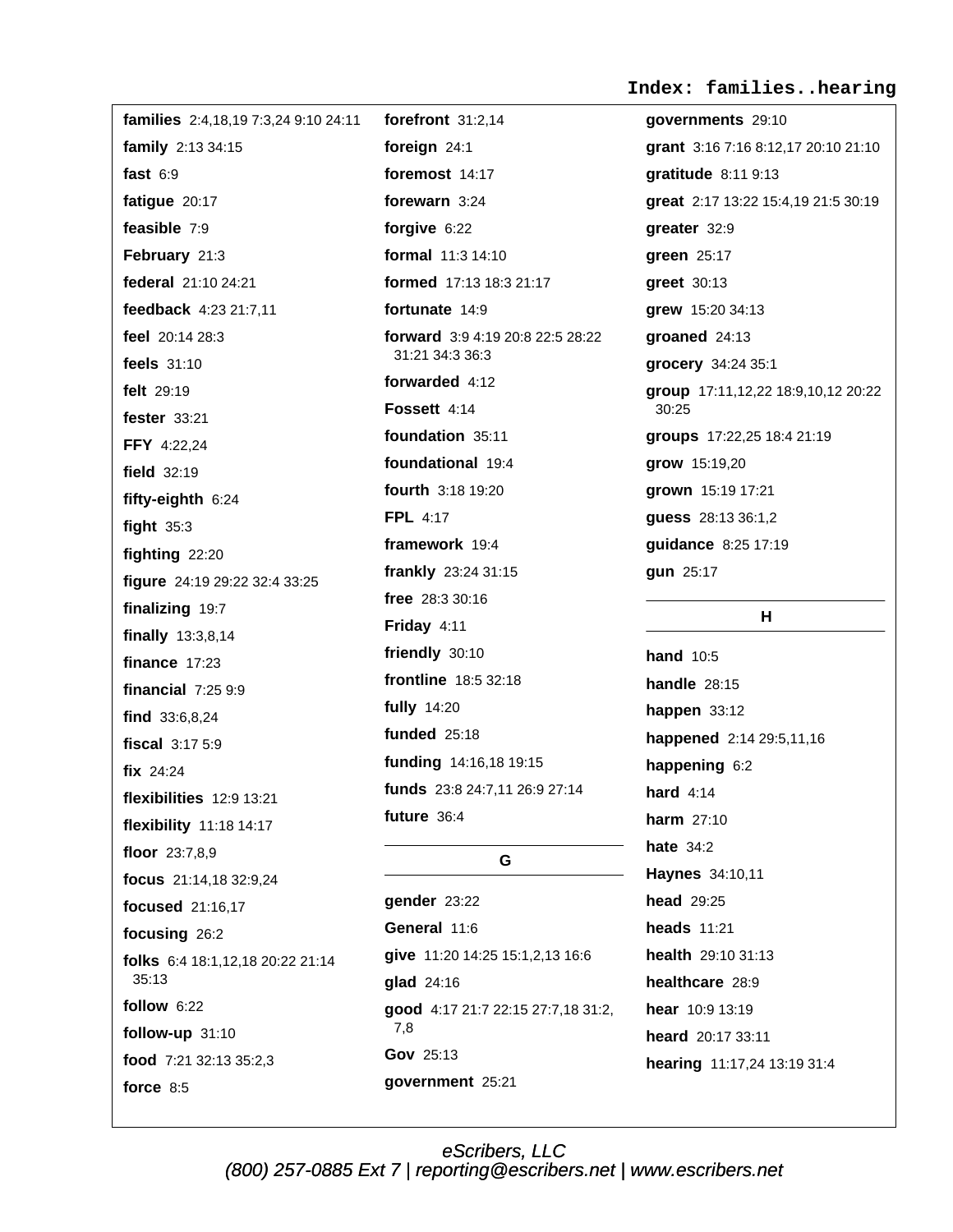# Index: families..hearing

**families** 2:4,18,19 7:3,24 9:10 24:11

**family** 2:13 34:15

**fast** 6:9

**fatigue** 20:17

**feasible** 7:9

**February** 21:3

**federal** 21:10 24:21

**feedback** 4:23 21:7,11

**feel** 20:14 28:3

**feels** 31:10

**felt** 29:19

**fester** 33:21

**FFY** 4:22,24

**field** 32:19

**fifty-eighth** 6:24

**fight** 35:3

**fighting** 22:20

**figure** 24:19 29:22 32:4 33:25

**finalizing** 19:7

**finally** 13:3,8,14

**finance** 17:23

**financial** 7:25 9:9

**find** 33:6,8,24

**fiscal** 3:17 5:9

**fix** 24:24

**flexibilities** 12:9 13:21

**flexibility** 11:18 14:17

**floor** 23:7,8,9

**focus** 21:14,18 32:9,24

**focused** 21:16,17

**focusing** 26:2

**folks** 6:4 18:1,12,18 20:22 21:14 35:13

**follow** 6:22

**follow-up** 31:10

**food** 7:21 32:13 35:2,3

**force** 8:5

**forefront** 31:2,14

**foreign** 24:1

**foremost** 14:17

**forewarn** 3:24

**forgive** 6:22

**formal** 11:3 14:10

**formed** 17:13 18:3 21:17

**fortunate** 14:9

**forward** 3:9 4:19 20:8 22:5 28:22 31:21 34:3 36:3

**forwarded** 4:12

**Fossett** 4:14

**foundation** 35:11

**foundational** 19:4

**fourth** 3:18 19:20

**FPL** 4:17

**framework** 19:4

**frankly** 23:24 31:15

**free** 28:3 30:16

**Friday** 4:11

**friendly** 30:10

**frontline** 18:5 32:18

**fully** 14:20

**funded** 25:18

**funding** 14:16,18 19:15

**funds** 23:8 24:7,11 26:9 27:14

**future** 36:4

## G

**gender** 23:22

**General** 11:6

**give** 11:20 14:25 15:1,2,13 16:6

**glad** 24:16

**good** 4:17 21:7 22:15 27:7,18 31:2,7,8

**Gov** 25:13

**government** 25:21

**governments** 29:10

**grant** 3:16 7:16 8:12,17 20:10 21:10

**gratitude** 8:11 9:13

**great** 2:17 13:22 15:4,19 21:5 30:19

**greater** 32:9

**green** 25:17

**greet** 30:13

**grew** 15:20 34:13

**groaned** 24:13

**grocery** 34:24 35:1

**group** 17:11,12,22 18:9,10,12 20:22 30:25

**groups** 17:22,25 18:4 21:19

**grow** 15:19,20

**grown** 15:19 17:21

**guess** 28:13 36:1,2

**guidance** 8:25 17:19

**gun** 25:17

## H

**hand** 10:5

**handle** 28:15

**happen** 33:12

**happened** 2:14 29:5,11,16

**happening** 6:2

**hard** 4:14

**harm** 27:10

**hate** 34:2

**Haynes** 34:10,11

**head** 29:25

**heads** 11:21

**health** 29:10 31:13

**healthcare** 28:9

**hear** 10:9 13:19

**heard** 20:17 33:11

**hearing** 11:17,24 13:19 31:4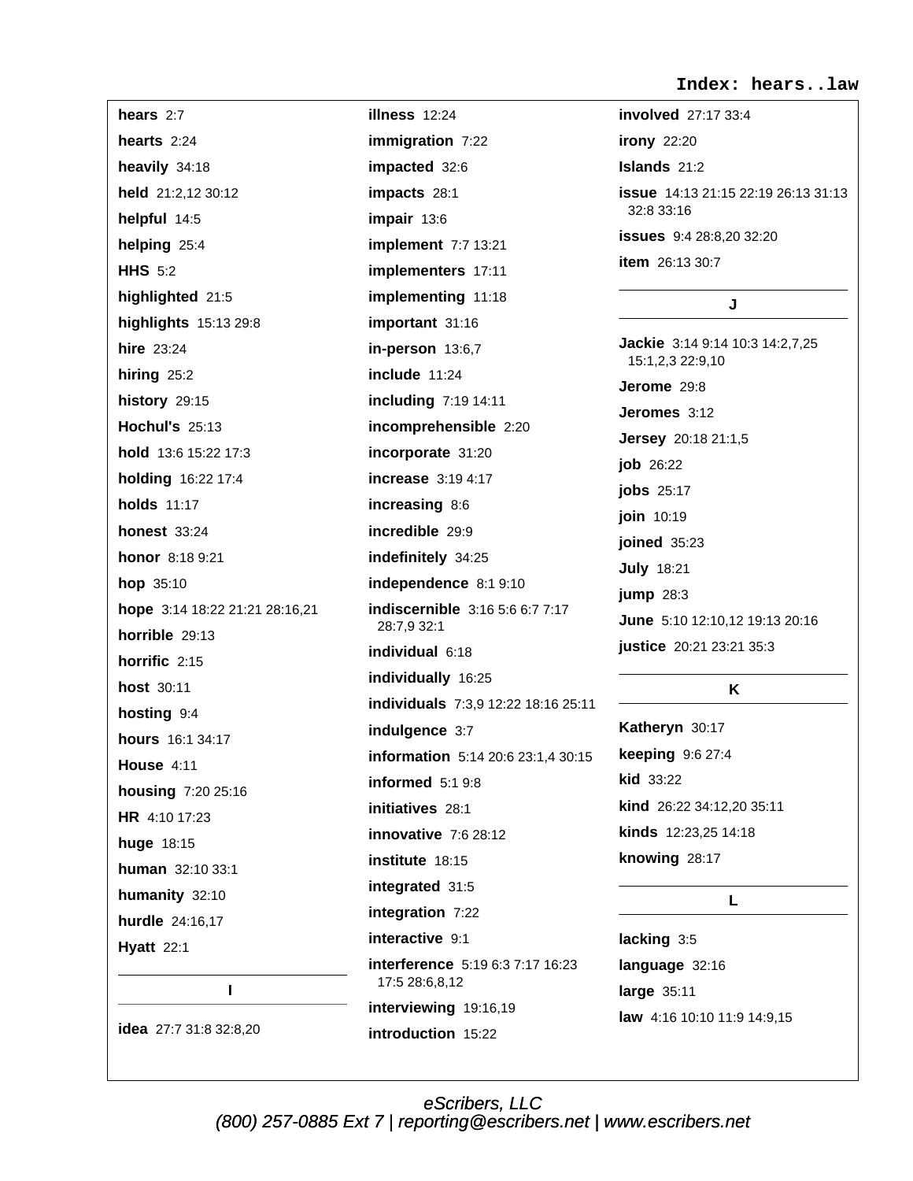**hears** 2:7

**hearts** 2:24

**heavily** 34:18

**held** 21:2,12 30:12

**helpful** 14:5

**helping** 25:4

**HHS** 5:2

**highlighted** 21:5

**highlights** 15:13 29:8

**hire** 23:24

**hiring** 25:2

**history** 29:15

**Hochul's** 25:13

**hold** 13:6 15:22 17:3

**holding** 16:22 17:4

**holds** 11:17

**honest** 33:24

**honor** 8:18 9:21

**hop** 35:10

**hope** 3:14 18:22 21:21 28:16,21

**horrible** 29:13

**horrific** 2:15

**host** 30:11

**hosting** 9:4

**hours** 16:1 34:17

**House** 4:11

**housing** 7:20 25:16

**HR** 4:10 17:23

**huge** 18:15

**human** 32:10 33:1

**humanity** 32:10

**hurdle** 24:16,17

**Hyatt** 22:1

## I

**idea** 27:7 31:8 32:8,20

**illness** 12:24

**immigration** 7:22

**impacted** 32:6

**impacts** 28:1

**impair** 13:6

**implement** 7:7 13:21

**implementers** 17:11

**implementing** 11:18

**important** 31:16

**in-person** 13:6,7

**include** 11:24

**including** 7:19 14:11

**incomprehensible** 2:20

**incorporate** 31:20

**increase** 3:19 4:17

**increasing** 8:6

**incredible** 29:9

**indefinitely** 34:25

**independence** 8:1 9:10

**indiscernible** 3:16 5:6 6:7 7:17 28:7,9 32:1

**individual** 6:18

**individually** 16:25

**individuals** 7:3,9 12:22 18:16 25:11

**indulgence** 3:7

**information** 5:14 20:6 23:1,4 30:15

**informed** 5:1 9:8

**initiatives** 28:1

**innovative** 7:6 28:12

**institute** 18:15

**integrated** 31:5

**integration** 7:22

**interactive** 9:1

**interference** 5:19 6:3 7:17 16:23 17:5 28:6,8,12

**interviewing** 19:16,19

**introduction** 15:22

**involved** 27:17 33:4

**irony** 22:20

**Islands** 21:2

**issue** 14:13 21:15 22:19 26:13 31:13 32:8 33:16

**issues** 9:4 28:8,20 32:20

**item** 26:13 30:7

## J

**Jackie** 3:14 9:14 10:3 14:2,7,25 15:1,2,3 22:9,10

**Jerome** 29:8

**Jeromes** 3:12

**Jersey** 20:18 21:1,5

**job** 26:22

**jobs** 25:17

**join** 10:19

**joined** 35:23

**July** 18:21

**jump** 28:3

**June** 5:10 12:10,12 19:13 20:16

**justice** 20:21 23:21 35:3

## K

**Katheryn** 30:17

**keeping** 9:6 27:4

**kid** 33:22

**kind** 26:22 34:12,20 35:11

**kinds** 12:23,25 14:18

**knowing** 28:17

## L

**lacking** 3:5

**language** 32:16

**large** 35:11

**law** 4:16 10:10 11:9 14:9,15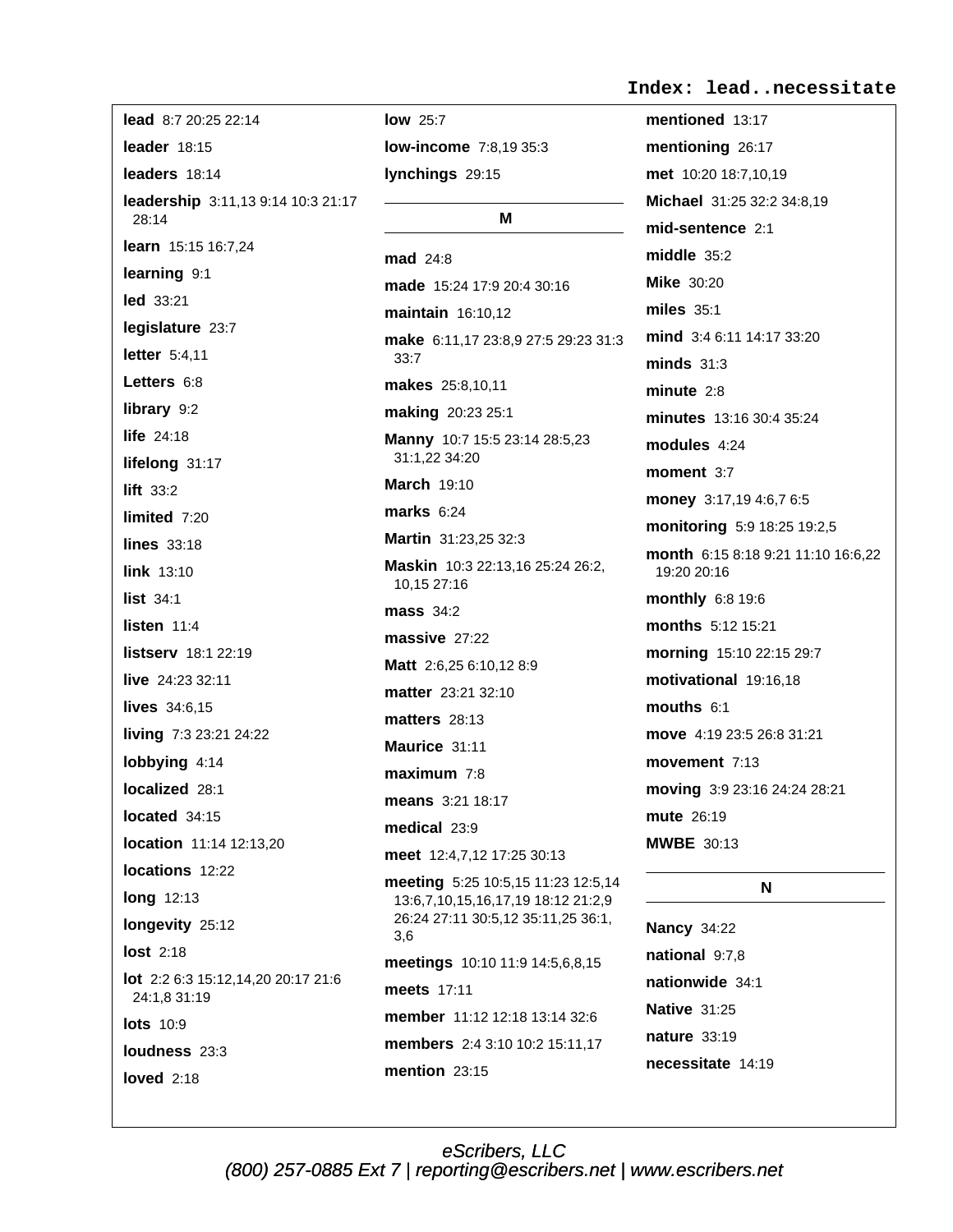# Index: lead..necessitate

**lead** 8:7 20:25 22:14

**leader** 18:15

**leaders** 18:14

**leadership** 3:11,13 9:14 10:3 21:17 28:14

**learn** 15:15 16:7,24

**learning** 9:1

**led** 33:21

**legislature** 23:7

**letter** 5:4,11

**Letters** 6:8

**library** 9:2

**life** 24:18

**lifelong** 31:17

**lift** 33:2

**limited** 7:20

**lines** 33:18

**link** 13:10

**list** 34:1

**listen** 11:4

**listserv** 18:1 22:19

**live** 24:23 32:11

**lives** 34:6,15

**living** 7:3 23:21 24:22

**lobbying** 4:14

**localized** 28:1

**located** 34:15

**location** 11:14 12:13,20

**locations** 12:22

**long** 12:13

**longevity** 25:12

**lost** 2:18

**lot** 2:2 6:3 15:12,14,20 20:17 21:6 24:1,8 31:19

**lots** 10:9

**loudness** 23:3

**loved** 2:18

**low** 25:7

**low-income** 7:8,19 35:3

**lynchings** 29:15

## M

**mad** 24:8

**made** 15:24 17:9 20:4 30:16

**maintain** 16:10,12

**make** 6:11,17 23:8,9 27:5 29:23 31:3 33:7

**makes** 25:8,10,11

**making** 20:23 25:1

**Manny** 10:7 15:5 23:14 28:5,23 31:1,22 34:20

**March** 19:10

**marks** 6:24

**Martin** 31:23,25 32:3

**Maskin** 10:3 22:13,16 25:24 26:2,10,15 27:16

**mass** 34:2

**massive** 27:22

**Matt** 2:6,25 6:10,12 8:9

**matter** 23:21 32:10

**matters** 28:13

**Maurice** 31:11

**maximum** 7:8

**means** 3:21 18:17

**medical** 23:9

**meet** 12:4,7,12 17:25 30:13

**meeting** 5:25 10:5,15 11:23 12:5,14 13:6,7,10,15,16,17,19 18:12 21:2,9 26:24 27:11 30:5,12 35:11,25 36:1,3,6

**meetings** 10:10 11:9 14:5,6,8,15

**meets** 17:11

**member** 11:12 12:18 13:14 32:6

**members** 2:4 3:10 10:2 15:11,17

**mention** 23:15

**mentioned** 13:17

**mentioning** 26:17

**met** 10:20 18:7,10,19

**Michael** 31:25 32:2 34:8,19

**mid-sentence** 2:1

**middle** 35:2

**Mike** 30:20

**miles** 35:1

**mind** 3:4 6:11 14:17 33:20

**minds** 31:3

**minute** 2:8

**minutes** 13:16 30:4 35:24

**modules** 4:24

**moment** 3:7

**money** 3:17,19 4:6,7 6:5

**monitoring** 5:9 18:25 19:2,5

**month** 6:15 8:18 9:21 11:10 16:6,22 19:20 20:16

**monthly** 6:8 19:6

**months** 5:12 15:21

**morning** 15:10 22:15 29:7

**motivational** 19:16,18

**mouths** 6:1

**move** 4:19 23:5 26:8 31:21

**movement** 7:13

**moving** 3:9 23:16 24:24 28:21

**mute** 26:19

**MWBE** 30:13

## N

**Nancy** 34:22

**national** 9:7,8

**nationwide** 34:1

**Native** 31:25

**nature** 33:19

**necessitate** 14:19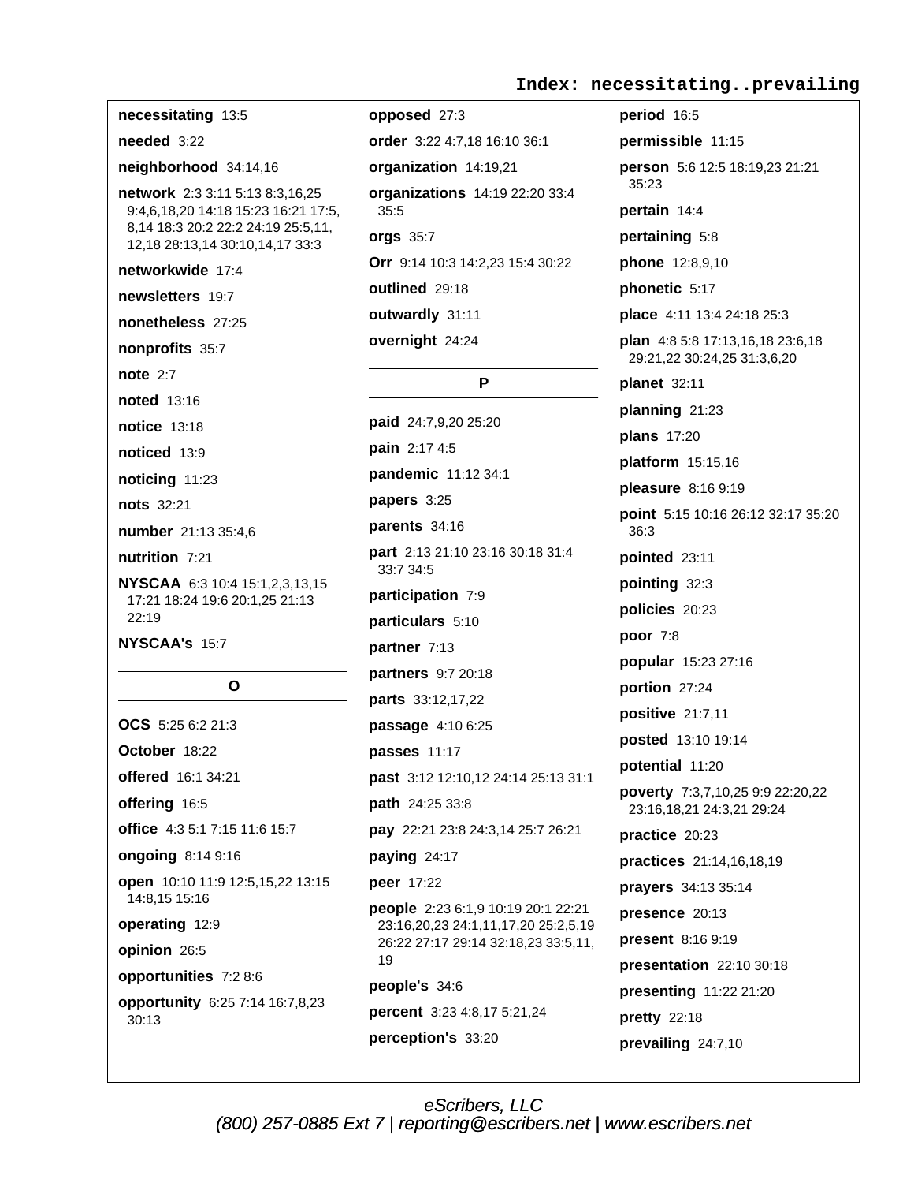## Index: necessitating..prevailing

**necessitating** 13:5

**needed** 3:22

**neighborhood** 34:14,16

**network** 2:3 3:11 5:13 8:3,16,25 9:4,6,18,20 14:18 15:23 16:21 17:5, 8,14 18:3 20:2 22:2 24:19 25:5,11, 12,18 28:13,14 30:10,14,17 33:3

**networkwide** 17:4

**newsletters** 19:7

**nonetheless** 27:25

**nonprofits** 35:7

**note** 2:7

**noted** 13:16

**notice** 13:18

**noticed** 13:9

**noticing** 11:23

**nots** 32:21

**number** 21:13 35:4,6

**nutrition** 7:21

**NYSCAA** 6:3 10:4 15:1,2,3,13,15 17:21 18:24 19:6 20:1,25 21:13 22:19

**NYSCAA's** 15:7

### O

**OCS** 5:25 6:2 21:3

**October** 18:22

**offered** 16:1 34:21

**offering** 16:5

**office** 4:3 5:1 7:15 11:6 15:7

**ongoing** 8:14 9:16

**open** 10:10 11:9 12:5,15,22 13:15 14:8,15 15:16

**operating** 12:9

**opinion** 26:5

**opportunities** 7:2 8:6

**opportunity** 6:25 7:14 16:7,8,23 30:13

**opposed** 27:3

**order** 3:22 4:7,18 16:10 36:1

**organization** 14:19,21

**organizations** 14:19 22:20 33:4 35:5

**orgs** 35:7

**Orr** 9:14 10:3 14:2,23 15:4 30:22

**outlined** 29:18

**outwardly** 31:11

**overnight** 24:24

### P

**paid** 24:7,9,20 25:20

**pain** 2:17 4:5

**pandemic** 11:12 34:1

**papers** 3:25

**parents** 34:16

**part** 2:13 21:10 23:16 30:18 31:4 33:7 34:5

**participation** 7:9

**particulars** 5:10

**partner** 7:13

**partners** 9:7 20:18

**parts** 33:12,17,22

**passage** 4:10 6:25

**passes** 11:17

**past** 3:12 12:10,12 24:14 25:13 31:1

**path** 24:25 33:8

**pay** 22:21 23:8 24:3,14 25:7 26:21

**paying** 24:17

**peer** 17:22

**people** 2:23 6:1,9 10:19 20:1 22:21 23:16,20,23 24:1,11,17,20 25:2,5,19 26:22 27:17 29:14 32:18,23 33:5,11, 19

**people's** 34:6

**percent** 3:23 4:8,17 5:21,24

**perception's** 33:20

**period** 16:5

**permissible** 11:15

**person** 5:6 12:5 18:19,23 21:21 35:23

**pertain** 14:4

**pertaining** 5:8

**phone** 12:8,9,10

**phonetic** 5:17

**place** 4:11 13:4 24:18 25:3

**plan** 4:8 5:8 17:13,16,18 23:6,18 29:21,22 30:24,25 31:3,6,20

**planet** 32:11

**planning** 21:23

**plans** 17:20

**platform** 15:15,16

**pleasure** 8:16 9:19

**point** 5:15 10:16 26:12 32:17 35:20 36:3

**pointed** 23:11

**pointing** 32:3

**policies** 20:23

**poor** 7:8

**popular** 15:23 27:16

**portion** 27:24

**positive** 21:7,11

**posted** 13:10 19:14

**potential** 11:20

**poverty** 7:3,7,10,25 9:9 22:20,22 23:16,18,21 24:3,21 29:24

**practice** 20:23

**practices** 21:14,16,18,19

**prayers** 34:13 35:14

**presence** 20:13

**present** 8:16 9:19

**presentation** 22:10 30:18

**presenting** 11:22 21:20

**pretty** 22:18

**prevailing** 24:7,10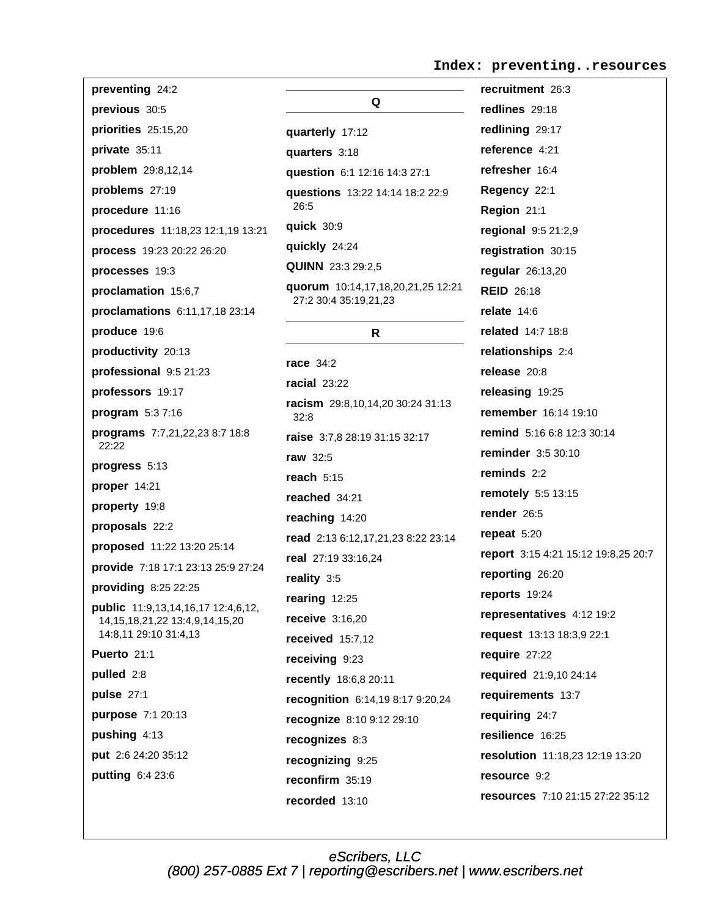# Index: preventing..resources

**preventing** 24:2

**previous** 30:5

**priorities** 25:15,20

**private** 35:11

**problem** 29:8,12,14

**problems** 27:19

**procedure** 11:16

**procedures** 11:18,23 12:1,19 13:21

**process** 19:23 20:22 26:20

**processes** 19:3

**proclamation** 15:6,7

**proclamations** 6:11,17,18 23:14

**produce** 19:6

**productivity** 20:13

**professional** 9:5 21:23

**professors** 19:17

**program** 5:3 7:16

**programs** 7:7,21,22,23 8:7 18:8 22:22

**progress** 5:13

**proper** 14:21

**property** 19:8

**proposals** 22:2

**proposed** 11:22 13:20 25:14

**provide** 7:18 17:1 23:13 25:9 27:24

**providing** 8:25 22:25

**public** 11:9,13,14,16,17 12:4,6,12, 14,15,18,21,22 13:4,9,14,15,20 14:8,11 29:10 31:4,13

**Puerto** 21:1

**pulled** 2:8

**pulse** 27:1

**purpose** 7:1 20:13

**pushing** 4:13

**put** 2:6 24:20 35:12

**putting** 6:4 23:6

## Q

**quarterly** 17:12

**quarters** 3:18

**question** 6:1 12:16 14:3 27:1

**questions** 13:22 14:14 18:2 22:9 26:5

**quick** 30:9

**quickly** 24:24

**QUINN** 23:3 29:2,5

**quorum** 10:14,17,18,20,21,25 12:21 27:2 30:4 35:19,21,23

## R

**race** 34:2

**racial** 23:22

**racism** 29:8,10,14,20 30:24 31:13 32:8

**raise** 3:7,8 28:19 31:15 32:17

**raw** 32:5

**reach** 5:15

**reached** 34:21

**reaching** 14:20

**read** 2:13 6:12,17,21,23 8:22 23:14

**real** 27:19 33:16,24

**reality** 3:5

**rearing** 12:25

**receive** 3:16,20

**received** 15:7,12

**receiving** 9:23

**recently** 18:6,8 20:11

**recognition** 6:14,19 8:17 9:20,24

**recognize** 8:10 9:12 29:10

**recognizes** 8:3

**recognizing** 9:25

**reconfirm** 35:19

**recorded** 13:10

**recruitment** 26:3

**redlines** 29:18

**redlining** 29:17

**reference** 4:21

**refresher** 16:4

**Regency** 22:1

**Region** 21:1

**regional** 9:5 21:2,9

**registration** 30:15

**regular** 26:13,20

**REID** 26:18

**relate** 14:6

**related** 14:7 18:8

**relationships** 2:4

**release** 20:8

**releasing** 19:25

**remember** 16:14 19:10

**remind** 5:16 6:8 12:3 30:14

**reminder** 3:5 30:10

**reminds** 2:2

**remotely** 5:5 13:15

**render** 26:5

**repeat** 5:20

**report** 3:15 4:21 15:12 19:8,25 20:7

**reporting** 26:20

**reports** 19:24

**representatives** 4:12 19:2

**request** 13:13 18:3,9 22:1

**require** 27:22

**required** 21:9,10 24:14

**requirements** 13:7

**requiring** 24:7

**resilience** 16:25

**resolution** 11:18,23 12:19 13:20

**resource** 9:2

**resources** 7:10 21:15 27:22 35:12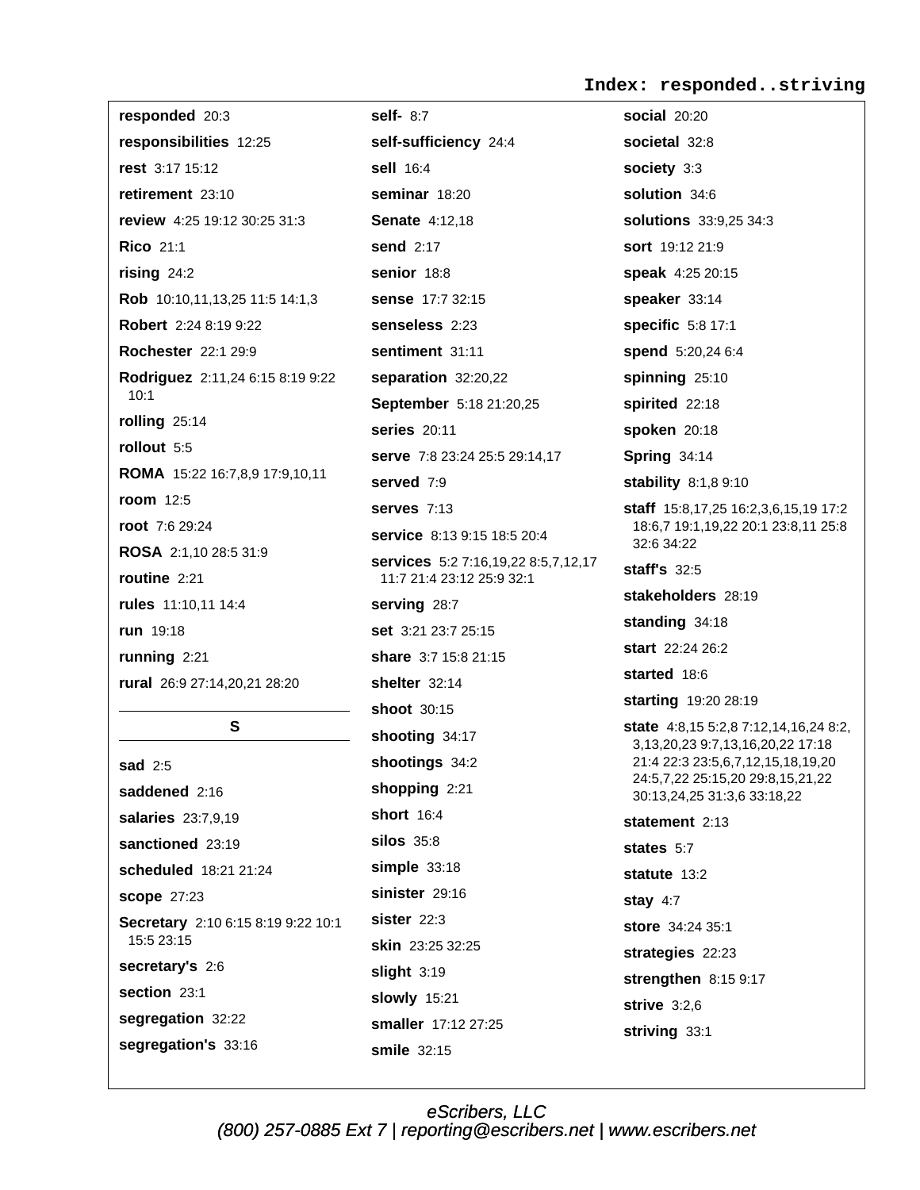## Index: responded..striving

**responded** 20:3
**responsibilities** 12:25
**rest** 3:17 15:12
**retirement** 23:10
**review** 4:25 19:12 30:25 31:3
**Rico** 21:1
**rising** 24:2
**Rob** 10:10,11,13,25 11:5 14:1,3
**Robert** 2:24 8:19 9:22
**Rochester** 22:1 29:9
**Rodriguez** 2:11,24 6:15 8:19 9:22 10:1
**rolling** 25:14
**rollout** 5:5
**ROMA** 15:22 16:7,8,9 17:9,10,11
**room** 12:5
**root** 7:6 29:24
**ROSA** 2:1,10 28:5 31:9
**routine** 2:21
**rules** 11:10,11 14:4
**run** 19:18
**running** 2:21
**rural** 26:9 27:14,20,21 28:20

### S

**sad** 2:5
**saddened** 2:16
**salaries** 23:7,9,19
**sanctioned** 23:19
**scheduled** 18:21 21:24
**scope** 27:23
**Secretary** 2:10 6:15 8:19 9:22 10:1 15:5 23:15
**secretary's** 2:6
**section** 23:1
**segregation** 32:22
**segregation's** 33:16
**self-** 8:7
**self-sufficiency** 24:4
**sell** 16:4
**seminar** 18:20
**Senate** 4:12,18
**send** 2:17
**senior** 18:8
**sense** 17:7 32:15
**senseless** 2:23
**sentiment** 31:11
**separation** 32:20,22
**September** 5:18 21:20,25
**series** 20:11
**serve** 7:8 23:24 25:5 29:14,17
**served** 7:9
**serves** 7:13
**service** 8:13 9:15 18:5 20:4
**services** 5:2 7:16,19,22 8:5,7,12,17 11:7 21:4 23:12 25:9 32:1
**serving** 28:7
**set** 3:21 23:7 25:15
**share** 3:7 15:8 21:15
**shelter** 32:14
**shoot** 30:15
**shooting** 34:17
**shootings** 34:2
**shopping** 2:21
**short** 16:4
**silos** 35:8
**simple** 33:18
**sinister** 29:16
**sister** 22:3
**skin** 23:25 32:25
**slight** 3:19
**slowly** 15:21
**smaller** 17:12 27:25
**smile** 32:15
**social** 20:20
**societal** 32:8
**society** 3:3
**solution** 34:6
**solutions** 33:9,25 34:3
**sort** 19:12 21:9
**speak** 4:25 20:15
**speaker** 33:14
**specific** 5:8 17:1
**spend** 5:20,24 6:4
**spinning** 25:10
**spirited** 22:18
**spoken** 20:18
**Spring** 34:14
**stability** 8:1,8 9:10
**staff** 15:8,17,25 16:2,3,6,15,19 17:2 18:6,7 19:1,19,22 20:1 23:8,11 25:8 32:6 34:22
**staff's** 32:5
**stakeholders** 28:19
**standing** 34:18
**start** 22:24 26:2
**started** 18:6
**starting** 19:20 28:19
**state** 4:8,15 5:2,8 7:12,14,16,24 8:2,3,13,20,23 9:7,13,16,20,22 17:18 21:4 22:3 23:5,6,7,12,15,18,19,20 24:5,7,22 25:15,20 29:8,15,21,22 30:13,24,25 31:3,6 33:18,22
**statement** 2:13
**states** 5:7
**statute** 13:2
**stay** 4:7
**store** 34:24 35:1
**strategies** 22:23
**strengthen** 8:15 9:17
**strive** 3:2,6
**striving** 33:1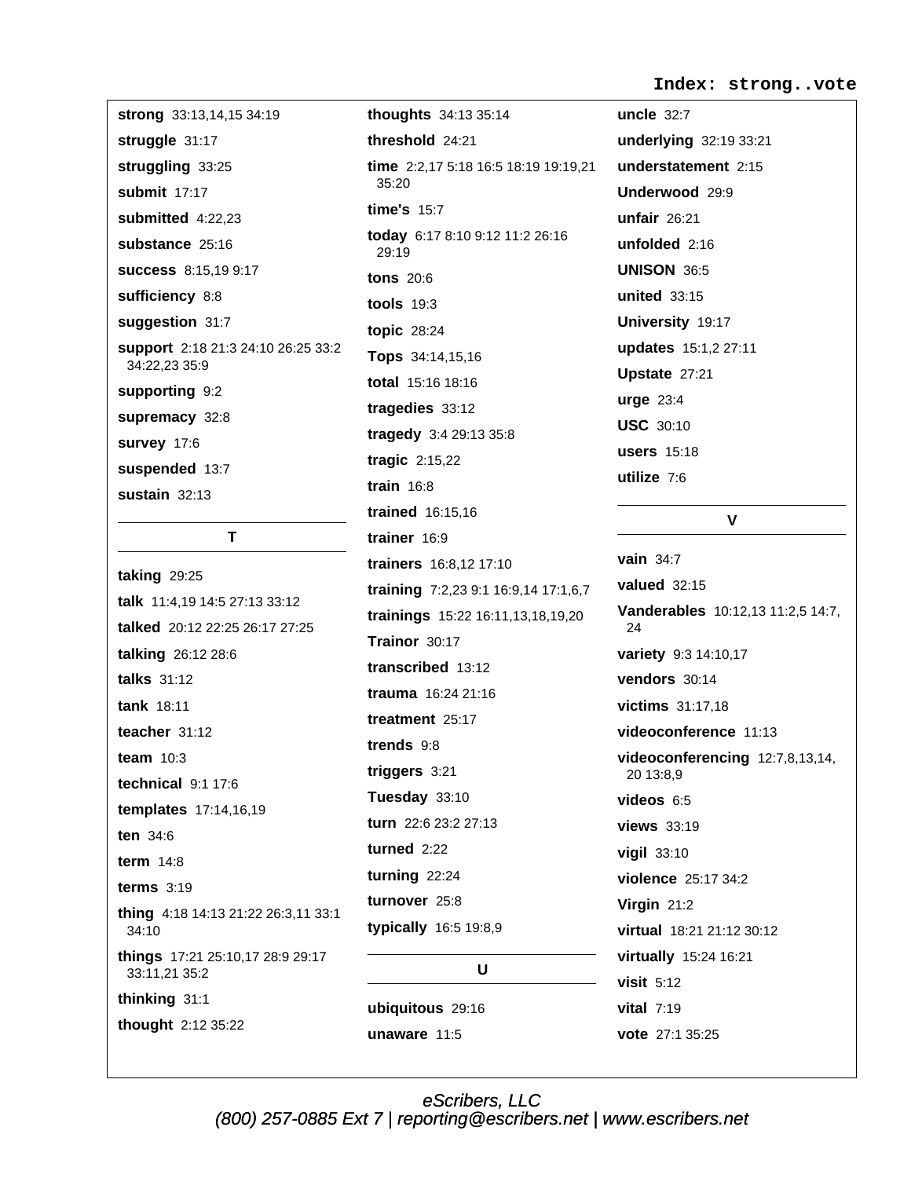**strong** 33:13,14,15 34:19

**struggle** 31:17

**struggling** 33:25

**submit** 17:17

**submitted** 4:22,23

**substance** 25:16

**success** 8:15,19 9:17

**sufficiency** 8:8

**suggestion** 31:7

**support** 2:18 21:3 24:10 26:25 33:2 34:22,23 35:9

**supporting** 9:2

**supremacy** 32:8

**survey** 17:6

**suspended** 13:7

**sustain** 32:13

## T

**taking** 29:25

**talk** 11:4,19 14:5 27:13 33:12

**talked** 20:12 22:25 26:17 27:25

**talking** 26:12 28:6

**talks** 31:12

**tank** 18:11

**teacher** 31:12

**team** 10:3

**technical** 9:1 17:6

**templates** 17:14,16,19

**ten** 34:6

**term** 14:8

**terms** 3:19

**thing** 4:18 14:13 21:22 26:3,11 33:1 34:10

**things** 17:21 25:10,17 28:9 29:17 33:11,21 35:2

**thinking** 31:1

**thought** 2:12 35:22

**thoughts** 34:13 35:14

**threshold** 24:21

**time** 2:2,17 5:18 16:5 18:19 19:19,21 35:20

**time's** 15:7

**today** 6:17 8:10 9:12 11:2 26:16 29:19

**tons** 20:6

**tools** 19:3

**topic** 28:24

**Tops** 34:14,15,16

**total** 15:16 18:16

**tragedies** 33:12

**tragedy** 3:4 29:13 35:8

**tragic** 2:15,22

**train** 16:8

**trained** 16:15,16

**trainer** 16:9

**trainers** 16:8,12 17:10

**training** 7:2,23 9:1 16:9,14 17:1,6,7

**trainings** 15:22 16:11,13,18,19,20

**Trainor** 30:17

**transcribed** 13:12

**trauma** 16:24 21:16

**treatment** 25:17

**trends** 9:8

**triggers** 3:21

**Tuesday** 33:10

**turn** 22:6 23:2 27:13

**turned** 2:22

**turning** 22:24

**turnover** 25:8

**typically** 16:5 19:8,9

## U

**ubiquitous** 29:16

**unaware** 11:5

**uncle** 32:7

**underlying** 32:19 33:21

**understatement** 2:15

**Underwood** 29:9

**unfair** 26:21

**unfolded** 2:16

**UNISON** 36:5

**united** 33:15

**University** 19:17

**updates** 15:1,2 27:11

**Upstate** 27:21

**urge** 23:4

**USC** 30:10

**users** 15:18

**utilize** 7:6

## V

**vain** 34:7

**valued** 32:15

**Vanderables** 10:12,13 11:2,5 14:7, 24

**variety** 9:3 14:10,17

**vendors** 30:14

**victims** 31:17,18

**videoconference** 11:13

**videoconferencing** 12:7,8,13,14, 20 13:8,9

**videos** 6:5

**views** 33:19

**vigil** 33:10

**violence** 25:17 34:2

**Virgin** 21:2

**virtual** 18:21 21:12 30:12

**virtually** 15:24 16:21

**visit** 5:12

**vital** 7:19

**vote** 27:1 35:25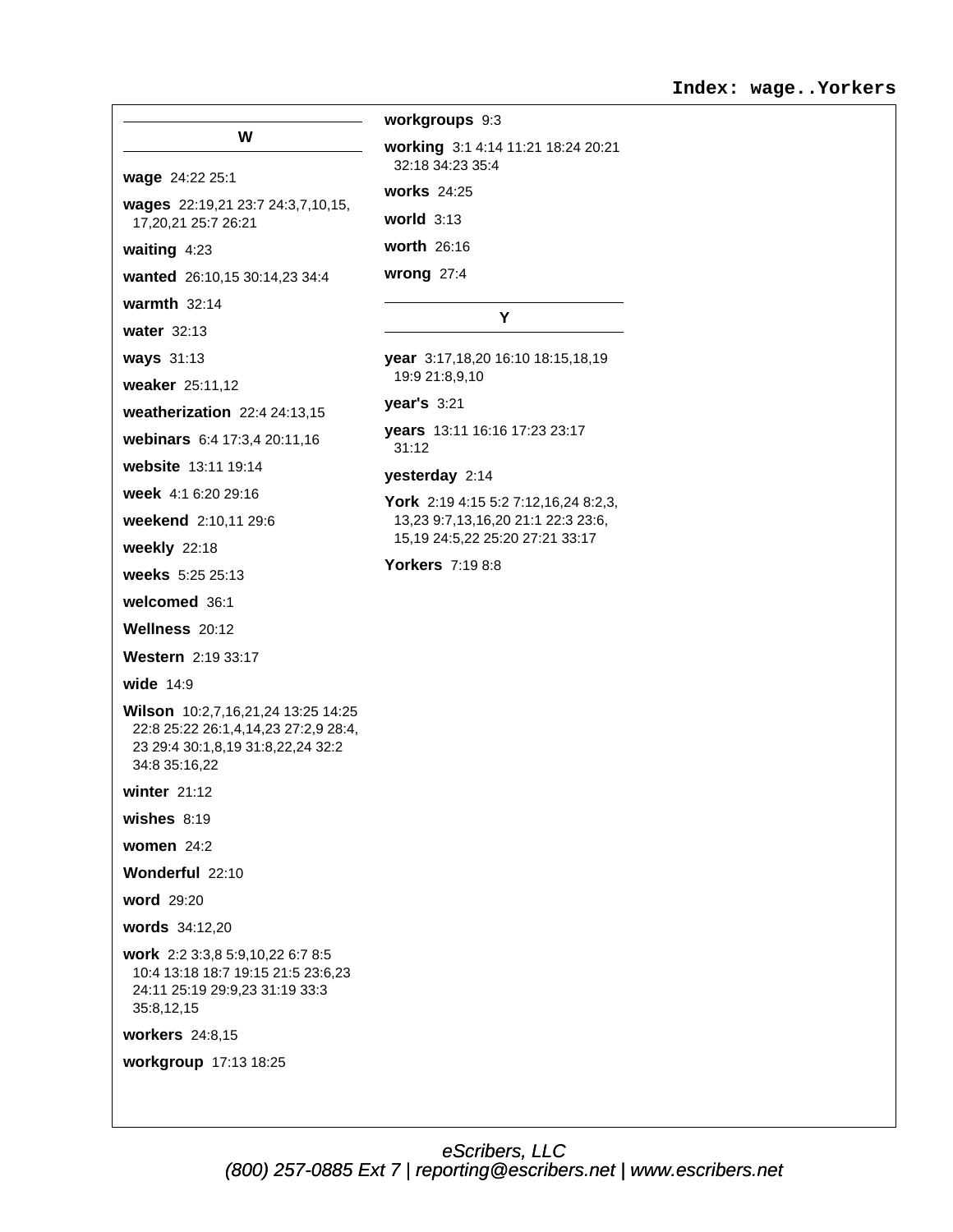Index: wage..Yorkers

## W

**wage** 24:22 25:1

**wages** 22:19,21 23:7 24:3,7,10,15, 17,20,21 25:7 26:21

**waiting** 4:23

**wanted** 26:10,15 30:14,23 34:4

**warmth** 32:14

**water** 32:13

**ways** 31:13

**weaker** 25:11,12

**weatherization** 22:4 24:13,15

**webinars** 6:4 17:3,4 20:11,16

**website** 13:11 19:14

**week** 4:1 6:20 29:16

**weekend** 2:10,11 29:6

**weekly** 22:18

**weeks** 5:25 25:13

**welcomed** 36:1

**Wellness** 20:12

**Western** 2:19 33:17

**wide** 14:9

**Wilson** 10:2,7,16,21,24 13:25 14:25 22:8 25:22 26:1,4,14,23 27:2,9 28:4, 23 29:4 30:1,8,19 31:8,22,24 32:2 34:8 35:16,22

**winter** 21:12

**wishes** 8:19

**women** 24:2

**Wonderful** 22:10

**word** 29:20

**words** 34:12,20

**work** 2:2 3:3,8 5:9,10,22 6:7 8:5 10:4 13:18 18:7 19:15 21:5 23:6,23 24:11 25:19 29:9,23 31:19 33:3 35:8,12,15

**workers** 24:8,15

**workgroup** 17:13 18:25

**workgroups** 9:3

**working** 3:1 4:14 11:21 18:24 20:21 32:18 34:23 35:4

**works** 24:25

**world** 3:13

**worth** 26:16

**wrong** 27:4

## Y

**year** 3:17,18,20 16:10 18:15,18,19 19:9 21:8,9,10

**year's** 3:21

**years** 13:11 16:16 17:23 23:17 31:12

**yesterday** 2:14

**York** 2:19 4:15 5:2 7:12,16,24 8:2,3, 13,23 9:7,13,16,20 21:1 22:3 23:6, 15,19 24:5,22 25:20 27:21 33:17

**Yorkers** 7:19 8:8